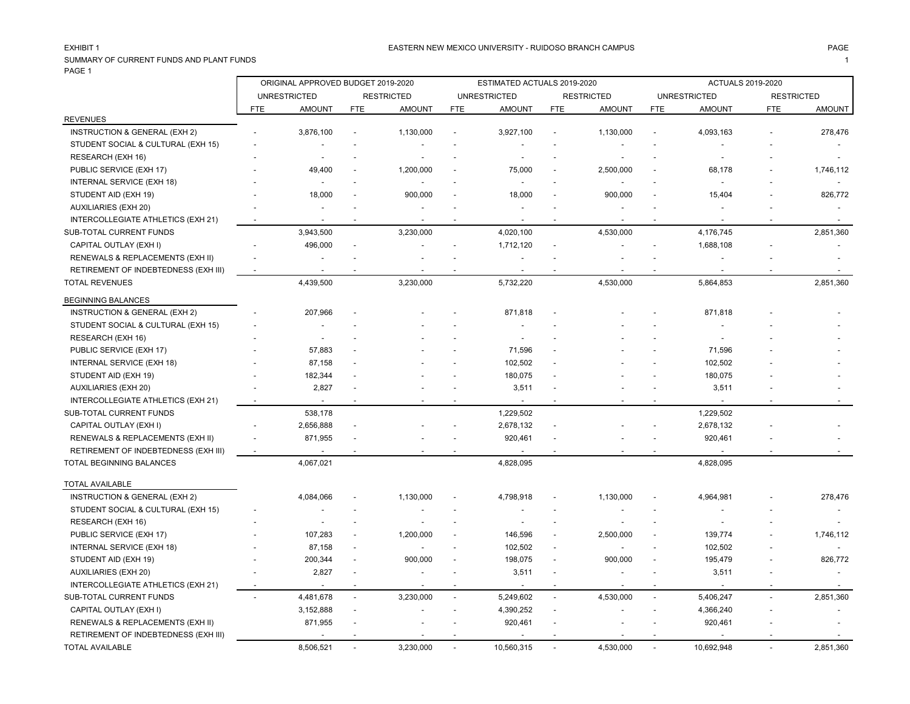EXHIBIT 1

EASTERN NEW MEXICO UNIVERSITY - RUIDOSO BRANCH CAMPUS

SUMMARY OF CURRENT FUNDS AND PLANT FUNDS

PAGE 1

| | ORIGINAL APPROVED BUDGET 2019-2020 | | | | ESTIMATED ACTUALS 2019-2020 | | | | ACTUALS 2019-2020 | | | |
|---|---|---|---|---|---|---|---|---|---|---|---|---|
| | UNRESTRICTED | | RESTRICTED | | UNRESTRICTED | | RESTRICTED | | UNRESTRICTED | | RESTRICTED | |
| | FTE | AMOUNT | FTE | AMOUNT | FTE | AMOUNT | FTE | AMOUNT | FTE | AMOUNT | FTE | AMOUNT |
| **REVENUES** | | | | | | | | | | | | |
| INSTRUCTION & GENERAL (EXH 2) | - | 3,876,100 | - | 1,130,000 | - | 3,927,100 | - | 1,130,000 | - | 4,093,163 | - | 278,476 |
| STUDENT SOCIAL & CULTURAL (EXH 15) | - | - | - | - | - | - | - | - | - | - | - | - |
| RESEARCH (EXH 16) | - | - | - | - | - | - | - | - | - | - | - | - |
| PUBLIC SERVICE (EXH 17) | - | 49,400 | - | 1,200,000 | - | 75,000 | - | 2,500,000 | - | 68,178 | - | 1,746,112 |
| INTERNAL SERVICE (EXH 18) | - | - | - | - | - | - | - | - | - | - | - | - |
| STUDENT AID (EXH 19) | - | 18,000 | - | 900,000 | - | 18,000 | - | 900,000 | - | 15,404 | - | 826,772 |
| AUXILIARIES (EXH 20) | - | - | - | - | - | - | - | - | - | - | - | - |
| INTERCOLLEGIATE ATHLETICS (EXH 21) | - | - | - | - | - | - | - | - | - | - | - | - |
| SUB-TOTAL CURRENT FUNDS | | 3,943,500 | | 3,230,000 | | 4,020,100 | | 4,530,000 | | 4,176,745 | | 2,851,360 |
| CAPITAL OUTLAY (EXH I) | - | 496,000 | - | - | - | 1,712,120 | - | - | - | 1,688,108 | - | - |
| RENEWALS & REPLACEMENTS (EXH II) | - | - | - | - | - | - | - | - | - | - | - | - |
| RETIREMENT OF INDEBTEDNESS (EXH III) | - | - | - | - | - | - | - | - | - | - | - | - |
| TOTAL REVENUES | | 4,439,500 | | 3,230,000 | | 5,732,220 | | 4,530,000 | | 5,864,853 | | 2,851,360 |
| **BEGINNING BALANCES** | | | | | | | | | | | | |
| INSTRUCTION & GENERAL (EXH 2) | - | 207,966 | - | - | - | 871,818 | - | - | - | 871,818 | - | - |
| STUDENT SOCIAL & CULTURAL (EXH 15) | - | - | - | - | - | - | - | - | - | - | - | - |
| RESEARCH (EXH 16) | - | - | - | - | - | - | - | - | - | - | - | - |
| PUBLIC SERVICE (EXH 17) | - | 57,883 | - | - | - | 71,596 | - | - | - | 71,596 | - | - |
| INTERNAL SERVICE (EXH 18) | - | 87,158 | - | - | - | 102,502 | - | - | - | 102,502 | - | - |
| STUDENT AID (EXH 19) | - | 182,344 | - | - | - | 180,075 | - | - | - | 180,075 | - | - |
| AUXILIARIES (EXH 20) | - | 2,827 | - | - | - | 3,511 | - | - | - | 3,511 | - | - |
| INTERCOLLEGIATE ATHLETICS (EXH 21) | - | - | - | - | - | - | - | - | - | - | - | - |
| SUB-TOTAL CURRENT FUNDS | | 538,178 | | | | 1,229,502 | | | | 1,229,502 | | |
| CAPITAL OUTLAY (EXH I) | - | 2,656,888 | - | - | - | 2,678,132 | - | - | - | 2,678,132 | - | - |
| RENEWALS & REPLACEMENTS (EXH II) | - | 871,955 | - | - | - | 920,461 | - | - | - | 920,461 | - | - |
| RETIREMENT OF INDEBTEDNESS (EXH III) | - | - | - | - | - | - | - | - | - | - | - | - |
| TOTAL BEGINNING BALANCES | | 4,067,021 | | | | 4,828,095 | | | | 4,828,095 | | |
| **TOTAL AVAILABLE** | | | | | | | | | | | | |
| INSTRUCTION & GENERAL (EXH 2) | | 4,084,066 | - | 1,130,000 | - | 4,798,918 | - | 1,130,000 | - | 4,964,981 | - | 278,476 |
| STUDENT SOCIAL & CULTURAL (EXH 15) | - | - | - | - | - | - | - | - | - | - | - | - |
| RESEARCH (EXH 16) | - | - | - | - | - | - | - | - | - | - | - | - |
| PUBLIC SERVICE (EXH 17) | - | 107,283 | - | 1,200,000 | - | 146,596 | - | 2,500,000 | - | 139,774 | - | 1,746,112 |
| INTERNAL SERVICE (EXH 18) | - | 87,158 | - | - | - | 102,502 | - | - | - | 102,502 | - | - |
| STUDENT AID (EXH 19) | - | 200,344 | - | 900,000 | - | 198,075 | - | 900,000 | - | 195,479 | - | 826,772 |
| AUXILIARIES (EXH 20) | - | 2,827 | - | - | - | 3,511 | - | - | - | 3,511 | - | - |
| INTERCOLLEGIATE ATHLETICS (EXH 21) | - | - | - | - | - | - | - | - | - | - | - | - |
| SUB-TOTAL CURRENT FUNDS | - | 4,481,678 | - | 3,230,000 | - | 5,249,602 | - | 4,530,000 | - | 5,406,247 | - | 2,851,360 |
| CAPITAL OUTLAY (EXH I) | - | 3,152,888 | - | - | - | 4,390,252 | - | - | - | 4,366,240 | - | - |
| RENEWALS & REPLACEMENTS (EXH II) | - | 871,955 | - | - | - | 920,461 | - | - | - | 920,461 | - | - |
| RETIREMENT OF INDEBTEDNESS (EXH III) | - | - | - | - | - | - | - | - | - | - | - | - |
| TOTAL AVAILABLE | | 8,506,521 | - | 3,230,000 | - | 10,560,315 | - | 4,530,000 | - | 10,692,948 | - | 2,851,360 |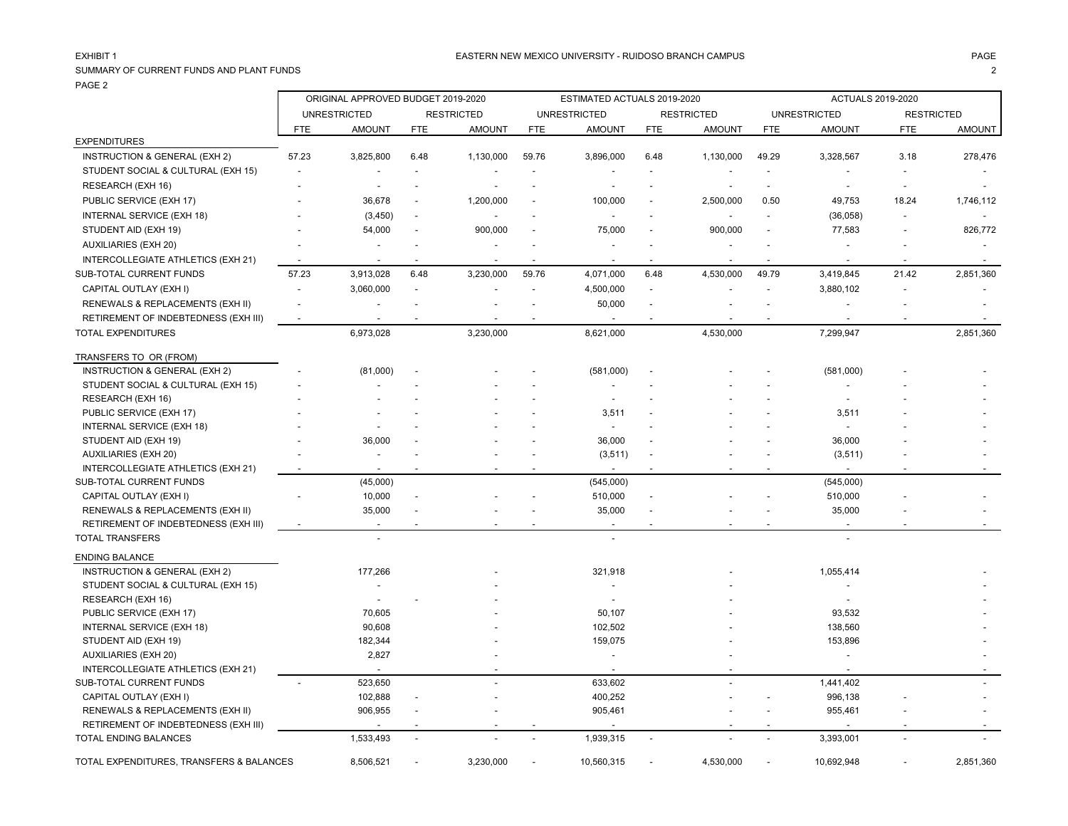EXHIBIT 1

EASTERN NEW MEXICO UNIVERSITY - RUIDOSO BRANCH CAMPUS

SUMMARY OF CURRENT FUNDS AND PLANT FUNDS

PAGE 2

| | ORIGINAL APPROVED BUDGET 2019-2020 | | | | ESTIMATED ACTUALS 2019-2020 | | | | ACTUALS 2019-2020 | | | |
|---|---|---|---|---|---|---|---|---|---|---|---|---|
| | UNRESTRICTED | | RESTRICTED | | UNRESTRICTED | | RESTRICTED | | UNRESTRICTED | | RESTRICTED | |
| | FTE | AMOUNT | FTE | AMOUNT | FTE | AMOUNT | FTE | AMOUNT | FTE | AMOUNT | FTE | AMOUNT |
| **EXPENDITURES** | | | | | | | | | | | | |
| INSTRUCTION & GENERAL (EXH 2) | 57.23 | 3,825,800 | 6.48 | 1,130,000 | 59.76 | 3,896,000 | 6.48 | 1,130,000 | 49.29 | 3,328,567 | 3.18 | 278,476 |
| STUDENT SOCIAL & CULTURAL (EXH 15) | - | - | - | - | - | - | - | - | - | - | - | - |
| RESEARCH (EXH 16) | - | - | - | - | - | - | - | - | - | - | - | - |
| PUBLIC SERVICE (EXH 17) | - | 36,678 | - | 1,200,000 | - | 100,000 | - | 2,500,000 | 0.50 | 49,753 | 18.24 | 1,746,112 |
| INTERNAL SERVICE (EXH 18) | - | (3,450) | - | - | - | - | - | - | - | (36,058) | - | - |
| STUDENT AID (EXH 19) | - | 54,000 | - | 900,000 | - | 75,000 | - | 900,000 | - | 77,583 | - | 826,772 |
| AUXILIARIES (EXH 20) | - | - | - | - | - | - | - | - | - | - | - | - |
| INTERCOLLEGIATE ATHLETICS (EXH 21) | - | - | - | - | - | - | - | - | - | - | - | - |
| SUB-TOTAL CURRENT FUNDS | 57.23 | 3,913,028 | 6.48 | 3,230,000 | 59.76 | 4,071,000 | 6.48 | 4,530,000 | 49.79 | 3,419,845 | 21.42 | 2,851,360 |
| CAPITAL OUTLAY (EXH I) | - | 3,060,000 | - | - | - | 4,500,000 | - | - | - | 3,880,102 | - | - |
| RENEWALS & REPLACEMENTS (EXH II) | - | - | - | - | - | 50,000 | - | - | - | - | - | - |
| RETIREMENT OF INDEBTEDNESS (EXH III) | - | - | - | - | - | - | - | - | - | - | - | - |
| TOTAL EXPENDITURES | | 6,973,028 | | 3,230,000 | | 8,621,000 | | 4,530,000 | | 7,299,947 | | 2,851,360 |
| **TRANSFERS TO OR (FROM)** | | | | | | | | | | | | |
| INSTRUCTION & GENERAL (EXH 2) | - | (81,000) | - | - | - | (581,000) | - | - | - | (581,000) | - | - |
| STUDENT SOCIAL & CULTURAL (EXH 15) | - | - | - | - | - | - | - | - | - | - | - | - |
| RESEARCH (EXH 16) | - | - | - | - | - | - | - | - | - | - | - | - |
| PUBLIC SERVICE (EXH 17) | - | - | - | - | - | 3,511 | - | - | - | 3,511 | - | - |
| INTERNAL SERVICE (EXH 18) | - | - | - | - | - | - | - | - | - | - | - | - |
| STUDENT AID (EXH 19) | - | 36,000 | - | - | - | 36,000 | - | - | - | 36,000 | - | - |
| AUXILIARIES (EXH 20) | - | - | - | - | - | (3,511) | - | - | - | (3,511) | - | - |
| INTERCOLLEGIATE ATHLETICS (EXH 21) | - | - | - | - | - | - | - | - | - | - | - | - |
| SUB-TOTAL CURRENT FUNDS | | (45,000) | | | | (545,000) | | | | (545,000) | | |
| CAPITAL OUTLAY (EXH I) | - | 10,000 | - | - | - | 510,000 | - | - | - | 510,000 | - | - |
| RENEWALS & REPLACEMENTS (EXH II) | - | 35,000 | - | - | - | 35,000 | - | - | - | 35,000 | - | - |
| RETIREMENT OF INDEBTEDNESS (EXH III) | - | - | - | - | - | - | - | - | - | - | - | - |
| TOTAL TRANSFERS | | - | | | | - | | | | - | | |
| **ENDING BALANCE** | | | | | | | | | | | | |
| INSTRUCTION & GENERAL (EXH 2) | | 177,266 | | - | | 321,918 | | - | | 1,055,414 | | - |
| STUDENT SOCIAL & CULTURAL (EXH 15) | | - | | - | | - | | - | | - | | - |
| RESEARCH (EXH 16) | | - | - | - | | - | | - | | - | | - |
| PUBLIC SERVICE (EXH 17) | | 70,605 | | - | | 50,107 | | - | | 93,532 | | - |
| INTERNAL SERVICE (EXH 18) | | 90,608 | | - | | 102,502 | | - | | 138,560 | | - |
| STUDENT AID (EXH 19) | | 182,344 | | - | | 159,075 | | - | | 153,896 | | - |
| AUXILIARIES (EXH 20) | | 2,827 | | - | | - | | - | | - | | - |
| INTERCOLLEGIATE ATHLETICS (EXH 21) | | - | | - | | - | | - | | - | | - |
| SUB-TOTAL CURRENT FUNDS | - | 523,650 | | - | | 633,602 | | - | | 1,441,402 | | - |
| CAPITAL OUTLAY (EXH I) | | 102,888 | - | - | | 400,252 | | - | - | 996,138 | - | - |
| RENEWALS & REPLACEMENTS (EXH II) | | 906,955 | - | - | | 905,461 | | - | - | 955,461 | - | - |
| RETIREMENT OF INDEBTEDNESS (EXH III) | | - | - | - | - | - | | - | - | - | - | - |
| TOTAL ENDING BALANCES | | 1,533,493 | - | - | - | 1,939,315 | - | - | - | 3,393,001 | - | - |
| TOTAL EXPENDITURES, TRANSFERS & BALANCES | | 8,506,521 | - | 3,230,000 | - | 10,560,315 | - | 4,530,000 | - | 10,692,948 | - | 2,851,360 |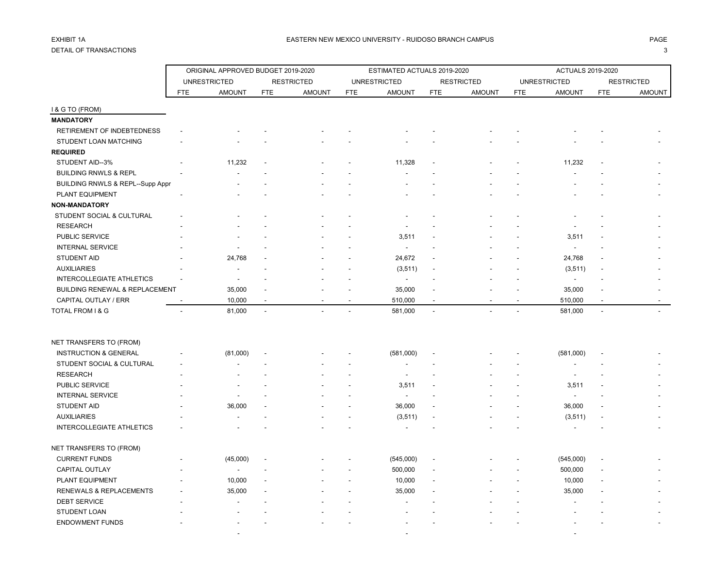EXHIBIT 1A

DETAIL OF TRANSACTIONS

EASTERN NEW MEXICO UNIVERSITY - RUIDOSO BRANCH CAMPUS

| | ORIGINAL APPROVED BUDGET 2019-2020 | | | | ESTIMATED ACTUALS 2019-2020 | | | | ACTUALS 2019-2020 | | | |
|---|---|---|---|---|---|---|---|---|---|---|---|---|
| | UNRESTRICTED | | RESTRICTED | | UNRESTRICTED | | RESTRICTED | | UNRESTRICTED | | RESTRICTED | |
| | FTE | AMOUNT | FTE | AMOUNT | FTE | AMOUNT | FTE | AMOUNT | FTE | AMOUNT | FTE | AMOUNT |
| I & G TO (FROM) | | | | | | | | | | | | |
| **MANDATORY** | | | | | | | | | | | | |
| RETIREMENT OF INDEBTEDNESS | - | - | - | - | - | - | - | - | - | - | - | - |
| STUDENT LOAN MATCHING | - | - | - | - | - | - | - | - | - | - | - | - |
| **REQUIRED** | | | | | | | | | | | | |
| STUDENT AID--3% | - | 11,232 | - | - | - | 11,328 | - | - | - | 11,232 | - | - |
| BUILDING RNWLS & REPL | - | - | - | - | - | - | - | - | - | - | - | - |
| BUILDING RNWLS & REPL--Supp Appr | | - | - | - | - | - | - | - | - | - | - | - |
| PLANT EQUIPMENT | - | - | - | - | - | - | - | - | - | - | - | - |
| **NON-MANDATORY** | | | | | | | | | | | | |
| STUDENT SOCIAL & CULTURAL | - | - | - | - | - | - | - | - | - | - | - | - |
| RESEARCH | - | - | - | - | - | - | - | - | - | - | - | - |
| PUBLIC SERVICE | - | - | - | - | - | 3,511 | - | - | - | 3,511 | - | - |
| INTERNAL SERVICE | - | - | - | - | - | - | - | - | - | - | - | - |
| STUDENT AID | - | 24,768 | - | - | - | 24,672 | - | - | - | 24,768 | - | - |
| AUXILIARIES | - | - | - | - | - | (3,511) | - | - | - | (3,511) | - | - |
| INTERCOLLEGIATE ATHLETICS | - | - | - | - | - | - | - | - | - | - | - | - |
| BUILDING RENEWAL & REPLACEMENT | | 35,000 | - | - | - | 35,000 | - | - | - | 35,000 | - | - |
| CAPITAL OUTLAY / ERR | - | 10,000 | - | - | - | 510,000 | - | - | - | 510,000 | - | - |
| TOTAL FROM I & G | - | 81,000 | - | - | - | 581,000 | - | - | - | 581,000 | - | - |
| | | | | | | | | | | | | |
| NET TRANSFERS TO (FROM) | | | | | | | | | | | | |
| INSTRUCTION & GENERAL | - | (81,000) | - | - | - | (581,000) | - | - | - | (581,000) | - | - |
| STUDENT SOCIAL & CULTURAL | - | - | - | - | - | - | - | - | - | - | - | - |
| RESEARCH | - | - | - | - | - | - | - | - | - | - | - | - |
| PUBLIC SERVICE | - | - | - | - | - | 3,511 | - | - | - | 3,511 | - | - |
| INTERNAL SERVICE | - | - | - | - | - | - | - | - | - | - | - | - |
| STUDENT AID | - | 36,000 | - | - | - | 36,000 | - | - | - | 36,000 | - | - |
| AUXILIARIES | - | - | - | - | - | (3,511) | - | - | - | (3,511) | - | - |
| INTERCOLLEGIATE ATHLETICS | - | - | - | - | - | - | - | - | - | - | - | - |
| | | | | | | | | | | | | |
| NET TRANSFERS TO (FROM) | | | | | | | | | | | | |
| CURRENT FUNDS | - | (45,000) | - | - | - | (545,000) | - | - | - | (545,000) | - | - |
| CAPITAL OUTLAY | - | - | - | - | - | 500,000 | - | - | - | 500,000 | - | - |
| PLANT EQUIPMENT | - | 10,000 | - | - | - | 10,000 | - | - | - | 10,000 | - | - |
| RENEWALS & REPLACEMENTS | - | 35,000 | - | - | - | 35,000 | - | - | - | 35,000 | - | - |
| DEBT SERVICE | - | - | - | - | - | - | - | - | - | - | - | - |
| STUDENT LOAN | - | - | - | - | - | - | - | - | - | - | - | - |
| ENDOWMENT FUNDS | - | - | - | - | - | - | - | - | - | - | - | - |
| | | - | | | | - | | | | - | | |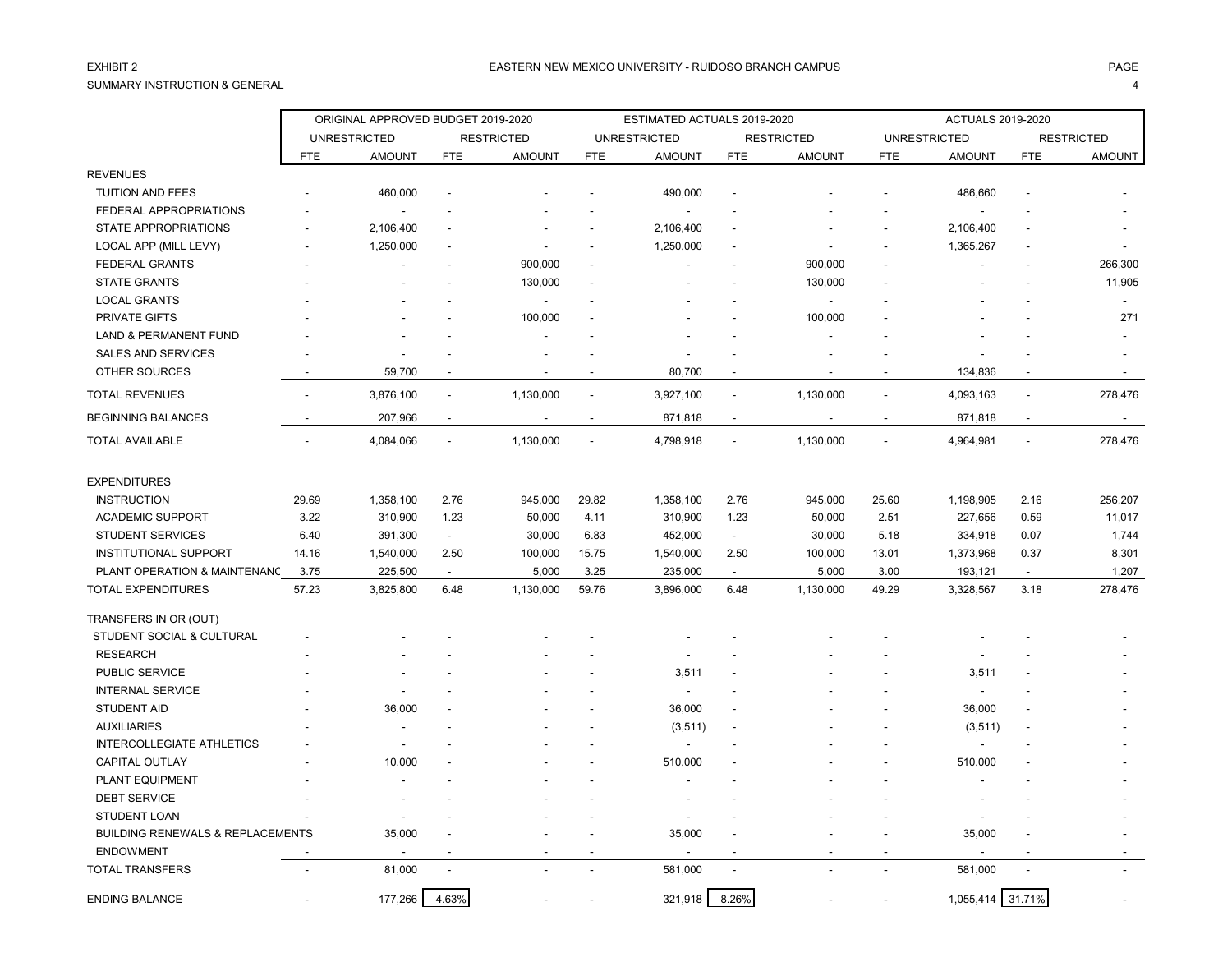EXHIBIT 2

SUMMARY INSTRUCTION & GENERAL

EASTERN NEW MEXICO UNIVERSITY - RUIDOSO BRANCH CAMPUS

| | ORIGINAL APPROVED BUDGET 2019-2020 | | | | ESTIMATED ACTUALS 2019-2020 | | | | ACTUALS 2019-2020 | | | |
|---|---|---|---|---|---|---|---|---|---|---|---|---|
| | UNRESTRICTED | | RESTRICTED | | UNRESTRICTED | | RESTRICTED | | UNRESTRICTED | | RESTRICTED | |
| | FTE | AMOUNT | FTE | AMOUNT | FTE | AMOUNT | FTE | AMOUNT | FTE | AMOUNT | FTE | AMOUNT |
| REVENUES | | | | | | | | | | | | |
| TUITION AND FEES | - | 460,000 | - | - | - | 490,000 | - | - | - | 486,660 | - | - |
| FEDERAL APPROPRIATIONS | - | - | - | - | - | - | - | - | - | - | - | - |
| STATE APPROPRIATIONS | - | 2,106,400 | - | - | - | 2,106,400 | - | - | - | 2,106,400 | - | - |
| LOCAL APP (MILL LEVY) | - | 1,250,000 | - | - | - | 1,250,000 | - | - | - | 1,365,267 | - | - |
| FEDERAL GRANTS | - | - | - | 900,000 | - | - | - | 900,000 | - | - | - | 266,300 |
| STATE GRANTS | - | - | - | 130,000 | - | - | - | 130,000 | - | - | - | 11,905 |
| LOCAL GRANTS | - | - | - | - | - | - | - | - | - | - | - | - |
| PRIVATE GIFTS | - | - | - | 100,000 | - | - | - | 100,000 | - | - | - | 271 |
| LAND & PERMANENT FUND | - | - | - | - | - | - | - | - | - | - | - | - |
| SALES AND SERVICES | - | - | - | - | - | - | - | - | - | - | - | - |
| OTHER SOURCES | - | 59,700 | - | - | - | 80,700 | - | - | - | 134,836 | - | - |
| TOTAL REVENUES | - | 3,876,100 | - | 1,130,000 | - | 3,927,100 | - | 1,130,000 | - | 4,093,163 | - | 278,476 |
| BEGINNING BALANCES | - | 207,966 | - | - | - | 871,818 | - | - | - | 871,818 | - | - |
| TOTAL AVAILABLE | - | 4,084,066 | - | 1,130,000 | - | 4,798,918 | - | 1,130,000 | - | 4,964,981 | - | 278,476 |
| EXPENDITURES | | | | | | | | | | | | |
| INSTRUCTION | 29.69 | 1,358,100 | 2.76 | 945,000 | 29.82 | 1,358,100 | 2.76 | 945,000 | 25.60 | 1,198,905 | 2.16 | 256,207 |
| ACADEMIC SUPPORT | 3.22 | 310,900 | 1.23 | 50,000 | 4.11 | 310,900 | 1.23 | 50,000 | 2.51 | 227,656 | 0.59 | 11,017 |
| STUDENT SERVICES | 6.40 | 391,300 | - | 30,000 | 6.83 | 452,000 | - | 30,000 | 5.18 | 334,918 | 0.07 | 1,744 |
| INSTITUTIONAL SUPPORT | 14.16 | 1,540,000 | 2.50 | 100,000 | 15.75 | 1,540,000 | 2.50 | 100,000 | 13.01 | 1,373,968 | 0.37 | 8,301 |
| PLANT OPERATION & MAINTENANC | 3.75 | 225,500 | - | 5,000 | 3.25 | 235,000 | - | 5,000 | 3.00 | 193,121 | - | 1,207 |
| TOTAL EXPENDITURES | 57.23 | 3,825,800 | 6.48 | 1,130,000 | 59.76 | 3,896,000 | 6.48 | 1,130,000 | 49.29 | 3,328,567 | 3.18 | 278,476 |
| TRANSFERS IN OR (OUT) | | | | | | | | | | | | |
| STUDENT SOCIAL & CULTURAL | - | - | - | - | - | - | - | - | - | - | - | - |
| RESEARCH | - | - | - | - | - | - | - | - | - | - | - | - |
| PUBLIC SERVICE | - | - | - | - | - | 3,511 | - | - | - | 3,511 | - | - |
| INTERNAL SERVICE | - | - | - | - | - | - | - | - | - | - | - | - |
| STUDENT AID | - | 36,000 | - | - | - | 36,000 | - | - | - | 36,000 | - | - |
| AUXILIARIES | - | - | - | - | - | (3,511) | - | - | - | (3,511) | - | - |
| INTERCOLLEGIATE ATHLETICS | - | - | - | - | - | - | - | - | - | - | - | - |
| CAPITAL OUTLAY | - | 10,000 | - | - | - | 510,000 | - | - | - | 510,000 | - | - |
| PLANT EQUIPMENT | - | - | - | - | - | - | - | - | - | - | - | - |
| DEBT SERVICE | - | - | - | - | - | - | - | - | - | - | - | - |
| STUDENT LOAN | - | - | - | - | - | - | - | - | - | - | - | - |
| BUILDING RENEWALS & REPLACEMENTS | | 35,000 | - | - | - | 35,000 | - | - | - | 35,000 | - | - |
| ENDOWMENT | - | - | - | - | - | - | - | - | - | - | - | - |
| TOTAL TRANSFERS | - | 81,000 | - | - | - | 581,000 | - | - | - | 581,000 | - | - |
| ENDING BALANCE | - | 177,266 | 4.63% | - | - | 321,918 | 8.26% | - | - | 1,055,414 | 31.71% | - |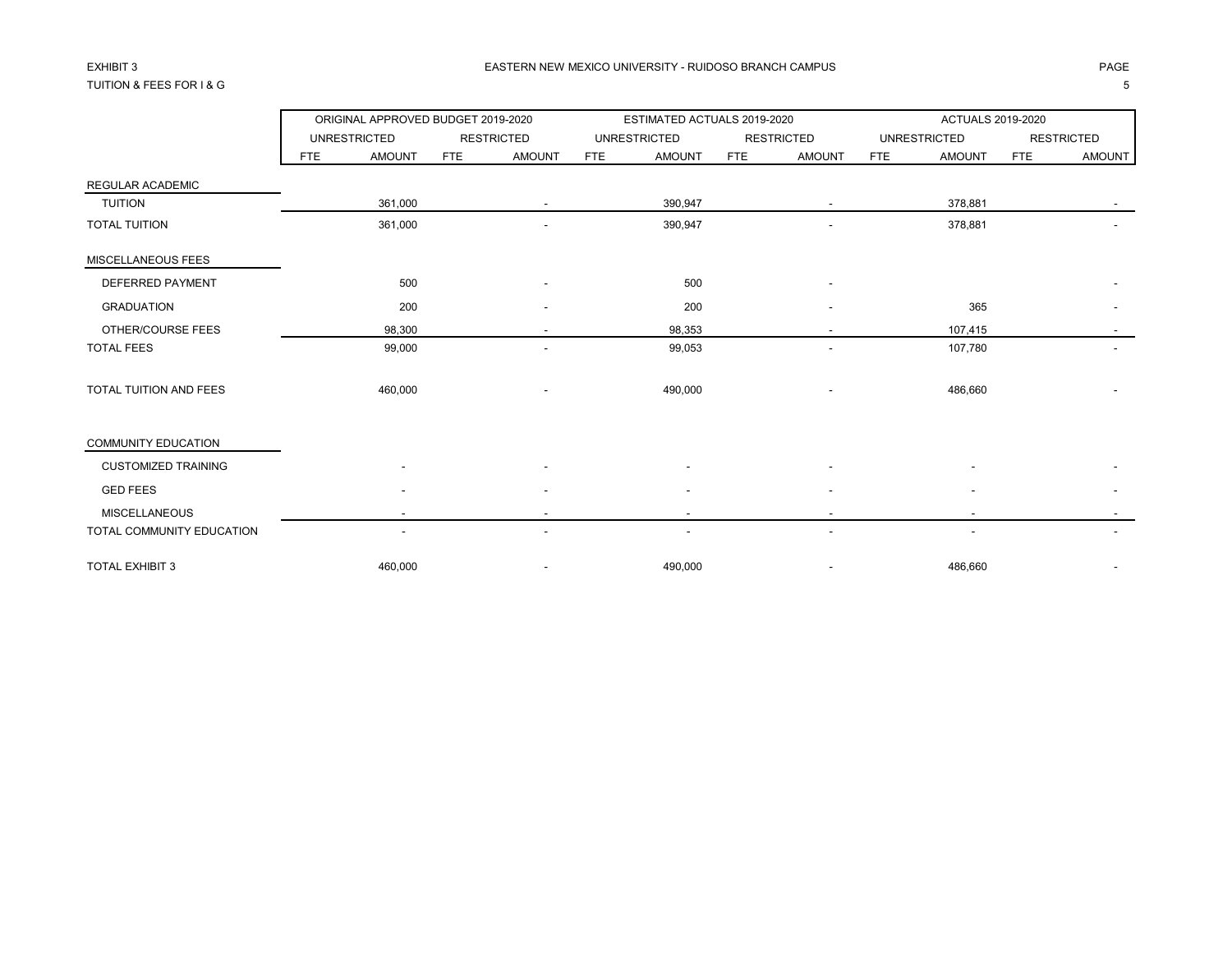EXHIBIT 3

TUITION & FEES FOR I & G

EASTERN NEW MEXICO UNIVERSITY - RUIDOSO BRANCH CAMPUS

| | ORIGINAL APPROVED BUDGET 2019-2020 | | | | ESTIMATED ACTUALS 2019-2020 | | | | ACTUALS 2019-2020 | | | |
|---|---|---|---|---|---|---|---|---|---|---|---|---|
| | UNRESTRICTED | | RESTRICTED | | UNRESTRICTED | | RESTRICTED | | UNRESTRICTED | | RESTRICTED | |
| | FTE | AMOUNT | FTE | AMOUNT | FTE | AMOUNT | FTE | AMOUNT | FTE | AMOUNT | FTE | AMOUNT |
| REGULAR ACADEMIC | | | | | | | | | | | | |
| TUITION | | 361,000 | | - | | 390,947 | | - | | 378,881 | | - |
| TOTAL TUITION | | 361,000 | | - | | 390,947 | | - | | 378,881 | | - |
| MISCELLANEOUS FEES | | | | | | | | | | | | |
| DEFERRED PAYMENT | | 500 | | - | | 500 | | - | | | | - |
| GRADUATION | | 200 | | - | | 200 | | - | | 365 | | - |
| OTHER/COURSE FEES | | 98,300 | | - | | 98,353 | | - | | 107,415 | | - |
| TOTAL FEES | | 99,000 | | - | | 99,053 | | - | | 107,780 | | - |
| TOTAL TUITION AND FEES | | 460,000 | | - | | 490,000 | | - | | 486,660 | | - |
| COMMUNITY EDUCATION | | | | | | | | | | | | |
| CUSTOMIZED TRAINING | | - | | - | | - | | - | | - | | - |
| GED FEES | | - | | - | | - | | - | | - | | - |
| MISCELLANEOUS | | - | | - | | - | | - | | - | | - |
| TOTAL COMMUNITY EDUCATION | | - | | - | | - | | - | | - | | - |
| TOTAL EXHIBIT 3 | | 460,000 | | - | | 490,000 | | - | | 486,660 | | - |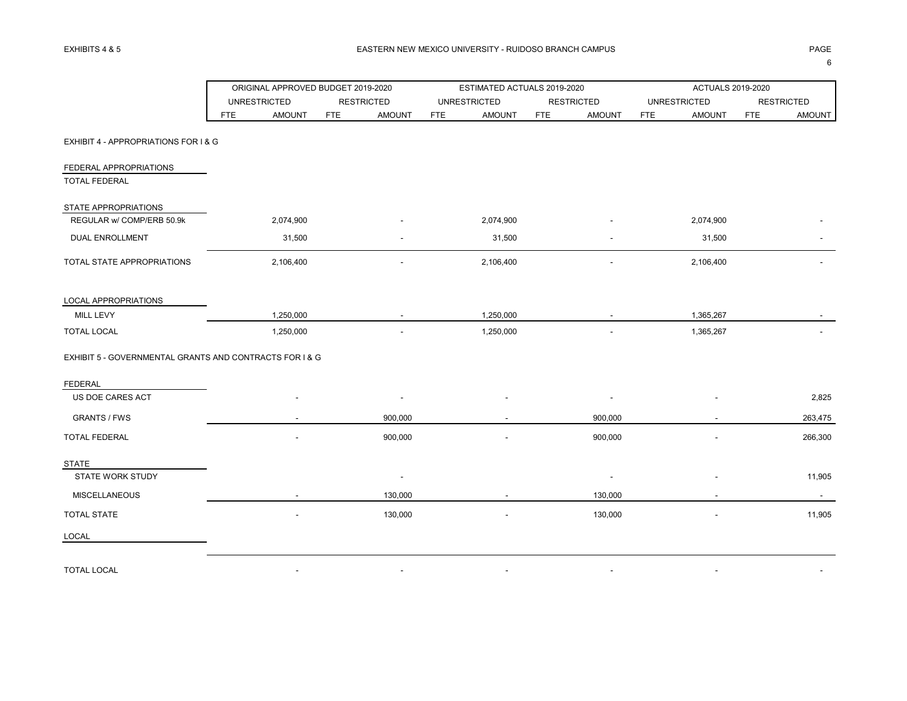EXHIBITS 4 & 5

# EASTERN NEW MEXICO UNIVERSITY - RUIDOSO BRANCH CAMPUS

| | ORIGINAL APPROVED BUDGET 2019-2020 | | | | ESTIMATED ACTUALS 2019-2020 | | | | ACTUALS 2019-2020 | | | |
|---|---|---|---|---|---|---|---|---|---|---|---|---|
| | UNRESTRICTED | | RESTRICTED | | UNRESTRICTED | | RESTRICTED | | UNRESTRICTED | | RESTRICTED | |
| | FTE | AMOUNT | FTE | AMOUNT | FTE | AMOUNT | FTE | AMOUNT | FTE | AMOUNT | FTE | AMOUNT |
| **EXHIBIT 4 - APPROPRIATIONS FOR I & G** | | | | | | | | | | | | |
| FEDERAL APPROPRIATIONS | | | | | | | | | | | | |
| TOTAL FEDERAL | | | | | | | | | | | | |
| STATE APPROPRIATIONS | | | | | | | | | | | | |
| REGULAR w/ COMP/ERB 50.9k | | 2,074,900 | | - | | 2,074,900 | | - | | 2,074,900 | | - |
| DUAL ENROLLMENT | | 31,500 | | - | | 31,500 | | - | | 31,500 | | - |
| TOTAL STATE APPROPRIATIONS | | 2,106,400 | | - | | 2,106,400 | | - | | 2,106,400 | | - |
| LOCAL APPROPRIATIONS | | | | | | | | | | | | |
| MILL LEVY | | 1,250,000 | | - | | 1,250,000 | | - | | 1,365,267 | | - |
| TOTAL LOCAL | | 1,250,000 | | - | | 1,250,000 | | - | | 1,365,267 | | - |
| **EXHIBIT 5 - GOVERNMENTAL GRANTS AND CONTRACTS FOR I & G** | | | | | | | | | | | | |
| FEDERAL | | | | | | | | | | | | |
| US DOE CARES ACT | | - | | - | | - | | - | | - | | 2,825 |
| GRANTS / FWS | | - | | 900,000 | | - | | 900,000 | | - | | 263,475 |
| TOTAL FEDERAL | | - | | 900,000 | | - | | 900,000 | | - | | 266,300 |
| STATE | | | | | | | | | | | | |
| STATE WORK STUDY | | | | - | | | | - | | - | | 11,905 |
| MISCELLANEOUS | | - | | 130,000 | | - | | 130,000 | | - | | - |
| TOTAL STATE | | - | | 130,000 | | - | | 130,000 | | - | | 11,905 |
| LOCAL | | | | | | | | | | | | |
| TOTAL LOCAL | | - | | - | | - | | - | | - | | - |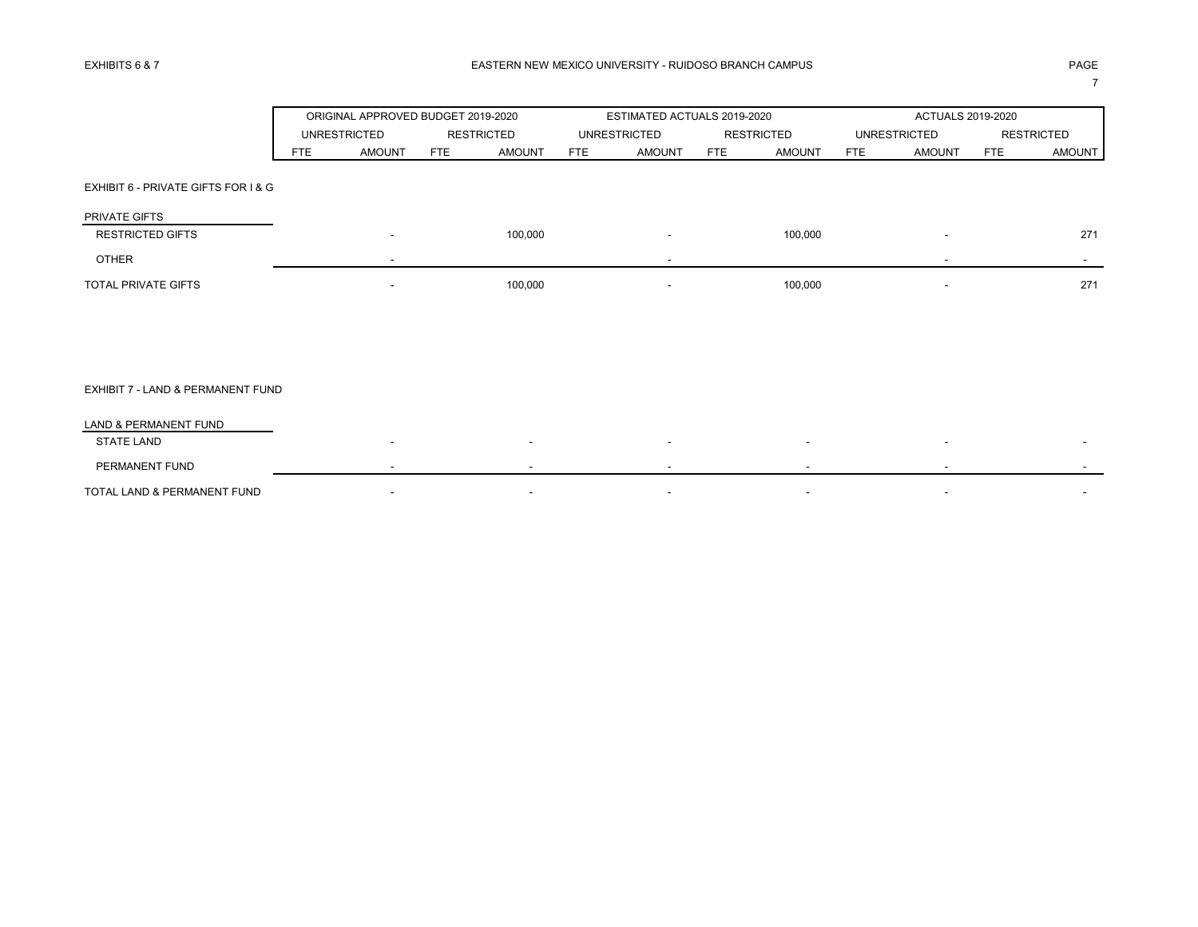EXHIBITS 6 & 7 — EASTERN NEW MEXICO UNIVERSITY - RUIDOSO BRANCH CAMPUS

| | ORIGINAL APPROVED BUDGET 2019-2020 | | | | ESTIMATED ACTUALS 2019-2020 | | | | ACTUALS 2019-2020 | | | |
|---|---|---|---|---|---|---|---|---|---|---|---|---|
| | UNRESTRICTED | | RESTRICTED | | UNRESTRICTED | | RESTRICTED | | UNRESTRICTED | | RESTRICTED | |
| | FTE | AMOUNT | FTE | AMOUNT | FTE | AMOUNT | FTE | AMOUNT | FTE | AMOUNT | FTE | AMOUNT |
| **EXHIBIT 6 - PRIVATE GIFTS FOR I & G** | | | | | | | | | | | | |
| PRIVATE GIFTS | | | | | | | | | | | | |
| RESTRICTED GIFTS | | - | | 100,000 | | - | | 100,000 | | - | | 271 |
| OTHER | | - | | | | - | | | | - | | - |
| TOTAL PRIVATE GIFTS | | - | | 100,000 | | - | | 100,000 | | - | | 271 |
| **EXHIBIT 7 - LAND & PERMANENT FUND** | | | | | | | | | | | | |
| LAND & PERMANENT FUND | | | | | | | | | | | | |
| STATE LAND | | - | | - | | - | | - | | - | | - |
| PERMANENT FUND | | - | | - | | - | | - | | - | | - |
| TOTAL LAND & PERMANENT FUND | | - | | - | | - | | - | | - | | - |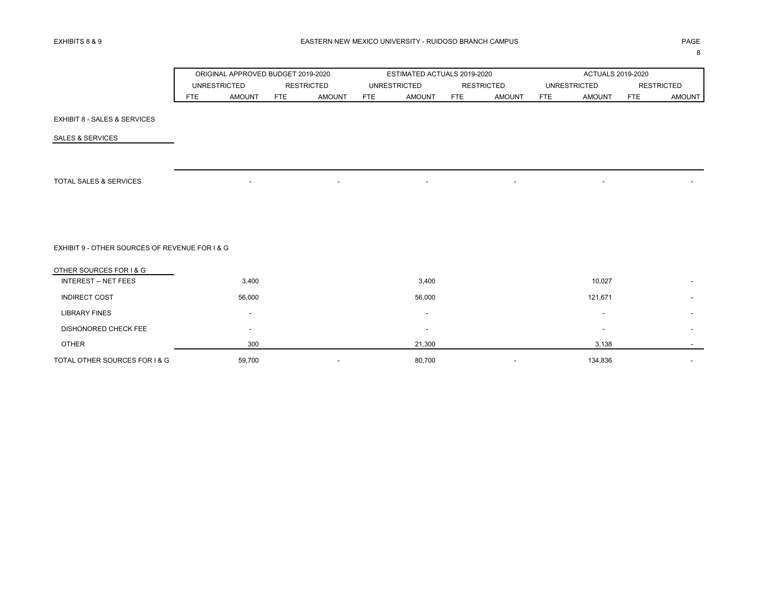EXHIBITS 8 & 9

EASTERN NEW MEXICO UNIVERSITY - RUIDOSO BRANCH CAMPUS

| | ORIGINAL APPROVED BUDGET 2019-2020 | | | | ESTIMATED ACTUALS 2019-2020 | | | | ACTUALS 2019-2020 | | | |
|---|---|---|---|---|---|---|---|---|---|---|---|---|
| | UNRESTRICTED | | RESTRICTED | | UNRESTRICTED | | RESTRICTED | | UNRESTRICTED | | RESTRICTED | |
| | FTE | AMOUNT | FTE | AMOUNT | FTE | AMOUNT | FTE | AMOUNT | FTE | AMOUNT | FTE | AMOUNT |
| **EXHIBIT 8 - SALES & SERVICES** | | | | | | | | | | | | |
| SALES & SERVICES | | | | | | | | | | | | |
| TOTAL SALES & SERVICES | | - | | - | | - | | - | | - | | - |
| **EXHIBIT 9 - OTHER SOURCES OF REVENUE FOR I & G** | | | | | | | | | | | | |
| OTHER SOURCES FOR I & G | | | | | | | | | | | | |
| INTEREST -- NET FEES | | 3,400 | | | | 3,400 | | | | 10,027 | | - |
| INDIRECT COST | | 56,000 | | | | 56,000 | | | | 121,671 | | - |
| LIBRARY FINES | | - | | | | - | | | | - | | - |
| DISHONORED CHECK FEE | | - | | | | - | | | | - | | - |
| OTHER | | 300 | | | | 21,300 | | | | 3,138 | | - |
| TOTAL OTHER SOURCES FOR I & G | | 59,700 | | - | | 80,700 | | - | | 134,836 | | - |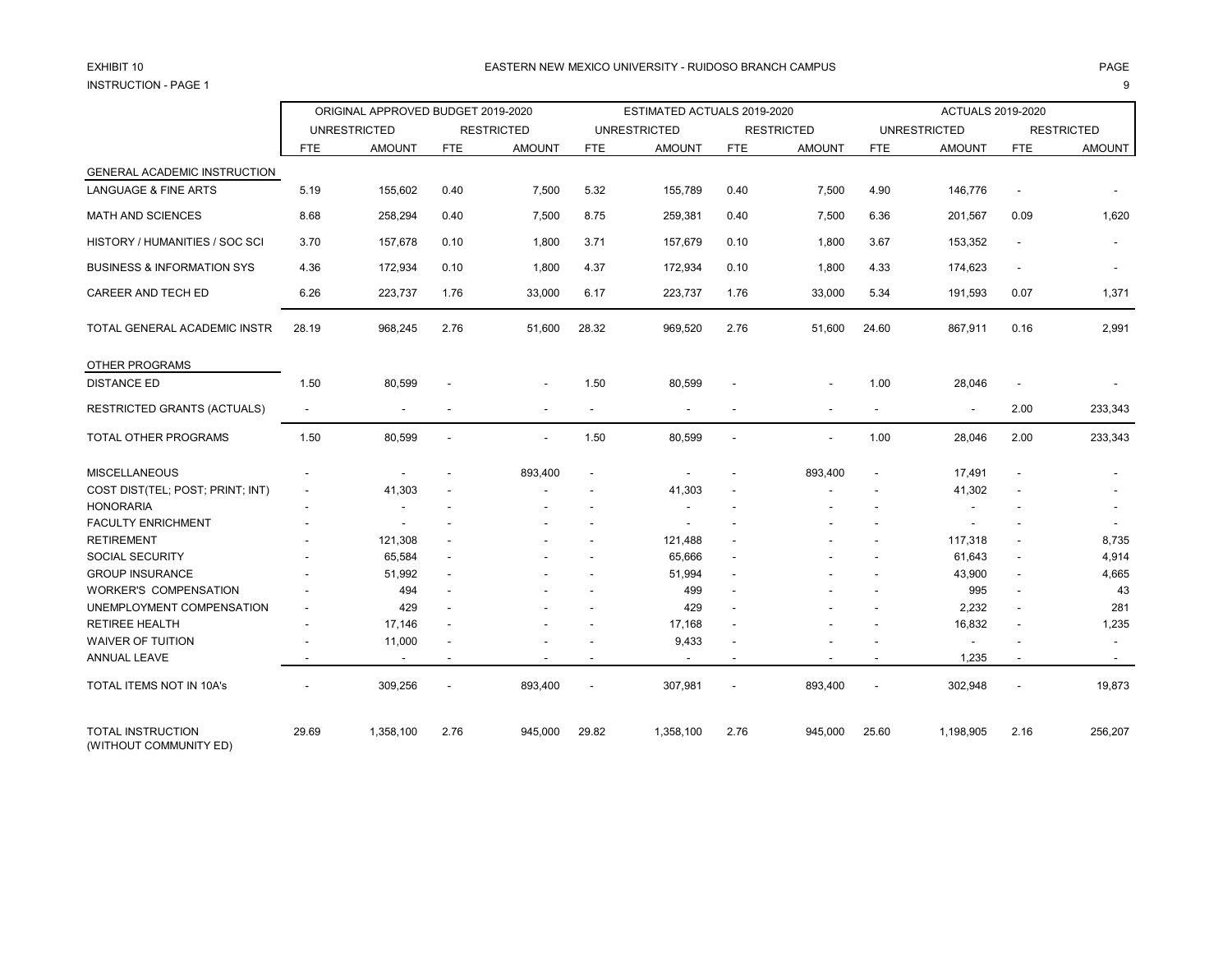EXHIBIT 10

INSTRUCTION - PAGE 1

# EASTERN NEW MEXICO UNIVERSITY - RUIDOSO BRANCH CAMPUS

| | ORIGINAL APPROVED BUDGET 2019-2020 | | | | ESTIMATED ACTUALS 2019-2020 | | | | ACTUALS 2019-2020 | | | |
|---|---|---|---|---|---|---|---|---|---|---|---|---|
| | UNRESTRICTED | | RESTRICTED | | UNRESTRICTED | | RESTRICTED | | UNRESTRICTED | | RESTRICTED | |
| | FTE | AMOUNT | FTE | AMOUNT | FTE | AMOUNT | FTE | AMOUNT | FTE | AMOUNT | FTE | AMOUNT |
| GENERAL ACADEMIC INSTRUCTION | | | | | | | | | | | | |
| LANGUAGE & FINE ARTS | 5.19 | 155,602 | 0.40 | 7,500 | 5.32 | 155,789 | 0.40 | 7,500 | 4.90 | 146,776 | - | - |
| MATH AND SCIENCES | 8.68 | 258,294 | 0.40 | 7,500 | 8.75 | 259,381 | 0.40 | 7,500 | 6.36 | 201,567 | 0.09 | 1,620 |
| HISTORY / HUMANITIES / SOC SCI | 3.70 | 157,678 | 0.10 | 1,800 | 3.71 | 157,679 | 0.10 | 1,800 | 3.67 | 153,352 | - | - |
| BUSINESS & INFORMATION SYS | 4.36 | 172,934 | 0.10 | 1,800 | 4.37 | 172,934 | 0.10 | 1,800 | 4.33 | 174,623 | - | - |
| CAREER AND TECH ED | 6.26 | 223,737 | 1.76 | 33,000 | 6.17 | 223,737 | 1.76 | 33,000 | 5.34 | 191,593 | 0.07 | 1,371 |
| TOTAL GENERAL ACADEMIC INSTR | 28.19 | 968,245 | 2.76 | 51,600 | 28.32 | 969,520 | 2.76 | 51,600 | 24.60 | 867,911 | 0.16 | 2,991 |
| OTHER PROGRAMS | | | | | | | | | | | | |
| DISTANCE ED | 1.50 | 80,599 | - | - | 1.50 | 80,599 | - | - | 1.00 | 28,046 | - | - |
| RESTRICTED GRANTS (ACTUALS) | - | - | - | - | - | - | - | - | - | - | 2.00 | 233,343 |
| TOTAL OTHER PROGRAMS | 1.50 | 80,599 | - | - | 1.50 | 80,599 | - | - | 1.00 | 28,046 | 2.00 | 233,343 |
| MISCELLANEOUS | - | - | - | 893,400 | - | - | - | 893,400 | - | 17,491 | - | - |
| COST DIST(TEL; POST; PRINT; INT) | - | 41,303 | - | - | - | 41,303 | - | - | - | 41,302 | - | - |
| HONORARIA | - | - | - | - | - | - | - | - | - | - | - | - |
| FACULTY ENRICHMENT | - | - | - | - | - | - | - | - | - | - | - | - |
| RETIREMENT | - | 121,308 | - | - | - | 121,488 | - | - | - | 117,318 | - | 8,735 |
| SOCIAL SECURITY | - | 65,584 | - | - | - | 65,666 | - | - | - | 61,643 | - | 4,914 |
| GROUP INSURANCE | - | 51,992 | - | - | - | 51,994 | - | - | - | 43,900 | - | 4,665 |
| WORKER'S COMPENSATION | - | 494 | - | - | - | 499 | - | - | - | 995 | - | 43 |
| UNEMPLOYMENT COMPENSATION | - | 429 | - | - | - | 429 | - | - | - | 2,232 | - | 281 |
| RETIREE HEALTH | - | 17,146 | - | - | - | 17,168 | - | - | - | 16,832 | - | 1,235 |
| WAIVER OF TUITION | - | 11,000 | - | - | - | 9,433 | - | - | - | - | - | - |
| ANNUAL LEAVE | - | - | - | - | - | - | - | - | - | 1,235 | - | - |
| TOTAL ITEMS NOT IN 10A's | - | 309,256 | - | 893,400 | - | 307,981 | - | 893,400 | - | 302,948 | - | 19,873 |
| TOTAL INSTRUCTION (WITHOUT COMMUNITY ED) | 29.69 | 1,358,100 | 2.76 | 945,000 | 29.82 | 1,358,100 | 2.76 | 945,000 | 25.60 | 1,198,905 | 2.16 | 256,207 |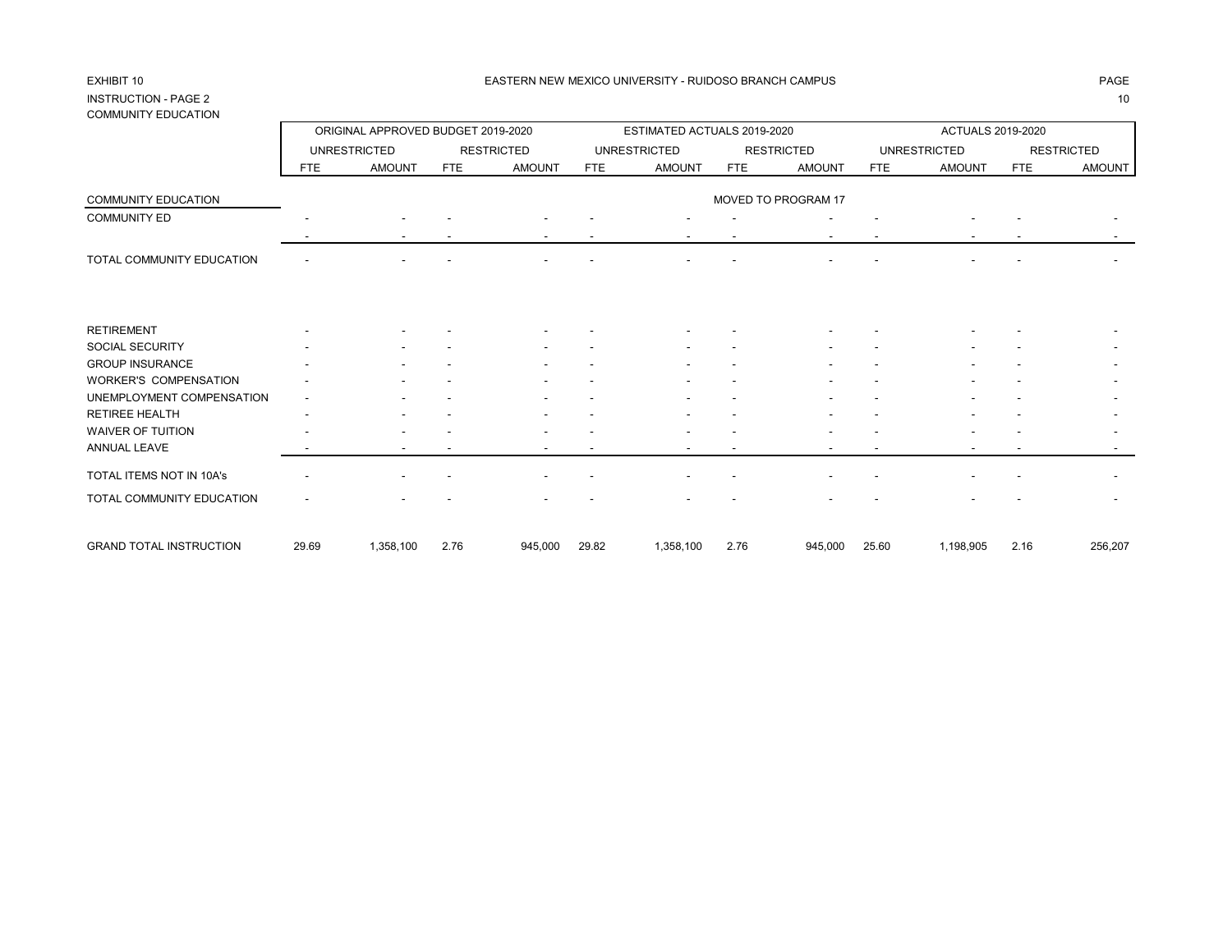EXHIBIT 10

EASTERN NEW MEXICO UNIVERSITY - RUIDOSO BRANCH CAMPUS

INSTRUCTION - PAGE 2

COMMUNITY EDUCATION

| | ORIGINAL APPROVED BUDGET 2019-2020 | | | | ESTIMATED ACTUALS 2019-2020 | | | | ACTUALS 2019-2020 | | | |
|---|---|---|---|---|---|---|---|---|---|---|---|---|
| | UNRESTRICTED | | RESTRICTED | | UNRESTRICTED | | RESTRICTED | | UNRESTRICTED | | RESTRICTED | |
| | FTE | AMOUNT | FTE | AMOUNT | FTE | AMOUNT | FTE | AMOUNT | FTE | AMOUNT | FTE | AMOUNT |
| COMMUNITY EDUCATION | | | | | | | MOVED TO PROGRAM 17 | | | | | |
| COMMUNITY ED | - | - | - | - | - | - | - | - | - | - | - | - |
| | - | - | - | - | - | - | - | - | - | - | - | - |
| TOTAL COMMUNITY EDUCATION | - | - | - | - | - | - | - | - | - | - | - | - |
| RETIREMENT | - | - | - | - | - | - | - | - | - | - | - | - |
| SOCIAL SECURITY | - | - | - | - | - | - | - | - | - | - | - | - |
| GROUP INSURANCE | - | - | - | - | - | - | - | - | - | - | - | - |
| WORKER'S COMPENSATION | - | - | - | - | - | - | - | - | - | - | - | - |
| UNEMPLOYMENT COMPENSATION | - | - | - | - | - | - | - | - | - | - | - | - |
| RETIREE HEALTH | - | - | - | - | - | - | - | - | - | - | - | - |
| WAIVER OF TUITION | - | - | - | - | - | - | - | - | - | - | - | - |
| ANNUAL LEAVE | - | - | - | - | - | - | - | - | - | - | - | - |
| TOTAL ITEMS NOT IN 10A's | - | - | - | - | - | - | - | - | - | - | - | - |
| TOTAL COMMUNITY EDUCATION | - | - | - | - | - | - | - | - | - | - | - | - |
| GRAND TOTAL INSTRUCTION | 29.69 | 1,358,100 | 2.76 | 945,000 | 29.82 | 1,358,100 | 2.76 | 945,000 | 25.60 | 1,198,905 | 2.16 | 256,207 |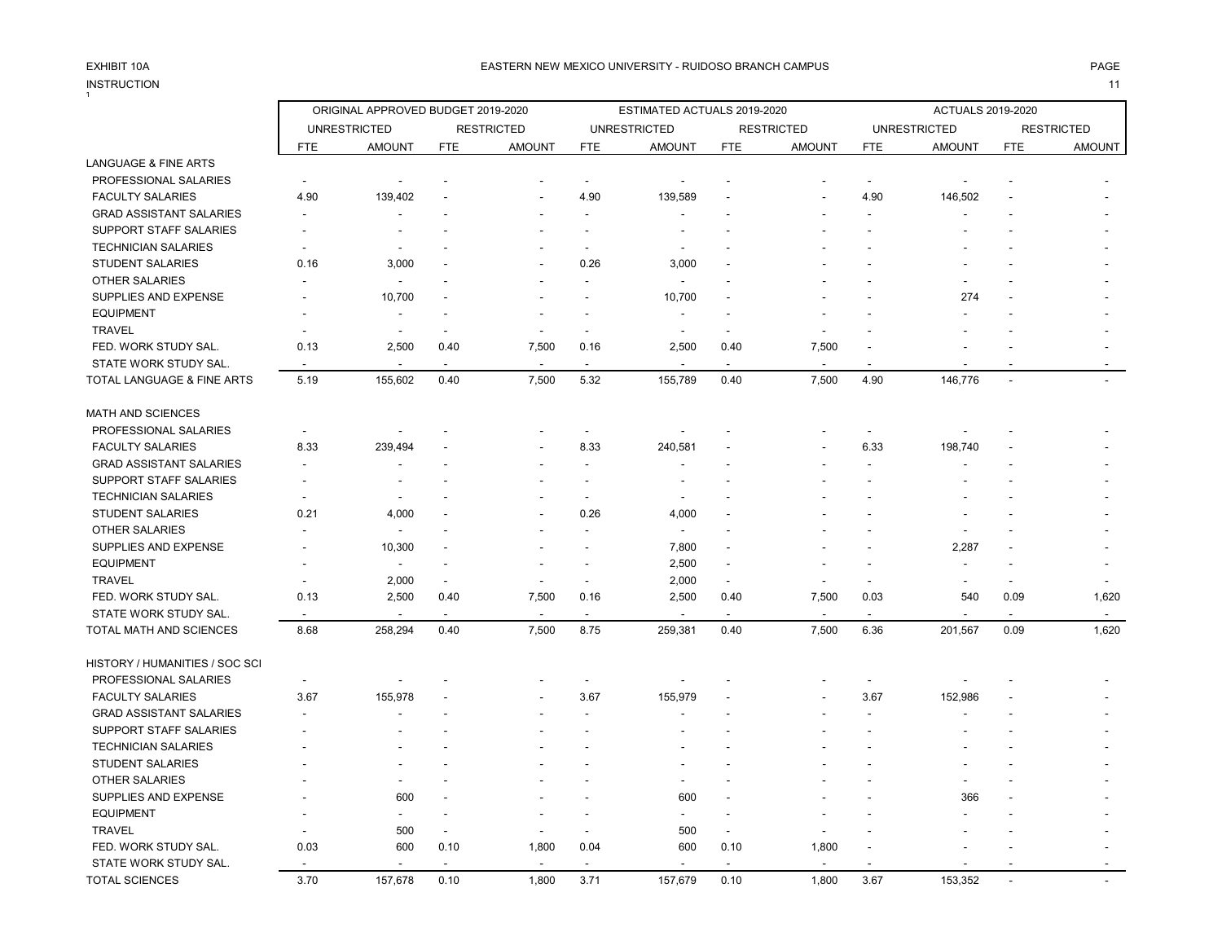EXHIBIT 10A

INSTRUCTION

EASTERN NEW MEXICO UNIVERSITY - RUIDOSO BRANCH CAMPUS

| | ORIGINAL APPROVED BUDGET 2019-2020 | | | | ESTIMATED ACTUALS 2019-2020 | | | | ACTUALS 2019-2020 | | | |
|---|---|---|---|---|---|---|---|---|---|---|---|---|
| | UNRESTRICTED | | RESTRICTED | | UNRESTRICTED | | RESTRICTED | | UNRESTRICTED | | RESTRICTED | |
| | FTE | AMOUNT | FTE | AMOUNT | FTE | AMOUNT | FTE | AMOUNT | FTE | AMOUNT | FTE | AMOUNT |
| LANGUAGE & FINE ARTS | | | | | | | | | | | | |
| PROFESSIONAL SALARIES | - | - | - | - | - | - | - | - | - | - | - | - |
| FACULTY SALARIES | 4.90 | 139,402 | - | - | 4.90 | 139,589 | - | - | 4.90 | 146,502 | - | - |
| GRAD ASSISTANT SALARIES | - | - | - | - | - | - | - | - | - | - | - | - |
| SUPPORT STAFF SALARIES | - | - | - | - | - | - | - | - | - | - | - | - |
| TECHNICIAN SALARIES | - | - | - | - | - | - | - | - | - | - | - | - |
| STUDENT SALARIES | 0.16 | 3,000 | - | - | 0.26 | 3,000 | - | - | - | - | - | - |
| OTHER SALARIES | - | - | - | - | - | - | - | - | - | - | - | - |
| SUPPLIES AND EXPENSE | - | 10,700 | - | - | - | 10,700 | - | - | - | 274 | - | - |
| EQUIPMENT | - | - | - | - | - | - | - | - | - | - | - | - |
| TRAVEL | - | - | - | - | - | - | - | - | - | - | - | - |
| FED. WORK STUDY SAL. | 0.13 | 2,500 | 0.40 | 7,500 | 0.16 | 2,500 | 0.40 | 7,500 | - | - | - | - |
| STATE WORK STUDY SAL. | - | - | - | - | - | - | - | - | - | - | - | - |
| TOTAL LANGUAGE & FINE ARTS | 5.19 | 155,602 | 0.40 | 7,500 | 5.32 | 155,789 | 0.40 | 7,500 | 4.90 | 146,776 | - | - |
| MATH AND SCIENCES | | | | | | | | | | | | |
| PROFESSIONAL SALARIES | - | - | - | - | - | - | - | - | - | - | - | - |
| FACULTY SALARIES | 8.33 | 239,494 | - | - | 8.33 | 240,581 | - | - | 6.33 | 198,740 | - | - |
| GRAD ASSISTANT SALARIES | - | - | - | - | - | - | - | - | - | - | - | - |
| SUPPORT STAFF SALARIES | - | - | - | - | - | - | - | - | - | - | - | - |
| TECHNICIAN SALARIES | - | - | - | - | - | - | - | - | - | - | - | - |
| STUDENT SALARIES | 0.21 | 4,000 | - | - | 0.26 | 4,000 | - | - | - | - | - | - |
| OTHER SALARIES | - | - | - | - | - | - | - | - | - | - | - | - |
| SUPPLIES AND EXPENSE | - | 10,300 | - | - | - | 7,800 | - | - | - | 2,287 | - | - |
| EQUIPMENT | - | - | - | - | - | 2,500 | - | - | - | - | - | - |
| TRAVEL | - | 2,000 | - | - | - | 2,000 | - | - | - | - | - | - |
| FED. WORK STUDY SAL. | 0.13 | 2,500 | 0.40 | 7,500 | 0.16 | 2,500 | 0.40 | 7,500 | 0.03 | 540 | 0.09 | 1,620 |
| STATE WORK STUDY SAL. | - | - | - | - | - | - | - | - | - | - | - | - |
| TOTAL MATH AND SCIENCES | 8.68 | 258,294 | 0.40 | 7,500 | 8.75 | 259,381 | 0.40 | 7,500 | 6.36 | 201,567 | 0.09 | 1,620 |
| HISTORY / HUMANITIES / SOC SCI | | | | | | | | | | | | |
| PROFESSIONAL SALARIES | - | - | - | - | - | - | - | - | - | - | - | - |
| FACULTY SALARIES | 3.67 | 155,978 | - | - | 3.67 | 155,979 | - | - | 3.67 | 152,986 | - | - |
| GRAD ASSISTANT SALARIES | - | - | - | - | - | - | - | - | - | - | - | - |
| SUPPORT STAFF SALARIES | - | - | - | - | - | - | - | - | - | - | - | - |
| TECHNICIAN SALARIES | - | - | - | - | - | - | - | - | - | - | - | - |
| STUDENT SALARIES | - | - | - | - | - | - | - | - | - | - | - | - |
| OTHER SALARIES | - | - | - | - | - | - | - | - | - | - | - | - |
| SUPPLIES AND EXPENSE | - | 600 | - | - | - | 600 | - | - | - | 366 | - | - |
| EQUIPMENT | - | - | - | - | - | - | - | - | - | - | - | - |
| TRAVEL | - | 500 | - | - | - | 500 | - | - | - | - | - | - |
| FED. WORK STUDY SAL. | 0.03 | 600 | 0.10 | 1,800 | 0.04 | 600 | 0.10 | 1,800 | - | - | - | - |
| STATE WORK STUDY SAL. | - | - | - | - | - | - | - | - | - | - | - | - |
| TOTAL SCIENCES | 3.70 | 157,678 | 0.10 | 1,800 | 3.71 | 157,679 | 0.10 | 1,800 | 3.67 | 153,352 | - | - |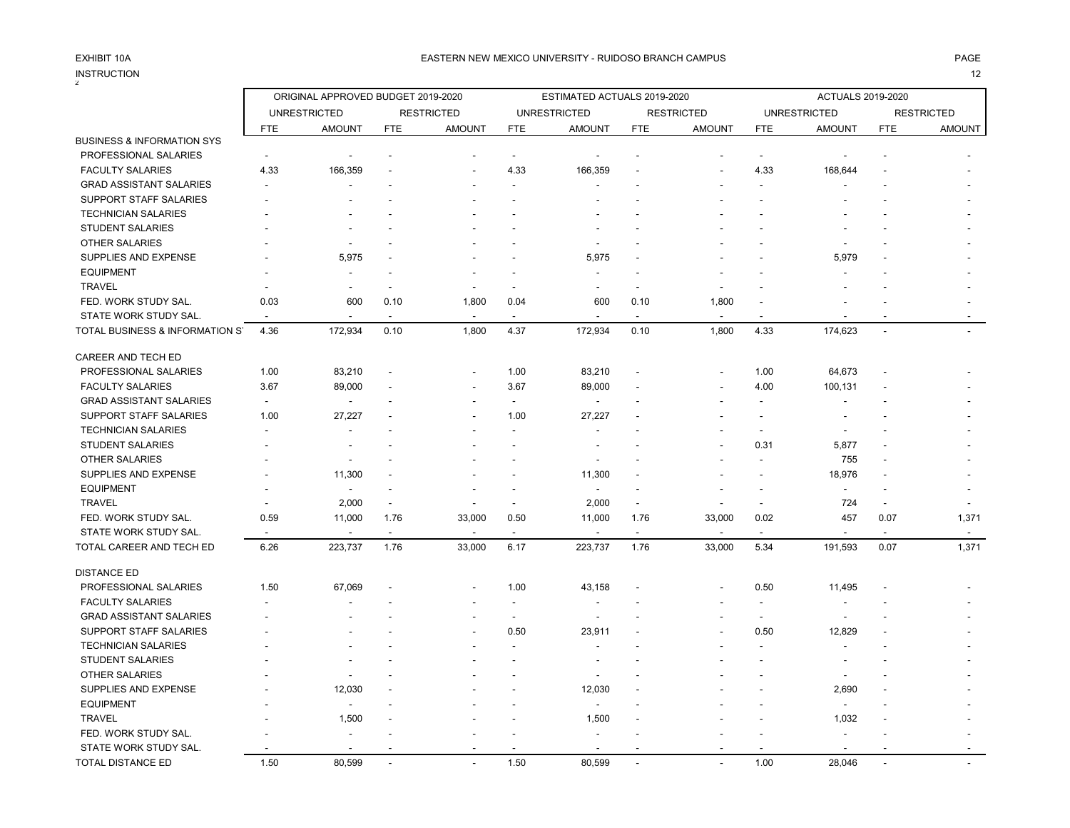EXHIBIT 10A

INSTRUCTION

EASTERN NEW MEXICO UNIVERSITY - RUIDOSO BRANCH CAMPUS

| | ORIGINAL APPROVED BUDGET 2019-2020 | | | | ESTIMATED ACTUALS 2019-2020 | | | | ACTUALS 2019-2020 | | | |
|---|---|---|---|---|---|---|---|---|---|---|---|---|
| | UNRESTRICTED | | RESTRICTED | | UNRESTRICTED | | RESTRICTED | | UNRESTRICTED | | RESTRICTED | |
| | FTE | AMOUNT | FTE | AMOUNT | FTE | AMOUNT | FTE | AMOUNT | FTE | AMOUNT | FTE | AMOUNT |
| BUSINESS & INFORMATION SYS | | | | | | | | | | | | |
| PROFESSIONAL SALARIES | - | - | - | - | - | - | - | - | - | - | - | - |
| FACULTY SALARIES | 4.33 | 166,359 | - | - | 4.33 | 166,359 | - | - | 4.33 | 168,644 | - | - |
| GRAD ASSISTANT SALARIES | - | - | - | - | - | - | - | - | - | - | - | - |
| SUPPORT STAFF SALARIES | - | - | - | - | - | - | - | - | - | - | - | - |
| TECHNICIAN SALARIES | - | - | - | - | - | - | - | - | - | - | - | - |
| STUDENT SALARIES | - | - | - | - | - | - | - | - | - | - | - | - |
| OTHER SALARIES | - | - | - | - | - | - | - | - | - | - | - | - |
| SUPPLIES AND EXPENSE | - | 5,975 | - | - | - | 5,975 | - | - | - | 5,979 | - | - |
| EQUIPMENT | - | - | - | - | - | - | - | - | - | - | - | - |
| TRAVEL | - | - | - | - | - | - | - | - | - | - | - | - |
| FED. WORK STUDY SAL. | 0.03 | 600 | 0.10 | 1,800 | 0.04 | 600 | 0.10 | 1,800 | - | - | - | - |
| STATE WORK STUDY SAL. | - | - | - | - | - | - | - | - | - | - | - | - |
| TOTAL BUSINESS & INFORMATION SY | 4.36 | 172,934 | 0.10 | 1,800 | 4.37 | 172,934 | 0.10 | 1,800 | 4.33 | 174,623 | - | - |
| CAREER AND TECH ED | | | | | | | | | | | | |
| PROFESSIONAL SALARIES | 1.00 | 83,210 | - | - | 1.00 | 83,210 | - | - | 1.00 | 64,673 | - | - |
| FACULTY SALARIES | 3.67 | 89,000 | - | - | 3.67 | 89,000 | - | - | 4.00 | 100,131 | - | - |
| GRAD ASSISTANT SALARIES | - | - | - | - | - | - | - | - | - | - | - | - |
| SUPPORT STAFF SALARIES | 1.00 | 27,227 | - | - | 1.00 | 27,227 | - | - | - | - | - | - |
| TECHNICIAN SALARIES | - | - | - | - | - | - | - | - | - | - | - | - |
| STUDENT SALARIES | - | - | - | - | - | - | - | - | 0.31 | 5,877 | - | - |
| OTHER SALARIES | - | - | - | - | - | - | - | - | - | 755 | - | - |
| SUPPLIES AND EXPENSE | - | 11,300 | - | - | - | 11,300 | - | - | - | 18,976 | - | - |
| EQUIPMENT | - | - | - | - | - | - | - | - | - | - | - | - |
| TRAVEL | - | 2,000 | - | - | - | 2,000 | - | - | - | 724 | - | - |
| FED. WORK STUDY SAL. | 0.59 | 11,000 | 1.76 | 33,000 | 0.50 | 11,000 | 1.76 | 33,000 | 0.02 | 457 | 0.07 | 1,371 |
| STATE WORK STUDY SAL. | - | - | - | - | - | - | - | - | - | - | - | - |
| TOTAL CAREER AND TECH ED | 6.26 | 223,737 | 1.76 | 33,000 | 6.17 | 223,737 | 1.76 | 33,000 | 5.34 | 191,593 | 0.07 | 1,371 |
| DISTANCE ED | | | | | | | | | | | | |
| PROFESSIONAL SALARIES | 1.50 | 67,069 | - | - | 1.00 | 43,158 | - | - | 0.50 | 11,495 | - | - |
| FACULTY SALARIES | - | - | - | - | - | - | - | - | - | - | - | - |
| GRAD ASSISTANT SALARIES | - | - | - | - | - | - | - | - | - | - | - | - |
| SUPPORT STAFF SALARIES | - | - | - | - | 0.50 | 23,911 | - | - | 0.50 | 12,829 | - | - |
| TECHNICIAN SALARIES | - | - | - | - | - | - | - | - | - | - | - | - |
| STUDENT SALARIES | - | - | - | - | - | - | - | - | - | - | - | - |
| OTHER SALARIES | - | - | - | - | - | - | - | - | - | - | - | - |
| SUPPLIES AND EXPENSE | - | 12,030 | - | - | - | 12,030 | - | - | - | 2,690 | - | - |
| EQUIPMENT | - | - | - | - | - | - | - | - | - | - | - | - |
| TRAVEL | - | 1,500 | - | - | - | 1,500 | - | - | - | 1,032 | - | - |
| FED. WORK STUDY SAL. | - | - | - | - | - | - | - | - | - | - | - | - |
| STATE WORK STUDY SAL. | - | - | - | - | - | - | - | - | - | - | - | - |
| TOTAL DISTANCE ED | 1.50 | 80,599 | - | - | 1.50 | 80,599 | - | - | 1.00 | 28,046 | - | - |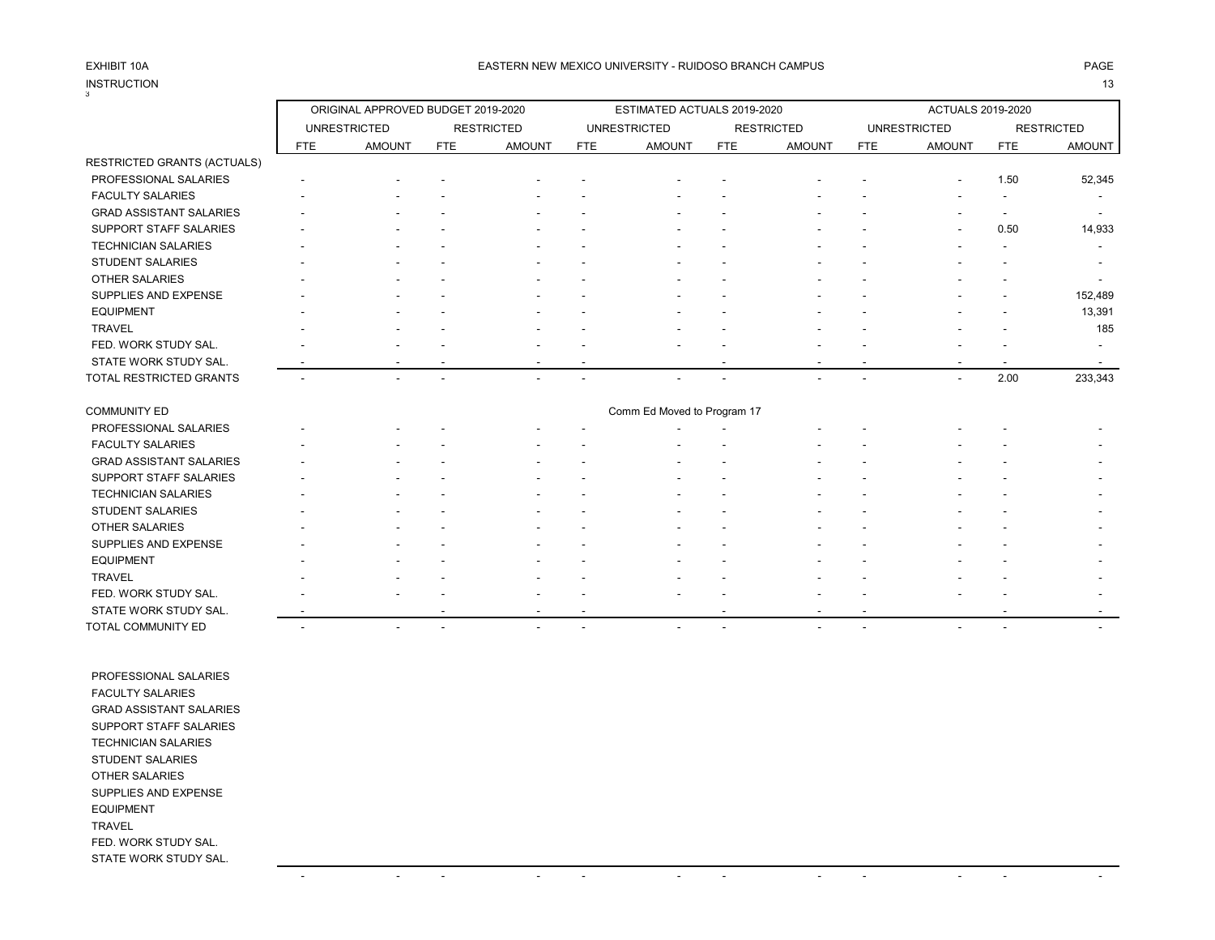EXHIBIT 10A

EASTERN NEW MEXICO UNIVERSITY - RUIDOSO BRANCH CAMPUS

INSTRUCTION

| | ORIGINAL APPROVED BUDGET 2019-2020 | | | | ESTIMATED ACTUALS 2019-2020 | | | | ACTUALS 2019-2020 | | | |
|---|---|---|---|---|---|---|---|---|---|---|---|---|
| | UNRESTRICTED | | RESTRICTED | | UNRESTRICTED | | RESTRICTED | | UNRESTRICTED | | RESTRICTED | |
| | FTE | AMOUNT | FTE | AMOUNT | FTE | AMOUNT | FTE | AMOUNT | FTE | AMOUNT | FTE | AMOUNT |
| RESTRICTED GRANTS (ACTUALS) | | | | | | | | | | | | |
| PROFESSIONAL SALARIES | - | - | - | - | - | - | - | - | - | - | 1.50 | 52,345 |
| FACULTY SALARIES | - | - | - | - | - | - | - | - | - | - | - | - |
| GRAD ASSISTANT SALARIES | - | - | - | - | - | - | - | - | - | - | - | - |
| SUPPORT STAFF SALARIES | - | - | - | - | - | - | - | - | - | - | 0.50 | 14,933 |
| TECHNICIAN SALARIES | - | - | - | - | - | - | - | - | - | - | - | - |
| STUDENT SALARIES | - | - | - | - | - | - | - | - | - | - | - | - |
| OTHER SALARIES | - | - | - | - | - | - | - | - | - | - | - | - |
| SUPPLIES AND EXPENSE | - | - | - | - | - | - | - | - | - | - | - | 152,489 |
| EQUIPMENT | - | - | - | - | - | - | - | - | - | - | - | 13,391 |
| TRAVEL | - | - | - | - | - | - | - | - | - | - | - | 185 |
| FED. WORK STUDY SAL. | - | - | - | - | - | - | - | - | - | - | - | - |
| STATE WORK STUDY SAL. | - | - | - | - | - | | - | - | - | - | - | - |
| TOTAL RESTRICTED GRANTS | - | - | - | - | - | - | - | - | - | - | 2.00 | 233,343 |
| | | | | | | | | | | | | |
| COMMUNITY ED | | | | | | Comm Ed Moved to Program 17 | | | | | | |
| PROFESSIONAL SALARIES | - | - | - | - | - | - | - | - | - | - | - | - |
| FACULTY SALARIES | - | - | - | - | - | - | - | - | - | - | - | - |
| GRAD ASSISTANT SALARIES | - | - | - | - | - | - | - | - | - | - | - | - |
| SUPPORT STAFF SALARIES | - | - | - | - | - | - | - | - | - | - | - | - |
| TECHNICIAN SALARIES | - | - | - | - | - | - | - | - | - | - | - | - |
| STUDENT SALARIES | - | - | - | - | - | - | - | - | - | - | - | - |
| OTHER SALARIES | - | - | - | - | - | - | - | - | - | - | - | - |
| SUPPLIES AND EXPENSE | - | - | - | - | - | - | - | - | - | - | - | - |
| EQUIPMENT | - | - | - | - | - | - | - | - | - | - | - | - |
| TRAVEL | - | - | - | - | - | - | - | - | - | - | - | - |
| FED. WORK STUDY SAL. | - | - | - | - | - | - | - | - | - | - | - | - |
| STATE WORK STUDY SAL. | - | | - | - | - | | - | - | - | | - | - |
| TOTAL COMMUNITY ED | - | - | - | - | - | - | - | - | - | - | - | - |
| | | | | | | | | | | | | |
| PROFESSIONAL SALARIES | | | | | | | | | | | | |
| FACULTY SALARIES | | | | | | | | | | | | |
| GRAD ASSISTANT SALARIES | | | | | | | | | | | | |
| SUPPORT STAFF SALARIES | | | | | | | | | | | | |
| TECHNICIAN SALARIES | | | | | | | | | | | | |
| STUDENT SALARIES | | | | | | | | | | | | |
| OTHER SALARIES | | | | | | | | | | | | |
| SUPPLIES AND EXPENSE | | | | | | | | | | | | |
| EQUIPMENT | | | | | | | | | | | | |
| TRAVEL | | | | | | | | | | | | |
| FED. WORK STUDY SAL. | | | | | | | | | | | | |
| STATE WORK STUDY SAL. | | | | | | | | | | | | |
| | - | - | - | - | - | - | - | - | - | - | - | - |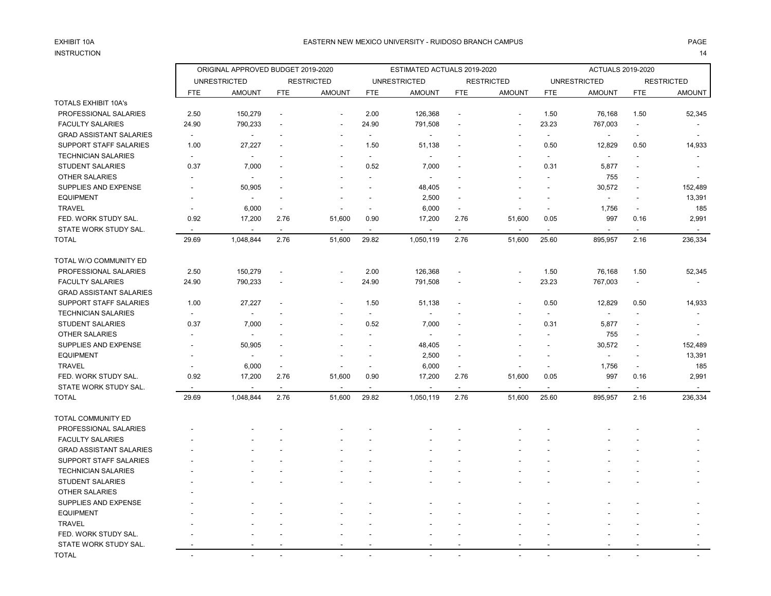EXHIBIT 10A

EASTERN NEW MEXICO UNIVERSITY - RUIDOSO BRANCH CAMPUS

INSTRUCTION

| | ORIGINAL APPROVED BUDGET 2019-2020 | | | | ESTIMATED ACTUALS 2019-2020 | | | | ACTUALS 2019-2020 | | | |
|---|---|---|---|---|---|---|---|---|---|---|---|---|
| | UNRESTRICTED | | RESTRICTED | | UNRESTRICTED | | RESTRICTED | | UNRESTRICTED | | RESTRICTED | |
| | FTE | AMOUNT | FTE | AMOUNT | FTE | AMOUNT | FTE | AMOUNT | FTE | AMOUNT | FTE | AMOUNT |
| TOTALS EXHIBIT 10A's | | | | | | | | | | | | |
| PROFESSIONAL SALARIES | 2.50 | 150,279 | - | - | 2.00 | 126,368 | - | - | 1.50 | 76,168 | 1.50 | 52,345 |
| FACULTY SALARIES | 24.90 | 790,233 | - | - | 24.90 | 791,508 | - | - | 23.23 | 767,003 | - | - |
| GRAD ASSISTANT SALARIES | - | - | - | - | - | - | - | - | - | - | - | - |
| SUPPORT STAFF SALARIES | 1.00 | 27,227 | - | - | 1.50 | 51,138 | - | - | 0.50 | 12,829 | 0.50 | 14,933 |
| TECHNICIAN SALARIES | - | - | - | - | - | - | - | - | - | - | - | - |
| STUDENT SALARIES | 0.37 | 7,000 | - | - | 0.52 | 7,000 | - | - | 0.31 | 5,877 | - | - |
| OTHER SALARIES | - | - | - | - | - | - | - | - | - | 755 | - | - |
| SUPPLIES AND EXPENSE | - | 50,905 | - | - | - | 48,405 | - | - | - | 30,572 | - | 152,489 |
| EQUIPMENT | - | - | - | - | - | 2,500 | - | - | - | - | - | 13,391 |
| TRAVEL | - | 6,000 | - | - | - | 6,000 | - | - | - | 1,756 | - | 185 |
| FED. WORK STUDY SAL. | 0.92 | 17,200 | 2.76 | 51,600 | 0.90 | 17,200 | 2.76 | 51,600 | 0.05 | 997 | 0.16 | 2,991 |
| STATE WORK STUDY SAL. | - | - | - | - | - | - | - | - | - | - | - | - |
| TOTAL | 29.69 | 1,048,844 | 2.76 | 51,600 | 29.82 | 1,050,119 | 2.76 | 51,600 | 25.60 | 895,957 | 2.16 | 236,334 |
| TOTAL W/O COMMUNITY ED | | | | | | | | | | | | |
| PROFESSIONAL SALARIES | 2.50 | 150,279 | - | - | 2.00 | 126,368 | - | - | 1.50 | 76,168 | 1.50 | 52,345 |
| FACULTY SALARIES | 24.90 | 790,233 | - | - | 24.90 | 791,508 | - | - | 23.23 | 767,003 | - | - |
| GRAD ASSISTANT SALARIES | | | | | | | | | | | | |
| SUPPORT STAFF SALARIES | 1.00 | 27,227 | - | - | 1.50 | 51,138 | - | - | 0.50 | 12,829 | 0.50 | 14,933 |
| TECHNICIAN SALARIES | - | - | - | - | - | - | - | - | - | - | - | - |
| STUDENT SALARIES | 0.37 | 7,000 | - | - | 0.52 | 7,000 | - | - | 0.31 | 5,877 | - | - |
| OTHER SALARIES | - | - | - | - | - | - | - | - | - | 755 | - | - |
| SUPPLIES AND EXPENSE | - | 50,905 | - | - | - | 48,405 | - | - | - | 30,572 | - | 152,489 |
| EQUIPMENT | - | - | - | - | - | 2,500 | - | - | - | - | - | 13,391 |
| TRAVEL | - | 6,000 | - | - | - | 6,000 | - | - | - | 1,756 | - | 185 |
| FED. WORK STUDY SAL. | 0.92 | 17,200 | 2.76 | 51,600 | 0.90 | 17,200 | 2.76 | 51,600 | 0.05 | 997 | 0.16 | 2,991 |
| STATE WORK STUDY SAL. | - | - | - | - | - | - | - | - | - | - | - | - |
| TOTAL | 29.69 | 1,048,844 | 2.76 | 51,600 | 29.82 | 1,050,119 | 2.76 | 51,600 | 25.60 | 895,957 | 2.16 | 236,334 |
| TOTAL COMMUNITY ED | | | | | | | | | | | | |
| PROFESSIONAL SALARIES | - | - | - | - | - | - | - | - | - | - | - | - |
| FACULTY SALARIES | - | - | - | - | - | - | - | - | - | - | - | - |
| GRAD ASSISTANT SALARIES | - | - | - | - | - | - | - | - | - | - | - | - |
| SUPPORT STAFF SALARIES | - | - | - | - | - | - | - | - | - | - | - | - |
| TECHNICIAN SALARIES | - | - | - | - | - | - | - | - | - | - | - | - |
| STUDENT SALARIES | - | - | - | - | - | - | - | - | - | - | - | - |
| OTHER SALARIES | - | | | | | | | | | | | |
| SUPPLIES AND EXPENSE | - | - | - | - | - | - | - | - | - | - | - | - |
| EQUIPMENT | - | - | - | - | - | - | - | - | - | - | - | - |
| TRAVEL | - | - | - | - | - | - | - | - | - | - | - | - |
| FED. WORK STUDY SAL. | - | - | - | - | - | - | - | - | - | - | - | - |
| STATE WORK STUDY SAL. | - | - | - | - | - | - | - | - | - | - | - | - |
| TOTAL | - | - | - | - | - | - | - | - | - | - | - | - |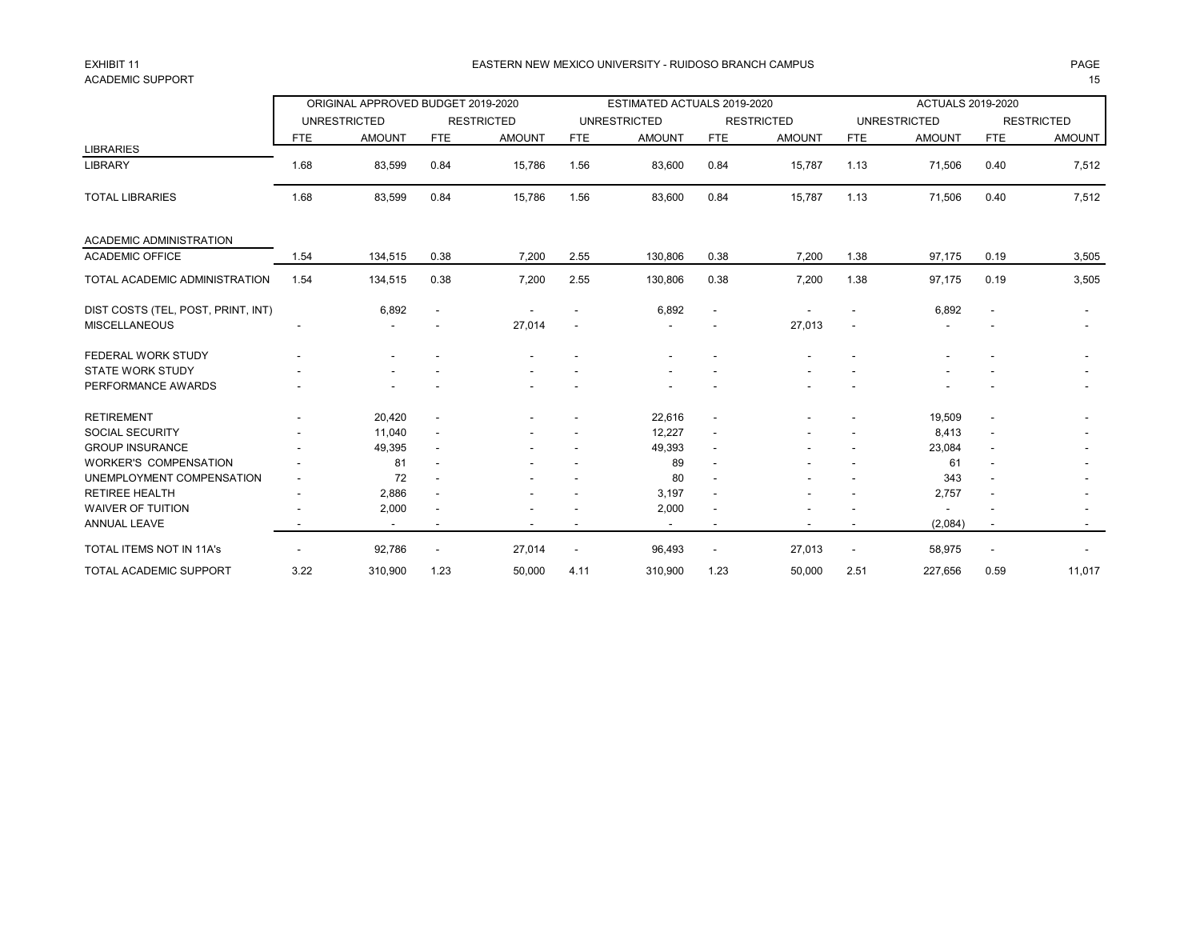EXHIBIT 11
ACADEMIC SUPPORT

EASTERN NEW MEXICO UNIVERSITY - RUIDOSO BRANCH CAMPUS

| | ORIGINAL APPROVED BUDGET 2019-2020 | | | | ESTIMATED ACTUALS 2019-2020 | | | | ACTUALS 2019-2020 | | | |
|---|---|---|---|---|---|---|---|---|---|---|---|---|
| | UNRESTRICTED | | RESTRICTED | | UNRESTRICTED | | RESTRICTED | | UNRESTRICTED | | RESTRICTED | |
| | FTE | AMOUNT | FTE | AMOUNT | FTE | AMOUNT | FTE | AMOUNT | FTE | AMOUNT | FTE | AMOUNT |
| LIBRARIES | | | | | | | | | | | | |
| LIBRARY | 1.68 | 83,599 | 0.84 | 15,786 | 1.56 | 83,600 | 0.84 | 15,787 | 1.13 | 71,506 | 0.40 | 7,512 |
| TOTAL LIBRARIES | 1.68 | 83,599 | 0.84 | 15,786 | 1.56 | 83,600 | 0.84 | 15,787 | 1.13 | 71,506 | 0.40 | 7,512 |
| ACADEMIC ADMINISTRATION | | | | | | | | | | | | |
| ACADEMIC OFFICE | 1.54 | 134,515 | 0.38 | 7,200 | 2.55 | 130,806 | 0.38 | 7,200 | 1.38 | 97,175 | 0.19 | 3,505 |
| TOTAL ACADEMIC ADMINISTRATION | 1.54 | 134,515 | 0.38 | 7,200 | 2.55 | 130,806 | 0.38 | 7,200 | 1.38 | 97,175 | 0.19 | 3,505 |
| DIST COSTS (TEL, POST, PRINT, INT) | | 6,892 | - | - | - | 6,892 | - | - | - | 6,892 | - | - |
| MISCELLANEOUS | - | - | - | 27,014 | - | - | - | 27,013 | - | - | - | - |
| FEDERAL WORK STUDY | - | - | - | - | - | - | - | - | - | - | - | - |
| STATE WORK STUDY | - | - | - | - | - | - | - | - | - | - | - | - |
| PERFORMANCE AWARDS | - | - | - | - | - | - | - | - | - | - | - | - |
| RETIREMENT | - | 20,420 | - | - | - | 22,616 | - | - | - | 19,509 | - | - |
| SOCIAL SECURITY | - | 11,040 | - | - | - | 12,227 | - | - | - | 8,413 | - | - |
| GROUP INSURANCE | - | 49,395 | - | - | - | 49,393 | - | - | - | 23,084 | - | - |
| WORKER'S COMPENSATION | - | 81 | - | - | - | 89 | - | - | - | 61 | - | - |
| UNEMPLOYMENT COMPENSATION | - | 72 | - | - | - | 80 | - | - | - | 343 | - | - |
| RETIREE HEALTH | - | 2,886 | - | - | - | 3,197 | - | - | - | 2,757 | - | - |
| WAIVER OF TUITION | - | 2,000 | - | - | - | 2,000 | - | - | - | - | - | - |
| ANNUAL LEAVE | - | - | - | - | - | - | - | - | - | (2,084) | - | - |
| TOTAL ITEMS NOT IN 11A's | - | 92,786 | - | 27,014 | - | 96,493 | - | 27,013 | - | 58,975 | - | - |
| TOTAL ACADEMIC SUPPORT | 3.22 | 310,900 | 1.23 | 50,000 | 4.11 | 310,900 | 1.23 | 50,000 | 2.51 | 227,656 | 0.59 | 11,017 |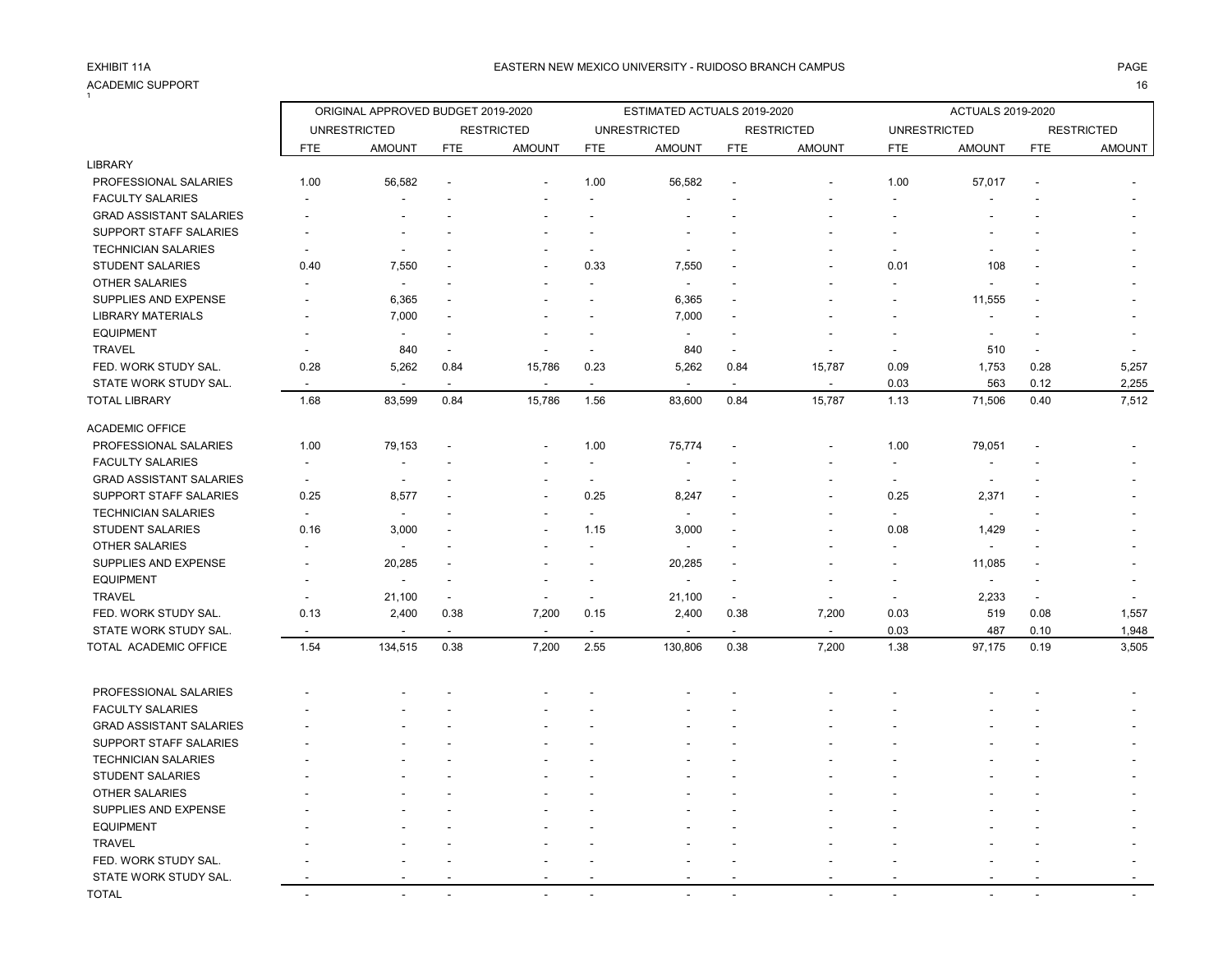EXHIBIT 11A

EASTERN NEW MEXICO UNIVERSITY - RUIDOSO BRANCH CAMPUS

ACADEMIC SUPPORT

| | ORIGINAL APPROVED BUDGET 2019-2020 | | | | ESTIMATED ACTUALS 2019-2020 | | | | ACTUALS 2019-2020 | | | |
|---|---|---|---|---|---|---|---|---|---|---|---|---|
| | UNRESTRICTED | | RESTRICTED | | UNRESTRICTED | | RESTRICTED | | UNRESTRICTED | | RESTRICTED | |
| | FTE | AMOUNT | FTE | AMOUNT | FTE | AMOUNT | FTE | AMOUNT | FTE | AMOUNT | FTE | AMOUNT |
| LIBRARY | | | | | | | | | | | | |
| PROFESSIONAL SALARIES | 1.00 | 56,582 | - | - | 1.00 | 56,582 | - | - | 1.00 | 57,017 | - | - |
| FACULTY SALARIES | - | - | - | - | - | - | - | - | - | - | - | - |
| GRAD ASSISTANT SALARIES | - | - | - | - | - | - | - | - | - | - | - | - |
| SUPPORT STAFF SALARIES | - | - | - | - | - | - | - | - | - | - | - | - |
| TECHNICIAN SALARIES | - | - | - | - | - | - | - | - | - | - | - | - |
| STUDENT SALARIES | 0.40 | 7,550 | - | - | 0.33 | 7,550 | - | - | 0.01 | 108 | - | - |
| OTHER SALARIES | - | - | - | - | - | - | - | - | - | - | - | - |
| SUPPLIES AND EXPENSE | - | 6,365 | - | - | - | 6,365 | - | - | - | 11,555 | - | - |
| LIBRARY MATERIALS | - | 7,000 | - | - | - | 7,000 | - | - | - | - | - | - |
| EQUIPMENT | - | - | - | - | - | - | - | - | - | - | - | - |
| TRAVEL | - | 840 | - | - | - | 840 | - | - | - | 510 | - | - |
| FED. WORK STUDY SAL. | 0.28 | 5,262 | 0.84 | 15,786 | 0.23 | 5,262 | 0.84 | 15,787 | 0.09 | 1,753 | 0.28 | 5,257 |
| STATE WORK STUDY SAL. | - | - | - | - | - | - | - | - | 0.03 | 563 | 0.12 | 2,255 |
| TOTAL LIBRARY | 1.68 | 83,599 | 0.84 | 15,786 | 1.56 | 83,600 | 0.84 | 15,787 | 1.13 | 71,506 | 0.40 | 7,512 |
| ACADEMIC OFFICE | | | | | | | | | | | | |
| PROFESSIONAL SALARIES | 1.00 | 79,153 | - | - | 1.00 | 75,774 | - | - | 1.00 | 79,051 | - | - |
| FACULTY SALARIES | - | - | - | - | - | - | - | - | - | - | - | - |
| GRAD ASSISTANT SALARIES | - | - | - | - | - | - | - | - | - | - | - | - |
| SUPPORT STAFF SALARIES | 0.25 | 8,577 | - | - | 0.25 | 8,247 | - | - | 0.25 | 2,371 | - | - |
| TECHNICIAN SALARIES | - | - | - | - | - | - | - | - | - | - | - | - |
| STUDENT SALARIES | 0.16 | 3,000 | - | - | 1.15 | 3,000 | - | - | 0.08 | 1,429 | - | - |
| OTHER SALARIES | - | - | - | - | - | - | - | - | - | - | - | - |
| SUPPLIES AND EXPENSE | - | 20,285 | - | - | - | 20,285 | - | - | - | 11,085 | - | - |
| EQUIPMENT | - | - | - | - | - | - | - | - | - | - | - | - |
| TRAVEL | - | 21,100 | - | - | - | 21,100 | - | - | - | 2,233 | - | - |
| FED. WORK STUDY SAL. | 0.13 | 2,400 | 0.38 | 7,200 | 0.15 | 2,400 | 0.38 | 7,200 | 0.03 | 519 | 0.08 | 1,557 |
| STATE WORK STUDY SAL. | - | - | - | - | - | - | - | - | 0.03 | 487 | 0.10 | 1,948 |
| TOTAL ACADEMIC OFFICE | 1.54 | 134,515 | 0.38 | 7,200 | 2.55 | 130,806 | 0.38 | 7,200 | 1.38 | 97,175 | 0.19 | 3,505 |
| | | | | | | | | | | | | |
| PROFESSIONAL SALARIES | - | - | - | - | - | - | - | - | - | - | - | - |
| FACULTY SALARIES | - | - | - | - | - | - | - | - | - | - | - | - |
| GRAD ASSISTANT SALARIES | - | - | - | - | - | - | - | - | - | - | - | - |
| SUPPORT STAFF SALARIES | - | - | - | - | - | - | - | - | - | - | - | - |
| TECHNICIAN SALARIES | - | - | - | - | - | - | - | - | - | - | - | - |
| STUDENT SALARIES | - | - | - | - | - | - | - | - | - | - | - | - |
| OTHER SALARIES | - | - | - | - | - | - | - | - | - | - | - | - |
| SUPPLIES AND EXPENSE | - | - | - | - | - | - | - | - | - | - | - | - |
| EQUIPMENT | - | - | - | - | - | - | - | - | - | - | - | - |
| TRAVEL | - | - | - | - | - | - | - | - | - | - | - | - |
| FED. WORK STUDY SAL. | - | - | - | - | - | - | - | - | - | - | - | - |
| STATE WORK STUDY SAL. | - | - | - | - | - | - | - | - | - | - | - | - |
| TOTAL | - | - | - | - | - | - | - | - | - | - | - | - |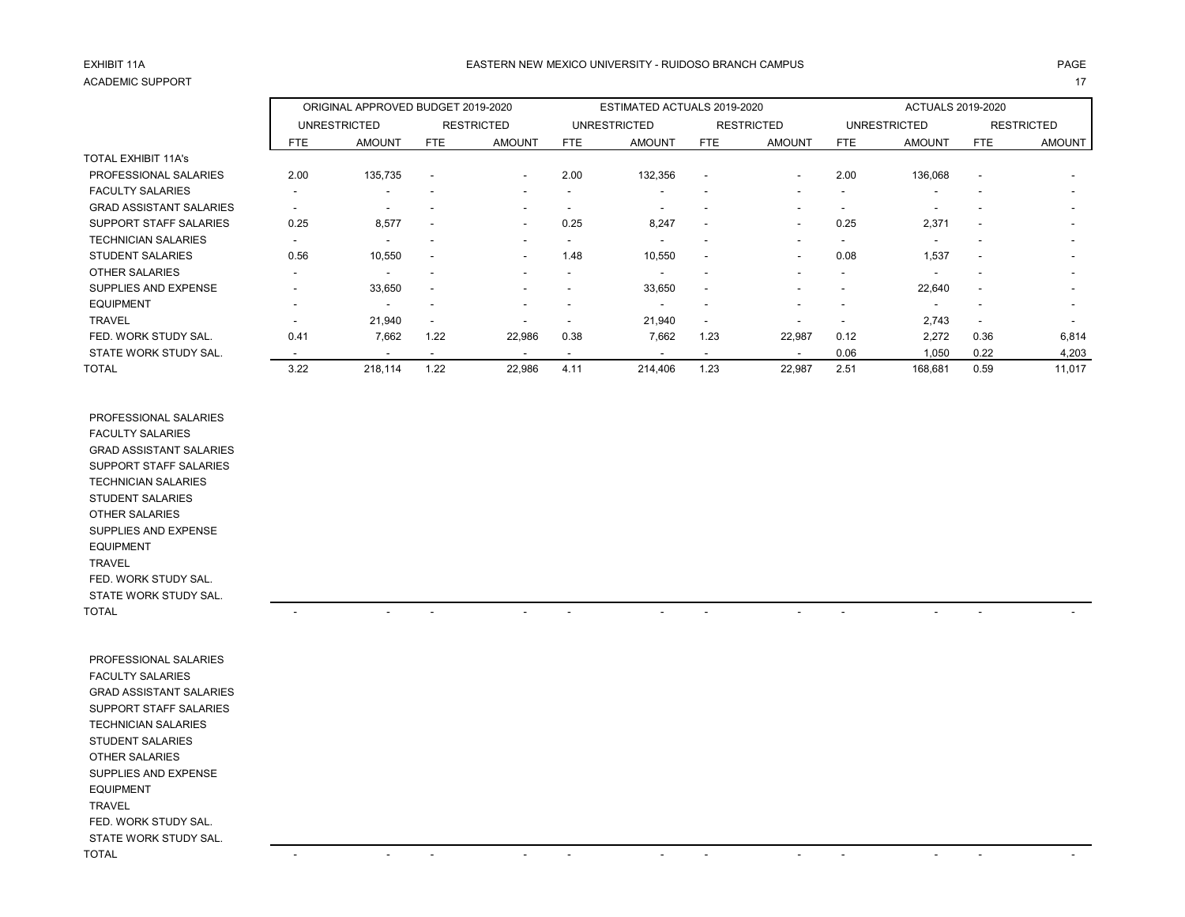EXHIBIT 11A

ACADEMIC SUPPORT

EASTERN NEW MEXICO UNIVERSITY - RUIDOSO BRANCH CAMPUS

| | ORIGINAL APPROVED BUDGET 2019-2020 | | | | ESTIMATED ACTUALS 2019-2020 | | | | ACTUALS 2019-2020 | | | |
|---|---|---|---|---|---|---|---|---|---|---|---|---|
| | UNRESTRICTED | | RESTRICTED | | UNRESTRICTED | | RESTRICTED | | UNRESTRICTED | | RESTRICTED | |
| | FTE | AMOUNT | FTE | AMOUNT | FTE | AMOUNT | FTE | AMOUNT | FTE | AMOUNT | FTE | AMOUNT |
| TOTAL EXHIBIT 11A's | | | | | | | | | | | | |
| PROFESSIONAL SALARIES | 2.00 | 135,735 | - | - | 2.00 | 132,356 | - | - | 2.00 | 136,068 | - | - |
| FACULTY SALARIES | - | - | - | - | - | - | - | - | - | - | - | - |
| GRAD ASSISTANT SALARIES | - | - | - | - | - | - | - | - | - | - | - | - |
| SUPPORT STAFF SALARIES | 0.25 | 8,577 | - | - | 0.25 | 8,247 | - | - | 0.25 | 2,371 | - | - |
| TECHNICIAN SALARIES | - | - | - | - | - | - | - | - | - | - | - | - |
| STUDENT SALARIES | 0.56 | 10,550 | - | - | 1.48 | 10,550 | - | - | 0.08 | 1,537 | - | - |
| OTHER SALARIES | - | - | - | - | - | - | - | - | - | - | - | - |
| SUPPLIES AND EXPENSE | - | 33,650 | - | - | - | 33,650 | - | - | - | 22,640 | - | - |
| EQUIPMENT | - | - | - | - | - | - | - | - | - | - | - | - |
| TRAVEL | - | 21,940 | - | - | - | 21,940 | - | - | - | 2,743 | - | - |
| FED. WORK STUDY SAL. | 0.41 | 7,662 | 1.22 | 22,986 | 0.38 | 7,662 | 1.23 | 22,987 | 0.12 | 2,272 | 0.36 | 6,814 |
| STATE WORK STUDY SAL. | - | - | - | - | - | - | - | - | 0.06 | 1,050 | 0.22 | 4,203 |
| TOTAL | 3.22 | 218,114 | 1.22 | 22,986 | 4.11 | 214,406 | 1.23 | 22,987 | 2.51 | 168,681 | 0.59 | 11,017 |

| | FTE | AMOUNT | FTE | AMOUNT | FTE | AMOUNT | FTE | AMOUNT | FTE | AMOUNT | FTE | AMOUNT |
|---|---|---|---|---|---|---|---|---|---|---|---|---|
| PROFESSIONAL SALARIES | | | | | | | | | | | | |
| FACULTY SALARIES | | | | | | | | | | | | |
| GRAD ASSISTANT SALARIES | | | | | | | | | | | | |
| SUPPORT STAFF SALARIES | | | | | | | | | | | | |
| TECHNICIAN SALARIES | | | | | | | | | | | | |
| STUDENT SALARIES | | | | | | | | | | | | |
| OTHER SALARIES | | | | | | | | | | | | |
| SUPPLIES AND EXPENSE | | | | | | | | | | | | |
| EQUIPMENT | | | | | | | | | | | | |
| TRAVEL | | | | | | | | | | | | |
| FED. WORK STUDY SAL. | | | | | | | | | | | | |
| STATE WORK STUDY SAL. | | | | | | | | | | | | |
| TOTAL | - | - | - | - | - | - | - | - | - | - | - | - |

| | FTE | AMOUNT | FTE | AMOUNT | FTE | AMOUNT | FTE | AMOUNT | FTE | AMOUNT | FTE | AMOUNT |
|---|---|---|---|---|---|---|---|---|---|---|---|---|
| PROFESSIONAL SALARIES | | | | | | | | | | | | |
| FACULTY SALARIES | | | | | | | | | | | | |
| GRAD ASSISTANT SALARIES | | | | | | | | | | | | |
| SUPPORT STAFF SALARIES | | | | | | | | | | | | |
| TECHNICIAN SALARIES | | | | | | | | | | | | |
| STUDENT SALARIES | | | | | | | | | | | | |
| OTHER SALARIES | | | | | | | | | | | | |
| SUPPLIES AND EXPENSE | | | | | | | | | | | | |
| EQUIPMENT | | | | | | | | | | | | |
| TRAVEL | | | | | | | | | | | | |
| FED. WORK STUDY SAL. | | | | | | | | | | | | |
| STATE WORK STUDY SAL. | | | | | | | | | | | | |
| TOTAL | - | - | - | - | - | - | - | - | - | - | - | - |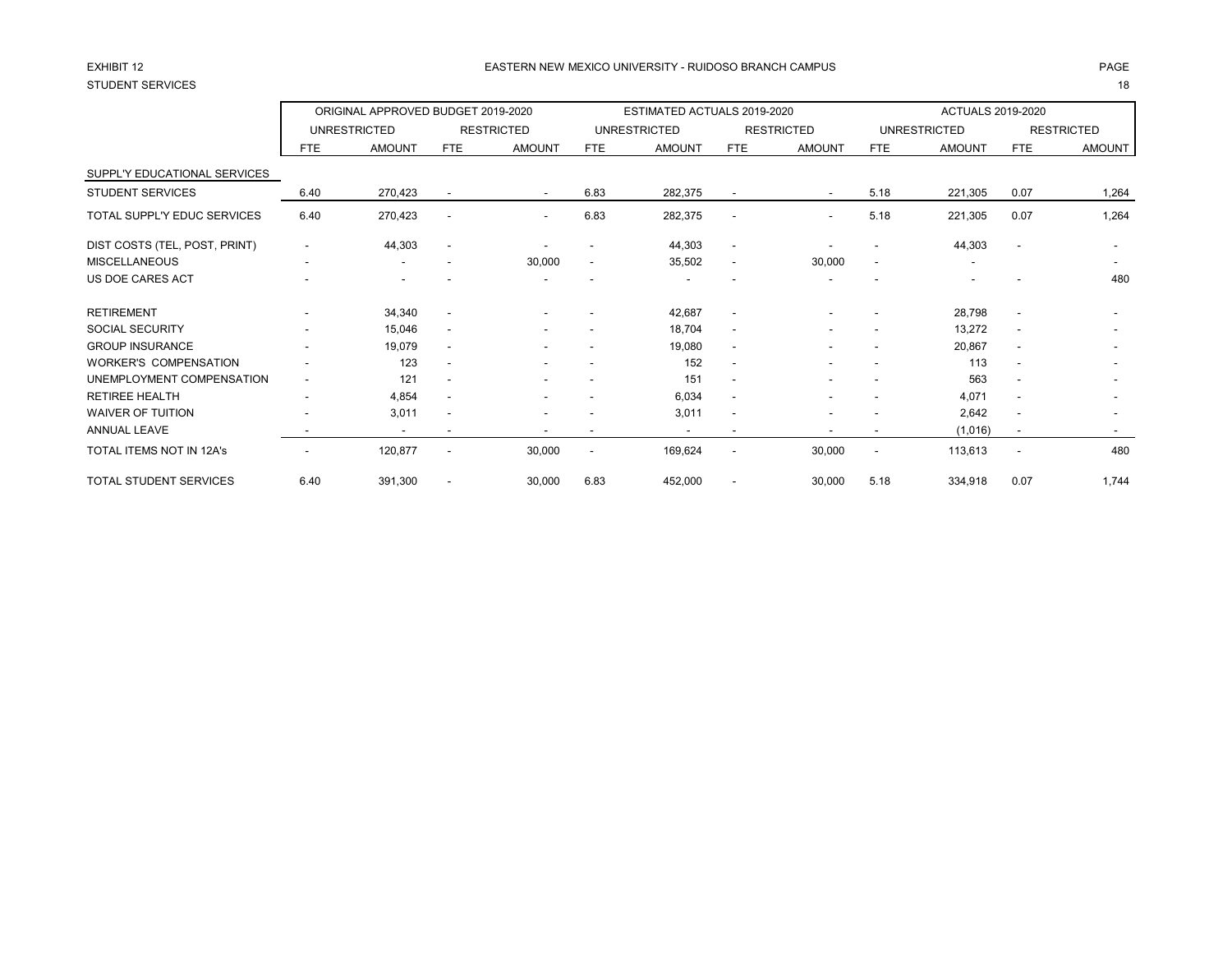EXHIBIT 12

STUDENT SERVICES

EASTERN NEW MEXICO UNIVERSITY - RUIDOSO BRANCH CAMPUS

| | ORIGINAL APPROVED BUDGET 2019-2020 | | | | ESTIMATED ACTUALS 2019-2020 | | | | ACTUALS 2019-2020 | | | |
|---|---|---|---|---|---|---|---|---|---|---|---|---|
| | UNRESTRICTED | | RESTRICTED | | UNRESTRICTED | | RESTRICTED | | UNRESTRICTED | | RESTRICTED | |
| | FTE | AMOUNT | FTE | AMOUNT | FTE | AMOUNT | FTE | AMOUNT | FTE | AMOUNT | FTE | AMOUNT |
| SUPPL'Y EDUCATIONAL SERVICES | | | | | | | | | | | | |
| STUDENT SERVICES | 6.40 | 270,423 | - | - | 6.83 | 282,375 | - | - | 5.18 | 221,305 | 0.07 | 1,264 |
| TOTAL SUPPL'Y EDUC SERVICES | 6.40 | 270,423 | - | - | 6.83 | 282,375 | - | - | 5.18 | 221,305 | 0.07 | 1,264 |
| DIST COSTS (TEL, POST, PRINT) | - | 44,303 | - | - | - | 44,303 | - | - | - | 44,303 | - | - |
| MISCELLANEOUS | - | - | - | 30,000 | - | 35,502 | - | 30,000 | - | - | | - |
| US DOE CARES ACT | - | - | - | - | - | - | - | - | - | - | - | 480 |
| RETIREMENT | - | 34,340 | - | - | - | 42,687 | - | - | - | 28,798 | - | - |
| SOCIAL SECURITY | - | 15,046 | - | - | - | 18,704 | - | - | - | 13,272 | - | - |
| GROUP INSURANCE | - | 19,079 | - | - | - | 19,080 | - | - | - | 20,867 | - | - |
| WORKER'S COMPENSATION | - | 123 | - | - | - | 152 | - | - | - | 113 | - | - |
| UNEMPLOYMENT COMPENSATION | - | 121 | - | - | - | 151 | - | - | - | 563 | - | - |
| RETIREE HEALTH | - | 4,854 | - | - | - | 6,034 | - | - | - | 4,071 | - | - |
| WAIVER OF TUITION | - | 3,011 | - | - | - | 3,011 | - | - | - | 2,642 | - | - |
| ANNUAL LEAVE | - | - | - | - | - | - | - | - | - | (1,016) | - | - |
| TOTAL ITEMS NOT IN 12A's | - | 120,877 | - | 30,000 | - | 169,624 | - | 30,000 | - | 113,613 | - | 480 |
| TOTAL STUDENT SERVICES | 6.40 | 391,300 | - | 30,000 | 6.83 | 452,000 | - | 30,000 | 5.18 | 334,918 | 0.07 | 1,744 |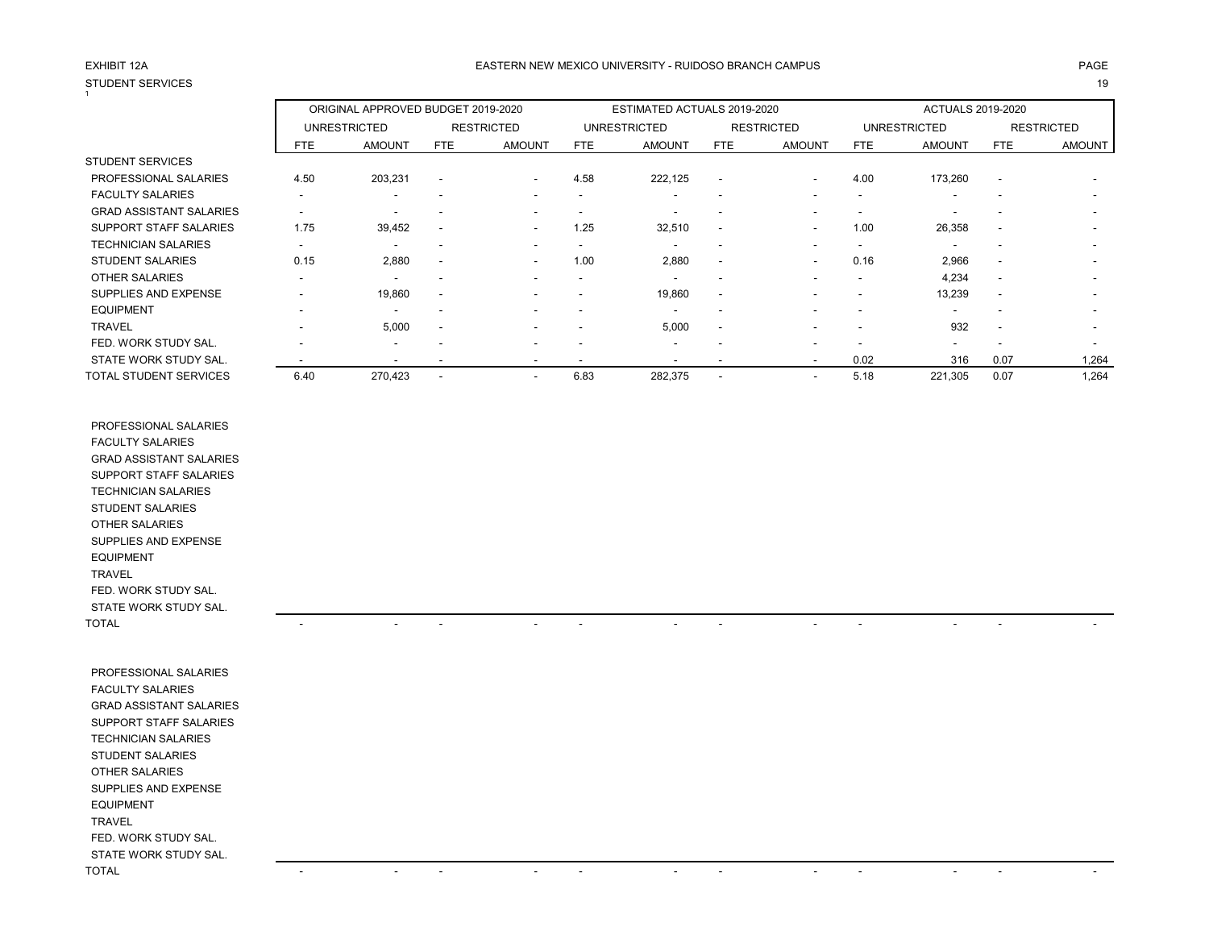EXHIBIT 12A

STUDENT SERVICES

EASTERN NEW MEXICO UNIVERSITY - RUIDOSO BRANCH CAMPUS

| | ORIGINAL APPROVED BUDGET 2019-2020 | | | | ESTIMATED ACTUALS 2019-2020 | | | | ACTUALS 2019-2020 | | | |
|---|---|---|---|---|---|---|---|---|---|---|---|---|
| | UNRESTRICTED | | RESTRICTED | | UNRESTRICTED | | RESTRICTED | | UNRESTRICTED | | RESTRICTED | |
| | FTE | AMOUNT | FTE | AMOUNT | FTE | AMOUNT | FTE | AMOUNT | FTE | AMOUNT | FTE | AMOUNT |
| STUDENT SERVICES | | | | | | | | | | | | |
| PROFESSIONAL SALARIES | 4.50 | 203,231 | - | - | 4.58 | 222,125 | - | - | 4.00 | 173,260 | - | - |
| FACULTY SALARIES | - | - | - | - | - | - | - | - | - | - | - | - |
| GRAD ASSISTANT SALARIES | - | - | - | - | - | - | - | - | - | - | - | - |
| SUPPORT STAFF SALARIES | 1.75 | 39,452 | - | - | 1.25 | 32,510 | - | - | 1.00 | 26,358 | - | - |
| TECHNICIAN SALARIES | - | - | - | - | - | - | - | - | - | - | - | - |
| STUDENT SALARIES | 0.15 | 2,880 | - | - | 1.00 | 2,880 | - | - | 0.16 | 2,966 | - | - |
| OTHER SALARIES | - | - | - | - | - | - | - | - | - | 4,234 | - | - |
| SUPPLIES AND EXPENSE | - | 19,860 | - | - | - | 19,860 | - | - | - | 13,239 | - | - |
| EQUIPMENT | - | - | - | - | - | - | - | - | - | - | - | - |
| TRAVEL | - | 5,000 | - | - | - | 5,000 | - | - | - | 932 | - | - |
| FED. WORK STUDY SAL. | - | - | - | - | - | - | - | - | - | - | - | - |
| STATE WORK STUDY SAL. | - | - | - | - | - | - | - | - | 0.02 | 316 | 0.07 | 1,264 |
| TOTAL STUDENT SERVICES | 6.40 | 270,423 | - | - | 6.83 | 282,375 | - | - | 5.18 | 221,305 | 0.07 | 1,264 |
| | | | | | | | | | | | | |
| PROFESSIONAL SALARIES | | | | | | | | | | | | |
| FACULTY SALARIES | | | | | | | | | | | | |
| GRAD ASSISTANT SALARIES | | | | | | | | | | | | |
| SUPPORT STAFF SALARIES | | | | | | | | | | | | |
| TECHNICIAN SALARIES | | | | | | | | | | | | |
| STUDENT SALARIES | | | | | | | | | | | | |
| OTHER SALARIES | | | | | | | | | | | | |
| SUPPLIES AND EXPENSE | | | | | | | | | | | | |
| EQUIPMENT | | | | | | | | | | | | |
| TRAVEL | | | | | | | | | | | | |
| FED. WORK STUDY SAL. | | | | | | | | | | | | |
| STATE WORK STUDY SAL. | | | | | | | | | | | | |
| TOTAL | - | - | - | - | - | - | - | - | - | - | - | - |
| | | | | | | | | | | | | |
| PROFESSIONAL SALARIES | | | | | | | | | | | | |
| FACULTY SALARIES | | | | | | | | | | | | |
| GRAD ASSISTANT SALARIES | | | | | | | | | | | | |
| SUPPORT STAFF SALARIES | | | | | | | | | | | | |
| TECHNICIAN SALARIES | | | | | | | | | | | | |
| STUDENT SALARIES | | | | | | | | | | | | |
| OTHER SALARIES | | | | | | | | | | | | |
| SUPPLIES AND EXPENSE | | | | | | | | | | | | |
| EQUIPMENT | | | | | | | | | | | | |
| TRAVEL | | | | | | | | | | | | |
| FED. WORK STUDY SAL. | | | | | | | | | | | | |
| STATE WORK STUDY SAL. | | | | | | | | | | | | |
| TOTAL | - | - | - | - | - | - | - | - | - | - | - | - |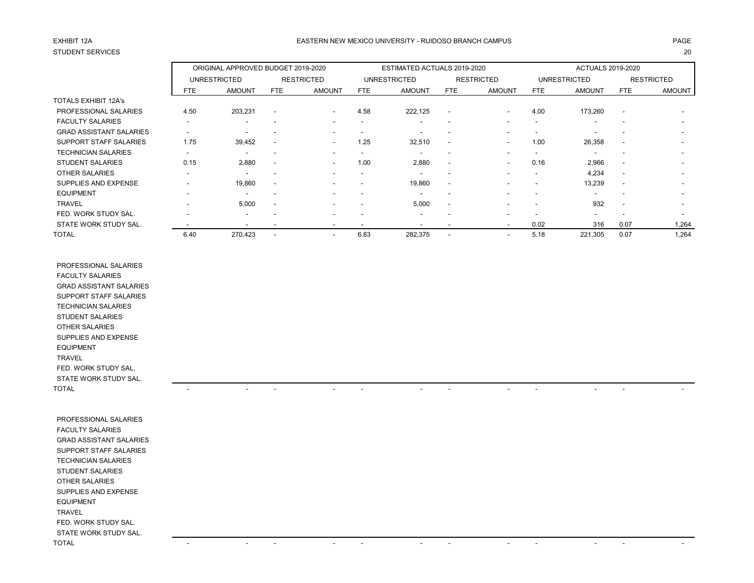EXHIBIT 12A

STUDENT SERVICES

EASTERN NEW MEXICO UNIVERSITY - RUIDOSO BRANCH CAMPUS

| | ORIGINAL APPROVED BUDGET 2019-2020 | | | | ESTIMATED ACTUALS 2019-2020 | | | | ACTUALS 2019-2020 | | | |
|---|---|---|---|---|---|---|---|---|---|---|---|---|
| | UNRESTRICTED | | RESTRICTED | | UNRESTRICTED | | RESTRICTED | | UNRESTRICTED | | RESTRICTED | |
| | FTE | AMOUNT | FTE | AMOUNT | FTE | AMOUNT | FTE | AMOUNT | FTE | AMOUNT | FTE | AMOUNT |
| TOTALS EXHIBIT 12A's | | | | | | | | | | | | |
| PROFESSIONAL SALARIES | 4.50 | 203,231 | - | - | 4.58 | 222,125 | - | - | 4.00 | 173,260 | - | - |
| FACULTY SALARIES | - | - | - | - | - | - | - | - | - | - | - | - |
| GRAD ASSISTANT SALARIES | - | - | - | - | - | - | - | - | - | - | - | - |
| SUPPORT STAFF SALARIES | 1.75 | 39,452 | - | - | 1.25 | 32,510 | - | - | 1.00 | 26,358 | - | - |
| TECHNICIAN SALARIES | - | - | - | - | - | - | - | - | - | - | - | - |
| STUDENT SALARIES | 0.15 | 2,880 | - | - | 1.00 | 2,880 | - | - | 0.16 | 2,966 | - | - |
| OTHER SALARIES | - | - | - | - | - | - | - | - | - | 4,234 | - | - |
| SUPPLIES AND EXPENSE | - | 19,860 | - | - | - | 19,860 | - | - | - | 13,239 | - | - |
| EQUIPMENT | - | - | - | - | - | - | - | - | - | - | - | - |
| TRAVEL | - | 5,000 | - | - | - | 5,000 | - | - | - | 932 | - | - |
| FED. WORK STUDY SAL. | - | - | - | - | - | - | - | - | - | - | - | - |
| STATE WORK STUDY SAL. | - | - | - | - | - | - | - | - | 0.02 | 316 | 0.07 | 1,264 |
| TOTAL | 6.40 | 270,423 | - | - | 6.83 | 282,375 | - | - | 5.18 | 221,305 | 0.07 | 1,264 |

| | FTE | AMOUNT | FTE | AMOUNT | FTE | AMOUNT | FTE | AMOUNT | FTE | AMOUNT | FTE | AMOUNT |
|---|---|---|---|---|---|---|---|---|---|---|---|---|
| PROFESSIONAL SALARIES | | | | | | | | | | | | |
| FACULTY SALARIES | | | | | | | | | | | | |
| GRAD ASSISTANT SALARIES | | | | | | | | | | | | |
| SUPPORT STAFF SALARIES | | | | | | | | | | | | |
| TECHNICIAN SALARIES | | | | | | | | | | | | |
| STUDENT SALARIES | | | | | | | | | | | | |
| OTHER SALARIES | | | | | | | | | | | | |
| SUPPLIES AND EXPENSE | | | | | | | | | | | | |
| EQUIPMENT | | | | | | | | | | | | |
| TRAVEL | | | | | | | | | | | | |
| FED. WORK STUDY SAL. | | | | | | | | | | | | |
| STATE WORK STUDY SAL. | | | | | | | | | | | | |
| TOTAL | - | - | - | - | - | - | - | - | - | - | - | - |

| | FTE | AMOUNT | FTE | AMOUNT | FTE | AMOUNT | FTE | AMOUNT | FTE | AMOUNT | FTE | AMOUNT |
|---|---|---|---|---|---|---|---|---|---|---|---|---|
| PROFESSIONAL SALARIES | | | | | | | | | | | | |
| FACULTY SALARIES | | | | | | | | | | | | |
| GRAD ASSISTANT SALARIES | | | | | | | | | | | | |
| SUPPORT STAFF SALARIES | | | | | | | | | | | | |
| TECHNICIAN SALARIES | | | | | | | | | | | | |
| STUDENT SALARIES | | | | | | | | | | | | |
| OTHER SALARIES | | | | | | | | | | | | |
| SUPPLIES AND EXPENSE | | | | | | | | | | | | |
| EQUIPMENT | | | | | | | | | | | | |
| TRAVEL | | | | | | | | | | | | |
| FED. WORK STUDY SAL. | | | | | | | | | | | | |
| STATE WORK STUDY SAL. | | | | | | | | | | | | |
| TOTAL | - | - | - | - | - | - | - | - | - | - | - | - |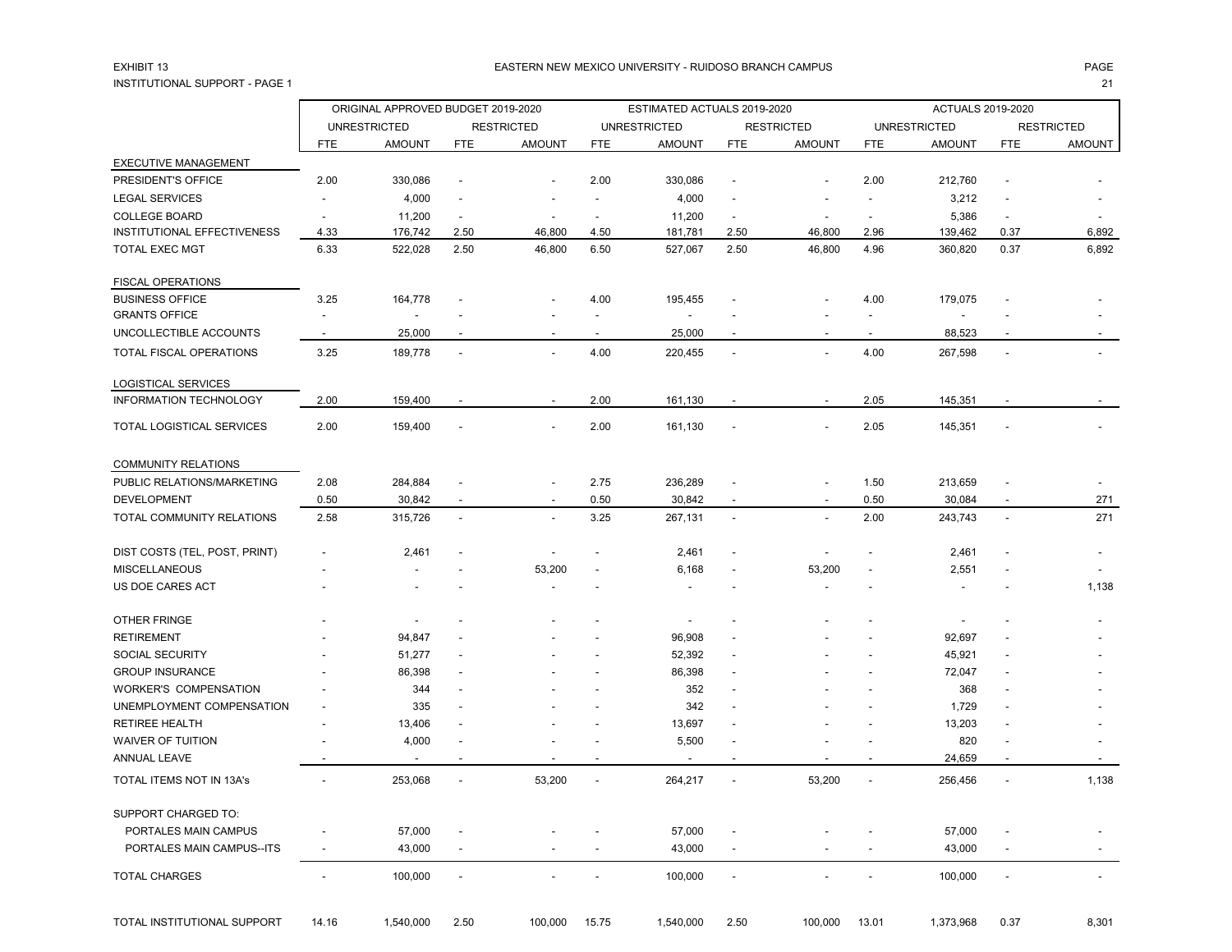EXHIBIT 13

INSTITUTIONAL SUPPORT - PAGE 1

# EASTERN NEW MEXICO UNIVERSITY - RUIDOSO BRANCH CAMPUS

| | ORIGINAL APPROVED BUDGET 2019-2020 | | | | ESTIMATED ACTUALS 2019-2020 | | | | ACTUALS 2019-2020 | | | |
|---|---|---|---|---|---|---|---|---|---|---|---|---|
| | UNRESTRICTED | | RESTRICTED | | UNRESTRICTED | | RESTRICTED | | UNRESTRICTED | | RESTRICTED | |
| | FTE | AMOUNT | FTE | AMOUNT | FTE | AMOUNT | FTE | AMOUNT | FTE | AMOUNT | FTE | AMOUNT |
| EXECUTIVE MANAGEMENT | | | | | | | | | | | | |
| PRESIDENT'S OFFICE | 2.00 | 330,086 | - | - | 2.00 | 330,086 | - | - | 2.00 | 212,760 | - | - |
| LEGAL SERVICES | - | 4,000 | - | - | - | 4,000 | - | - | - | 3,212 | - | - |
| COLLEGE BOARD | - | 11,200 | - | - | - | 11,200 | - | - | - | 5,386 | - | - |
| INSTITUTIONAL EFFECTIVENESS | 4.33 | 176,742 | 2.50 | 46,800 | 4.50 | 181,781 | 2.50 | 46,800 | 2.96 | 139,462 | 0.37 | 6,892 |
| TOTAL EXEC MGT | 6.33 | 522,028 | 2.50 | 46,800 | 6.50 | 527,067 | 2.50 | 46,800 | 4.96 | 360,820 | 0.37 | 6,892 |
| FISCAL OPERATIONS | | | | | | | | | | | | |
| BUSINESS OFFICE | 3.25 | 164,778 | - | - | 4.00 | 195,455 | - | - | 4.00 | 179,075 | - | - |
| GRANTS OFFICE | - | - | - | - | - | - | - | - | - | - | - | - |
| UNCOLLECTIBLE ACCOUNTS | - | 25,000 | - | - | - | 25,000 | - | - | - | 88,523 | - | - |
| TOTAL FISCAL OPERATIONS | 3.25 | 189,778 | - | - | 4.00 | 220,455 | - | - | 4.00 | 267,598 | - | - |
| LOGISTICAL SERVICES | | | | | | | | | | | | |
| INFORMATION TECHNOLOGY | 2.00 | 159,400 | - | - | 2.00 | 161,130 | - | - | 2.05 | 145,351 | - | - |
| TOTAL LOGISTICAL SERVICES | 2.00 | 159,400 | - | - | 2.00 | 161,130 | - | - | 2.05 | 145,351 | - | - |
| COMMUNITY RELATIONS | | | | | | | | | | | | |
| PUBLIC RELATIONS/MARKETING | 2.08 | 284,884 | - | - | 2.75 | 236,289 | - | - | 1.50 | 213,659 | - | - |
| DEVELOPMENT | 0.50 | 30,842 | - | - | 0.50 | 30,842 | - | - | 0.50 | 30,084 | - | 271 |
| TOTAL COMMUNITY RELATIONS | 2.58 | 315,726 | - | - | 3.25 | 267,131 | - | - | 2.00 | 243,743 | - | 271 |
| DIST COSTS (TEL, POST, PRINT) | - | 2,461 | - | - | - | 2,461 | - | - | - | 2,461 | - | - |
| MISCELLANEOUS | - | - | - | 53,200 | - | 6,168 | - | 53,200 | - | 2,551 | - | - |
| US DOE CARES ACT | - | - | - | - | - | - | - | - | - | - | - | 1,138 |
| OTHER FRINGE | - | - | - | - | - | - | - | - | - | - | - | - |
| RETIREMENT | - | 94,847 | - | - | - | 96,908 | - | - | - | 92,697 | - | - |
| SOCIAL SECURITY | - | 51,277 | - | - | - | 52,392 | - | - | - | 45,921 | - | - |
| GROUP INSURANCE | - | 86,398 | - | - | - | 86,398 | - | - | - | 72,047 | - | - |
| WORKER'S COMPENSATION | - | 344 | - | - | - | 352 | - | - | - | 368 | - | - |
| UNEMPLOYMENT COMPENSATION | - | 335 | - | - | - | 342 | - | - | - | 1,729 | - | - |
| RETIREE HEALTH | - | 13,406 | - | - | - | 13,697 | - | - | - | 13,203 | - | - |
| WAIVER OF TUITION | - | 4,000 | - | - | - | 5,500 | - | - | - | 820 | - | - |
| ANNUAL LEAVE | - | - | - | - | - | - | - | - | - | 24,659 | - | - |
| TOTAL ITEMS NOT IN 13A's | - | 253,068 | - | 53,200 | - | 264,217 | - | 53,200 | - | 256,456 | - | 1,138 |
| SUPPORT CHARGED TO: | | | | | | | | | | | | |
| PORTALES MAIN CAMPUS | - | 57,000 | - | - | - | 57,000 | - | - | - | 57,000 | - | - |
| PORTALES MAIN CAMPUS--ITS | - | 43,000 | - | - | - | 43,000 | - | - | - | 43,000 | - | - |
| TOTAL CHARGES | - | 100,000 | - | - | - | 100,000 | - | - | - | 100,000 | - | - |
| TOTAL INSTITUTIONAL SUPPORT | 14.16 | 1,540,000 | 2.50 | 100,000 | 15.75 | 1,540,000 | 2.50 | 100,000 | 13.01 | 1,373,968 | 0.37 | 8,301 |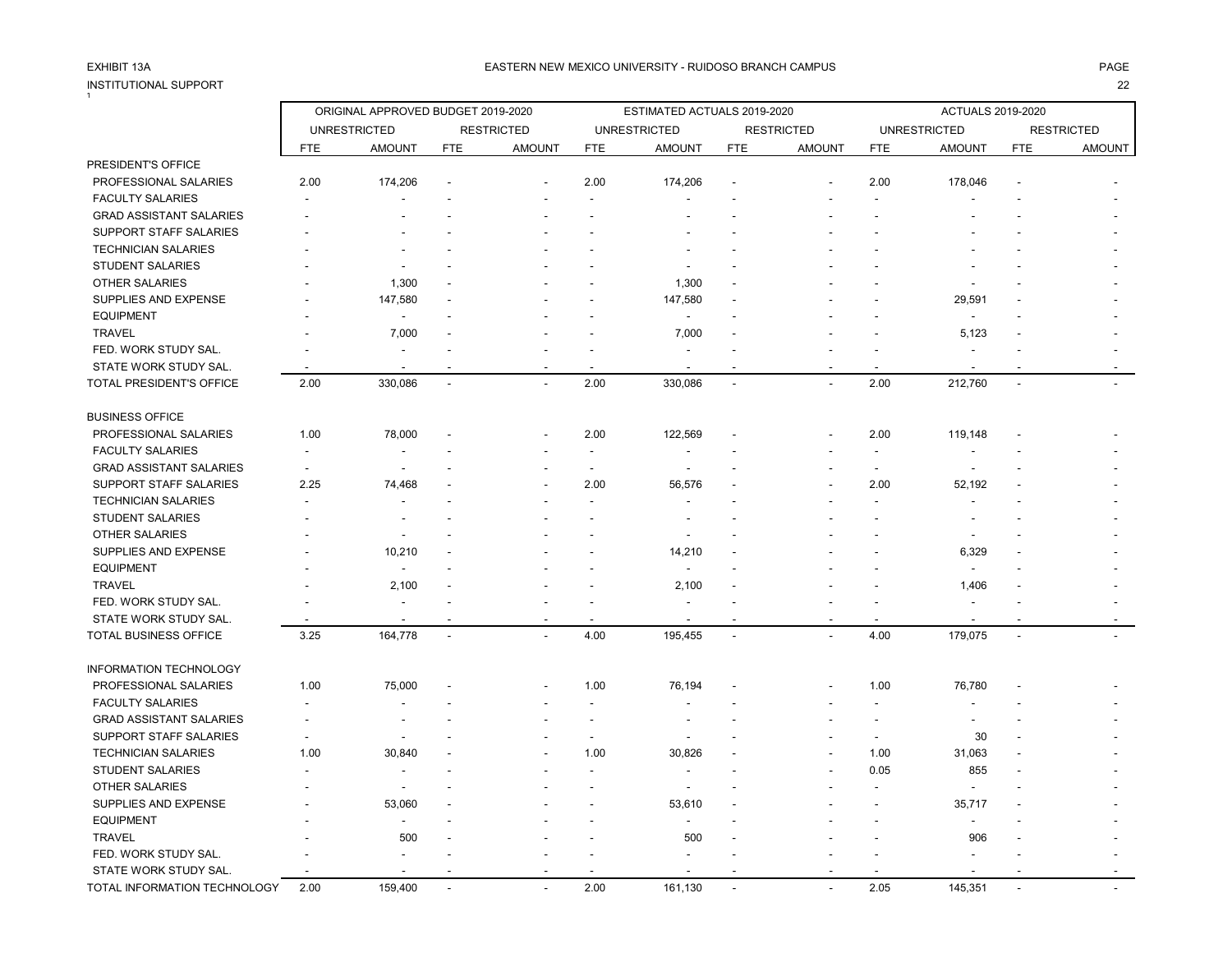EXHIBIT 13A

INSTITUTIONAL SUPPORT

EASTERN NEW MEXICO UNIVERSITY - RUIDOSO BRANCH CAMPUS

| | ORIGINAL APPROVED BUDGET 2019-2020 | | | | ESTIMATED ACTUALS 2019-2020 | | | | ACTUALS 2019-2020 | | | |
|---|---|---|---|---|---|---|---|---|---|---|---|---|
| | UNRESTRICTED | | RESTRICTED | | UNRESTRICTED | | RESTRICTED | | UNRESTRICTED | | RESTRICTED | |
| | FTE | AMOUNT | FTE | AMOUNT | FTE | AMOUNT | FTE | AMOUNT | FTE | AMOUNT | FTE | AMOUNT |
| PRESIDENT'S OFFICE | | | | | | | | | | | | |
| PROFESSIONAL SALARIES | 2.00 | 174,206 | - | - | 2.00 | 174,206 | - | - | 2.00 | 178,046 | - | - |
| FACULTY SALARIES | - | - | - | - | - | - | - | - | - | - | - | - |
| GRAD ASSISTANT SALARIES | - | - | - | - | - | - | - | - | - | - | - | - |
| SUPPORT STAFF SALARIES | - | - | - | - | - | - | - | - | - | - | - | - |
| TECHNICIAN SALARIES | - | - | - | - | - | - | - | - | - | - | - | - |
| STUDENT SALARIES | - | - | - | - | - | - | - | - | - | - | - | - |
| OTHER SALARIES | - | 1,300 | - | - | - | 1,300 | - | - | - | - | - | - |
| SUPPLIES AND EXPENSE | - | 147,580 | - | - | - | 147,580 | - | - | - | 29,591 | - | - |
| EQUIPMENT | - | - | - | - | - | - | - | - | - | - | - | - |
| TRAVEL | - | 7,000 | - | - | - | 7,000 | - | - | - | 5,123 | - | - |
| FED. WORK STUDY SAL. | - | - | - | - | - | - | - | - | - | - | - | - |
| STATE WORK STUDY SAL. | - | - | - | - | - | - | - | - | - | - | - | - |
| TOTAL PRESIDENT'S OFFICE | 2.00 | 330,086 | - | - | 2.00 | 330,086 | - | - | 2.00 | 212,760 | - | - |
| | | | | | | | | | | | | |
| BUSINESS OFFICE | | | | | | | | | | | | |
| PROFESSIONAL SALARIES | 1.00 | 78,000 | - | - | 2.00 | 122,569 | - | - | 2.00 | 119,148 | - | - |
| FACULTY SALARIES | - | - | - | - | - | - | - | - | - | - | - | - |
| GRAD ASSISTANT SALARIES | - | - | - | - | - | - | - | - | - | - | - | - |
| SUPPORT STAFF SALARIES | 2.25 | 74,468 | - | - | 2.00 | 56,576 | - | - | 2.00 | 52,192 | - | - |
| TECHNICIAN SALARIES | - | - | - | - | - | - | - | - | - | - | - | - |
| STUDENT SALARIES | - | - | - | - | - | - | - | - | - | - | - | - |
| OTHER SALARIES | - | - | - | - | - | - | - | - | - | - | - | - |
| SUPPLIES AND EXPENSE | - | 10,210 | - | - | - | 14,210 | - | - | - | 6,329 | - | - |
| EQUIPMENT | - | - | - | - | - | - | - | - | - | - | - | - |
| TRAVEL | - | 2,100 | - | - | - | 2,100 | - | - | - | 1,406 | - | - |
| FED. WORK STUDY SAL. | - | - | - | - | - | - | - | - | - | - | - | - |
| STATE WORK STUDY SAL. | - | - | - | - | - | - | - | - | - | - | - | - |
| TOTAL BUSINESS OFFICE | 3.25 | 164,778 | - | - | 4.00 | 195,455 | - | - | 4.00 | 179,075 | - | - |
| | | | | | | | | | | | | |
| INFORMATION TECHNOLOGY | | | | | | | | | | | | |
| PROFESSIONAL SALARIES | 1.00 | 75,000 | - | - | 1.00 | 76,194 | - | - | 1.00 | 76,780 | - | - |
| FACULTY SALARIES | - | - | - | - | - | - | - | - | - | - | - | - |
| GRAD ASSISTANT SALARIES | - | - | - | - | - | - | - | - | - | - | - | - |
| SUPPORT STAFF SALARIES | - | - | - | - | - | - | - | - | - | 30 | - | - |
| TECHNICIAN SALARIES | 1.00 | 30,840 | - | - | 1.00 | 30,826 | - | - | 1.00 | 31,063 | - | - |
| STUDENT SALARIES | - | - | - | - | - | - | - | - | 0.05 | 855 | - | - |
| OTHER SALARIES | - | - | - | - | - | - | - | - | - | - | - | - |
| SUPPLIES AND EXPENSE | - | 53,060 | - | - | - | 53,610 | - | - | - | 35,717 | - | - |
| EQUIPMENT | - | - | - | - | - | - | - | - | - | - | - | - |
| TRAVEL | - | 500 | - | - | - | 500 | - | - | - | 906 | - | - |
| FED. WORK STUDY SAL. | - | - | - | - | - | - | - | - | - | - | - | - |
| STATE WORK STUDY SAL. | - | - | - | - | - | - | - | - | - | - | - | - |
| TOTAL INFORMATION TECHNOLOGY | 2.00 | 159,400 | - | - | 2.00 | 161,130 | - | - | 2.05 | 145,351 | - | - |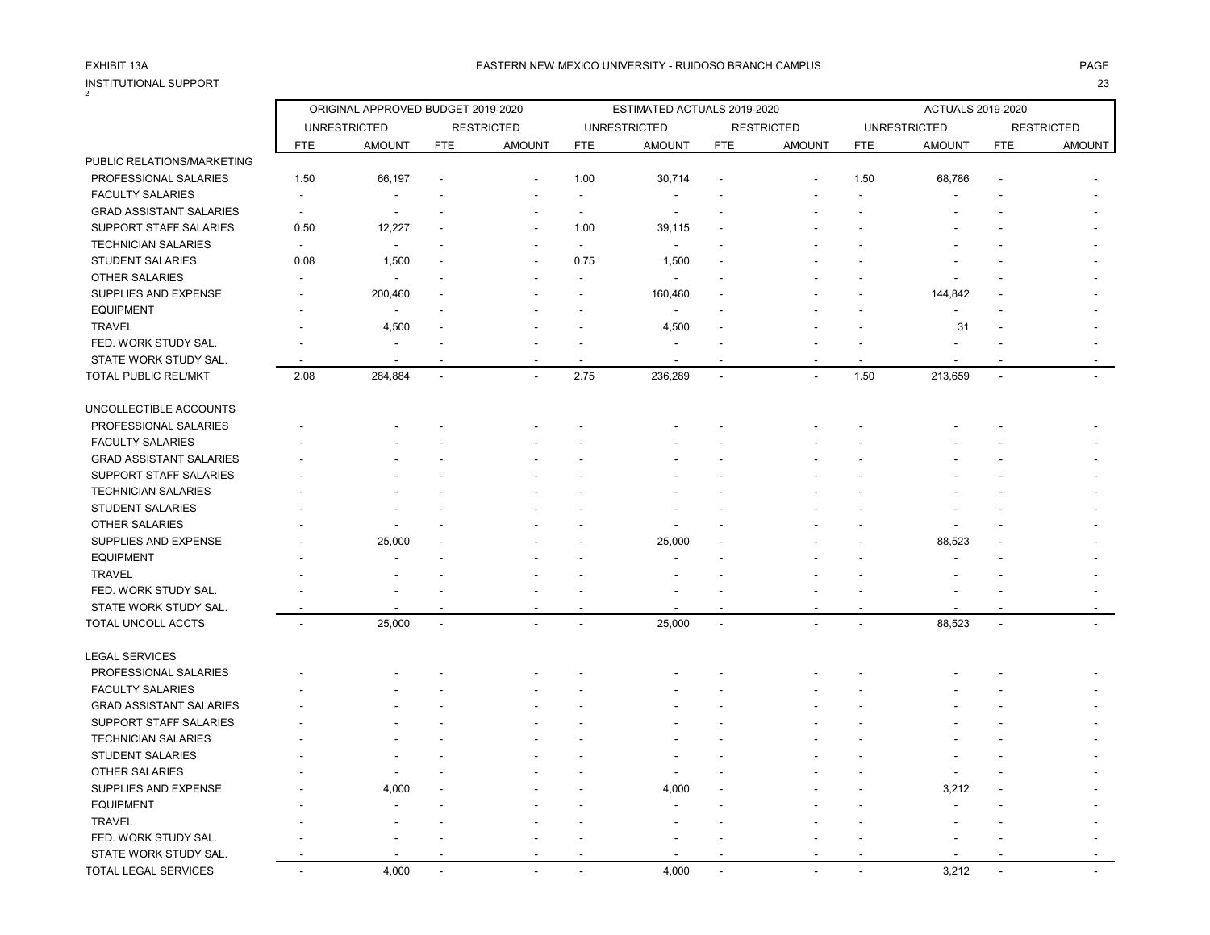EXHIBIT 13A

INSTITUTIONAL SUPPORT

EASTERN NEW MEXICO UNIVERSITY - RUIDOSO BRANCH CAMPUS

| | ORIGINAL APPROVED BUDGET 2019-2020 | | | | ESTIMATED ACTUALS 2019-2020 | | | | ACTUALS 2019-2020 | | | |
|---|---|---|---|---|---|---|---|---|---|---|---|---|
| | UNRESTRICTED | | RESTRICTED | | UNRESTRICTED | | RESTRICTED | | UNRESTRICTED | | RESTRICTED | |
| | FTE | AMOUNT | FTE | AMOUNT | FTE | AMOUNT | FTE | AMOUNT | FTE | AMOUNT | FTE | AMOUNT |
| PUBLIC RELATIONS/MARKETING | | | | | | | | | | | | |
| PROFESSIONAL SALARIES | 1.50 | 66,197 | - | - | 1.00 | 30,714 | - | - | 1.50 | 68,786 | - | - |
| FACULTY SALARIES | - | - | - | - | - | - | - | - | - | - | - | - |
| GRAD ASSISTANT SALARIES | - | - | - | - | - | - | - | - | - | - | - | - |
| SUPPORT STAFF SALARIES | 0.50 | 12,227 | - | - | 1.00 | 39,115 | - | - | - | - | - | - |
| TECHNICIAN SALARIES | - | - | - | - | - | - | - | - | - | - | - | - |
| STUDENT SALARIES | 0.08 | 1,500 | - | - | 0.75 | 1,500 | - | - | - | - | - | - |
| OTHER SALARIES | - | - | - | - | - | - | - | - | - | - | - | - |
| SUPPLIES AND EXPENSE | - | 200,460 | - | - | - | 160,460 | - | - | - | 144,842 | - | - |
| EQUIPMENT | - | - | - | - | - | - | - | - | - | - | - | - |
| TRAVEL | - | 4,500 | - | - | - | 4,500 | - | - | - | 31 | - | - |
| FED. WORK STUDY SAL. | - | - | - | - | - | - | - | - | - | - | - | - |
| STATE WORK STUDY SAL. | - | - | - | - | - | - | - | - | - | - | - | - |
| TOTAL PUBLIC REL/MKT | 2.08 | 284,884 | - | - | 2.75 | 236,289 | - | - | 1.50 | 213,659 | - | - |
| UNCOLLECTIBLE ACCOUNTS | | | | | | | | | | | | |
| PROFESSIONAL SALARIES | - | - | - | - | - | - | - | - | - | - | - | - |
| FACULTY SALARIES | - | - | - | - | - | - | - | - | - | - | - | - |
| GRAD ASSISTANT SALARIES | - | - | - | - | - | - | - | - | - | - | - | - |
| SUPPORT STAFF SALARIES | - | - | - | - | - | - | - | - | - | - | - | - |
| TECHNICIAN SALARIES | - | - | - | - | - | - | - | - | - | - | - | - |
| STUDENT SALARIES | - | - | - | - | - | - | - | - | - | - | - | - |
| OTHER SALARIES | - | - | - | - | - | - | - | - | - | - | - | - |
| SUPPLIES AND EXPENSE | - | 25,000 | - | - | - | 25,000 | - | - | - | 88,523 | - | - |
| EQUIPMENT | - | - | - | - | - | - | - | - | - | - | - | - |
| TRAVEL | - | - | - | - | - | - | - | - | - | - | - | - |
| FED. WORK STUDY SAL. | - | - | - | - | - | - | - | - | - | - | - | - |
| STATE WORK STUDY SAL. | - | - | - | - | - | - | - | - | - | - | - | - |
| TOTAL UNCOLL ACCTS | - | 25,000 | - | - | - | 25,000 | - | - | - | 88,523 | - | - |
| LEGAL SERVICES | | | | | | | | | | | | |
| PROFESSIONAL SALARIES | - | - | - | - | - | - | - | - | - | - | - | - |
| FACULTY SALARIES | - | - | - | - | - | - | - | - | - | - | - | - |
| GRAD ASSISTANT SALARIES | - | - | - | - | - | - | - | - | - | - | - | - |
| SUPPORT STAFF SALARIES | - | - | - | - | - | - | - | - | - | - | - | - |
| TECHNICIAN SALARIES | - | - | - | - | - | - | - | - | - | - | - | - |
| STUDENT SALARIES | - | - | - | - | - | - | - | - | - | - | - | - |
| OTHER SALARIES | - | - | - | - | - | - | - | - | - | - | - | - |
| SUPPLIES AND EXPENSE | - | 4,000 | - | - | - | 4,000 | - | - | - | 3,212 | - | - |
| EQUIPMENT | - | - | - | - | - | - | - | - | - | - | - | - |
| TRAVEL | - | - | - | - | - | - | - | - | - | - | - | - |
| FED. WORK STUDY SAL. | - | - | - | - | - | - | - | - | - | - | - | - |
| STATE WORK STUDY SAL. | - | - | - | - | - | - | - | - | - | - | - | - |
| TOTAL LEGAL SERVICES | - | 4,000 | - | - | - | 4,000 | - | - | - | 3,212 | - | - |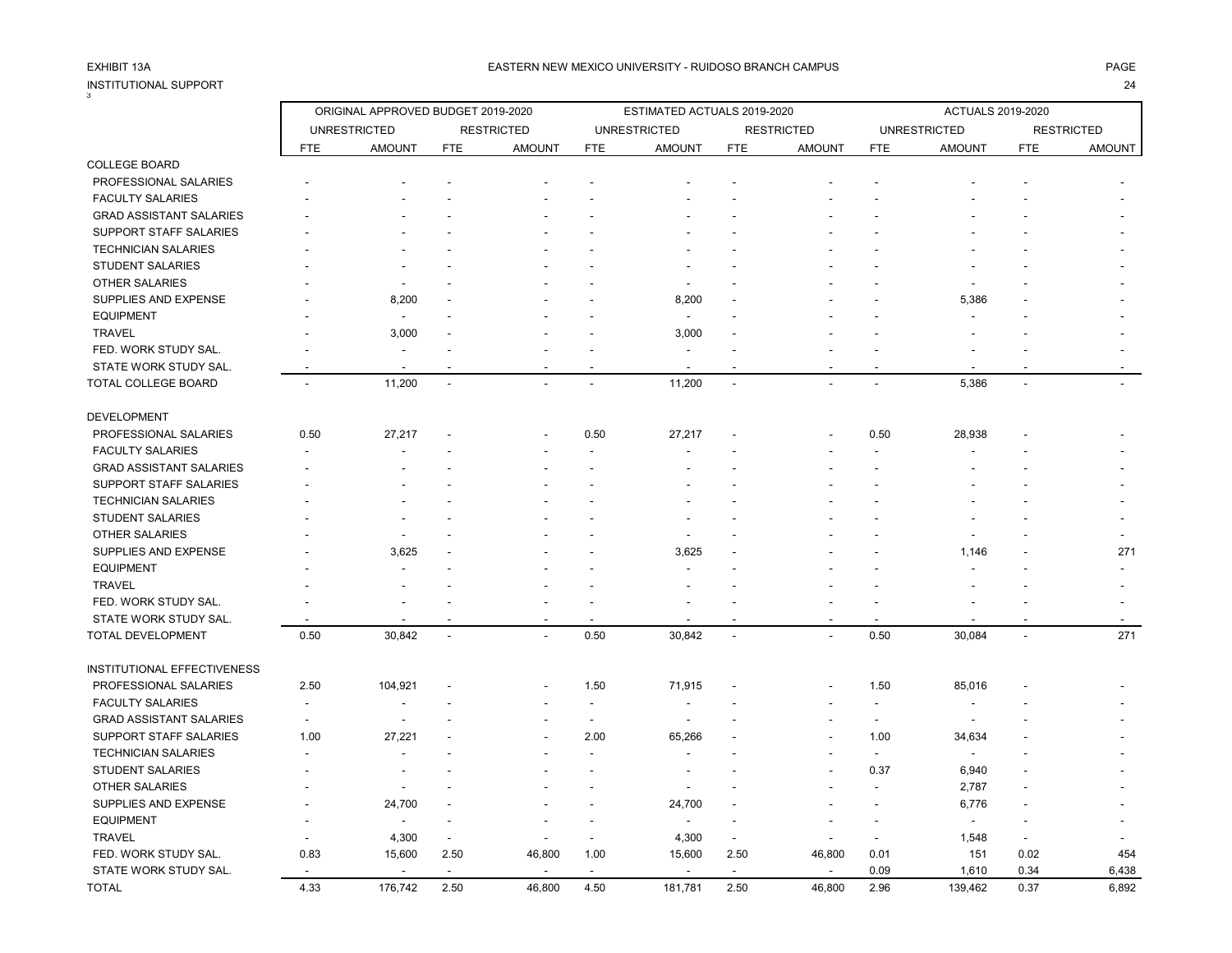EXHIBIT 13A

EASTERN NEW MEXICO UNIVERSITY - RUIDOSO BRANCH CAMPUS

INSTITUTIONAL SUPPORT

| | ORIGINAL APPROVED BUDGET 2019-2020 | | | | ESTIMATED ACTUALS 2019-2020 | | | | ACTUALS 2019-2020 | | | |
|---|---|---|---|---|---|---|---|---|---|---|---|---|
| | UNRESTRICTED | | RESTRICTED | | UNRESTRICTED | | RESTRICTED | | UNRESTRICTED | | RESTRICTED | |
| | FTE | AMOUNT | FTE | AMOUNT | FTE | AMOUNT | FTE | AMOUNT | FTE | AMOUNT | FTE | AMOUNT |
| COLLEGE BOARD | | | | | | | | | | | | |
| PROFESSIONAL SALARIES | - | - | - | - | - | - | - | - | - | - | - | - |
| FACULTY SALARIES | - | - | - | - | - | - | - | - | - | - | - | - |
| GRAD ASSISTANT SALARIES | - | - | - | - | - | - | - | - | - | - | - | - |
| SUPPORT STAFF SALARIES | - | - | - | - | - | - | - | - | - | - | - | - |
| TECHNICIAN SALARIES | - | - | - | - | - | - | - | - | - | - | - | - |
| STUDENT SALARIES | - | - | - | - | - | - | - | - | - | - | - | - |
| OTHER SALARIES | - | - | - | - | - | - | - | - | - | - | - | - |
| SUPPLIES AND EXPENSE | - | 8,200 | - | - | - | 8,200 | - | - | - | 5,386 | - | - |
| EQUIPMENT | - | - | - | - | - | - | - | - | - | - | - | - |
| TRAVEL | - | 3,000 | - | - | - | 3,000 | - | - | - | - | - | - |
| FED. WORK STUDY SAL. | - | - | - | - | - | - | - | - | - | - | - | - |
| STATE WORK STUDY SAL. | - | - | - | - | - | - | - | - | - | - | - | - |
| TOTAL COLLEGE BOARD | - | 11,200 | - | - | - | 11,200 | - | - | - | 5,386 | - | - |
| DEVELOPMENT | | | | | | | | | | | | |
| PROFESSIONAL SALARIES | 0.50 | 27,217 | - | - | 0.50 | 27,217 | - | - | 0.50 | 28,938 | - | - |
| FACULTY SALARIES | - | - | - | - | - | - | - | - | - | - | - | - |
| GRAD ASSISTANT SALARIES | - | - | - | - | - | - | - | - | - | - | - | - |
| SUPPORT STAFF SALARIES | - | - | - | - | - | - | - | - | - | - | - | - |
| TECHNICIAN SALARIES | - | - | - | - | - | - | - | - | - | - | - | - |
| STUDENT SALARIES | - | - | - | - | - | - | - | - | - | - | - | - |
| OTHER SALARIES | - | - | - | - | - | - | - | - | - | - | - | - |
| SUPPLIES AND EXPENSE | - | 3,625 | - | - | - | 3,625 | - | - | - | 1,146 | - | 271 |
| EQUIPMENT | - | - | - | - | - | - | - | - | - | - | - | - |
| TRAVEL | - | - | - | - | - | - | - | - | - | - | - | - |
| FED. WORK STUDY SAL. | - | - | - | - | - | - | - | - | - | - | - | - |
| STATE WORK STUDY SAL. | - | - | - | - | - | - | - | - | - | - | - | - |
| TOTAL DEVELOPMENT | 0.50 | 30,842 | - | - | 0.50 | 30,842 | - | - | 0.50 | 30,084 | - | 271 |
| INSTITUTIONAL EFFECTIVENESS | | | | | | | | | | | | |
| PROFESSIONAL SALARIES | 2.50 | 104,921 | - | - | 1.50 | 71,915 | - | - | 1.50 | 85,016 | - | - |
| FACULTY SALARIES | - | - | - | - | - | - | - | - | - | - | - | - |
| GRAD ASSISTANT SALARIES | - | - | - | - | - | - | - | - | - | - | - | - |
| SUPPORT STAFF SALARIES | 1.00 | 27,221 | - | - | 2.00 | 65,266 | - | - | 1.00 | 34,634 | - | - |
| TECHNICIAN SALARIES | - | - | - | - | - | - | - | - | - | - | - | - |
| STUDENT SALARIES | - | - | - | - | - | - | - | - | 0.37 | 6,940 | - | - |
| OTHER SALARIES | - | - | - | - | - | - | - | - | - | 2,787 | - | - |
| SUPPLIES AND EXPENSE | - | 24,700 | - | - | - | 24,700 | - | - | - | 6,776 | - | - |
| EQUIPMENT | - | - | - | - | - | - | - | - | - | - | - | - |
| TRAVEL | - | 4,300 | - | - | - | 4,300 | - | - | - | 1,548 | - | - |
| FED. WORK STUDY SAL. | 0.83 | 15,600 | 2.50 | 46,800 | 1.00 | 15,600 | 2.50 | 46,800 | 0.01 | 151 | 0.02 | 454 |
| STATE WORK STUDY SAL. | - | - | - | - | - | - | - | - | 0.09 | 1,610 | 0.34 | 6,438 |
| TOTAL | 4.33 | 176,742 | 2.50 | 46,800 | 4.50 | 181,781 | 2.50 | 46,800 | 2.96 | 139,462 | 0.37 | 6,892 |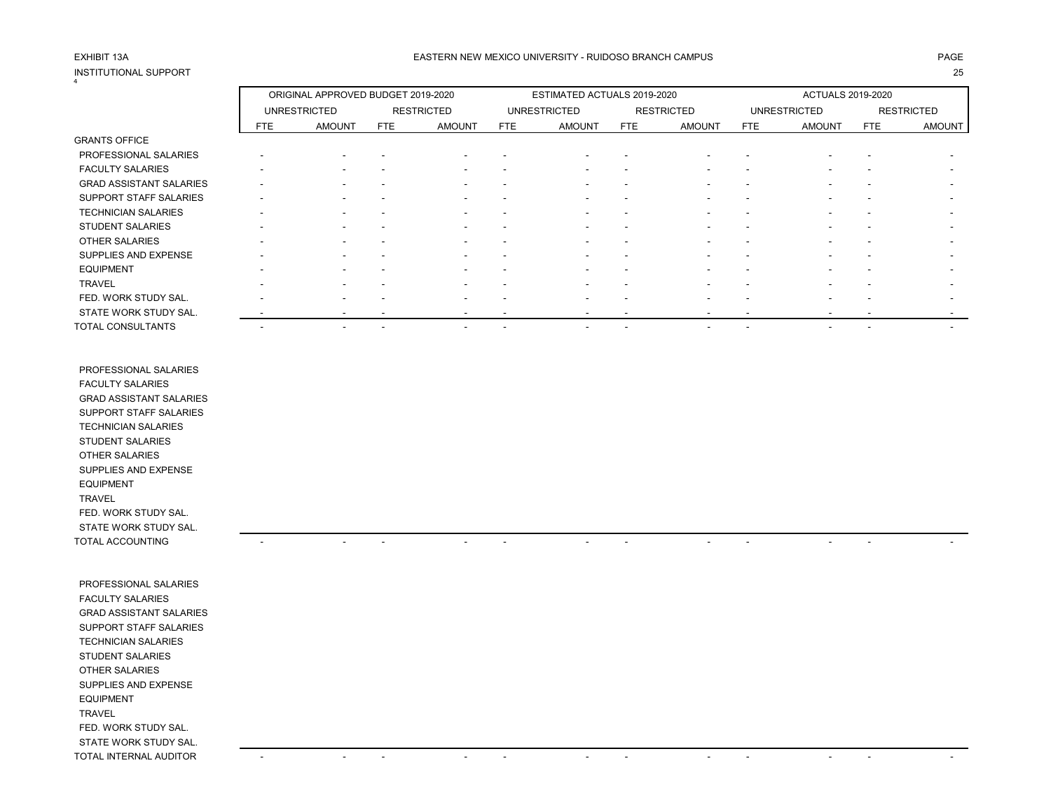EXHIBIT 13A

EASTERN NEW MEXICO UNIVERSITY - RUIDOSO BRANCH CAMPUS

INSTITUTIONAL SUPPORT

| | ORIGINAL APPROVED BUDGET 2019-2020 | | | | ESTIMATED ACTUALS 2019-2020 | | | | ACTUALS 2019-2020 | | | |
|---|---|---|---|---|---|---|---|---|---|---|---|---|
| | UNRESTRICTED | | RESTRICTED | | UNRESTRICTED | | RESTRICTED | | UNRESTRICTED | | RESTRICTED | |
| | FTE | AMOUNT | FTE | AMOUNT | FTE | AMOUNT | FTE | AMOUNT | FTE | AMOUNT | FTE | AMOUNT |
| GRANTS OFFICE | | | | | | | | | | | | |
| PROFESSIONAL SALARIES | - | - | - | - | - | - | - | - | - | - | - | - |
| FACULTY SALARIES | - | - | - | - | - | - | - | - | - | - | - | - |
| GRAD ASSISTANT SALARIES | - | - | - | - | - | - | - | - | - | - | - | - |
| SUPPORT STAFF SALARIES | - | - | - | - | - | - | - | - | - | - | - | - |
| TECHNICIAN SALARIES | - | - | - | - | - | - | - | - | - | - | - | - |
| STUDENT SALARIES | - | - | - | - | - | - | - | - | - | - | - | - |
| OTHER SALARIES | - | - | - | - | - | - | - | - | - | - | - | - |
| SUPPLIES AND EXPENSE | - | - | - | - | - | - | - | - | - | - | - | - |
| EQUIPMENT | - | - | - | - | - | - | - | - | - | - | - | - |
| TRAVEL | - | - | - | - | - | - | - | - | - | - | - | - |
| FED. WORK STUDY SAL. | - | - | - | - | - | - | - | - | - | - | - | - |
| STATE WORK STUDY SAL. | - | - | - | - | - | - | - | - | - | - | - | - |
| TOTAL CONSULTANTS | - | - | - | - | - | - | - | - | - | - | - | - |
| | | | | | | | | | | | | |
| PROFESSIONAL SALARIES | | | | | | | | | | | | |
| FACULTY SALARIES | | | | | | | | | | | | |
| GRAD ASSISTANT SALARIES | | | | | | | | | | | | |
| SUPPORT STAFF SALARIES | | | | | | | | | | | | |
| TECHNICIAN SALARIES | | | | | | | | | | | | |
| STUDENT SALARIES | | | | | | | | | | | | |
| OTHER SALARIES | | | | | | | | | | | | |
| SUPPLIES AND EXPENSE | | | | | | | | | | | | |
| EQUIPMENT | | | | | | | | | | | | |
| TRAVEL | | | | | | | | | | | | |
| FED. WORK STUDY SAL. | | | | | | | | | | | | |
| STATE WORK STUDY SAL. | | | | | | | | | | | | |
| TOTAL ACCOUNTING | - | - | - | - | - | - | - | - | - | - | - | - |
| | | | | | | | | | | | | |
| PROFESSIONAL SALARIES | | | | | | | | | | | | |
| FACULTY SALARIES | | | | | | | | | | | | |
| GRAD ASSISTANT SALARIES | | | | | | | | | | | | |
| SUPPORT STAFF SALARIES | | | | | | | | | | | | |
| TECHNICIAN SALARIES | | | | | | | | | | | | |
| STUDENT SALARIES | | | | | | | | | | | | |
| OTHER SALARIES | | | | | | | | | | | | |
| SUPPLIES AND EXPENSE | | | | | | | | | | | | |
| EQUIPMENT | | | | | | | | | | | | |
| TRAVEL | | | | | | | | | | | | |
| FED. WORK STUDY SAL. | | | | | | | | | | | | |
| STATE WORK STUDY SAL. | | | | | | | | | | | | |
| TOTAL INTERNAL AUDITOR | - | - | - | - | - | - | - | - | - | - | - | - |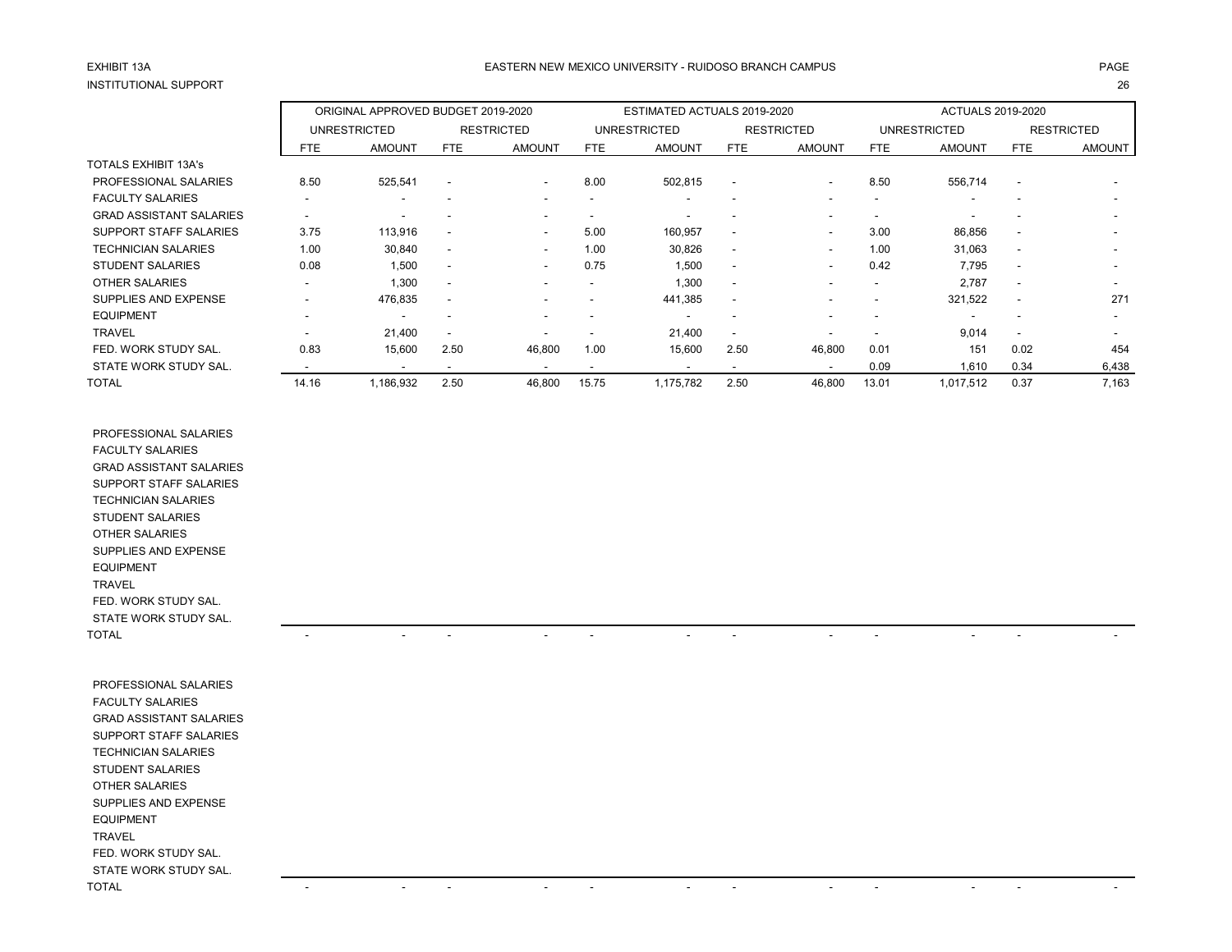EXHIBIT 13A

INSTITUTIONAL SUPPORT

EASTERN NEW MEXICO UNIVERSITY - RUIDOSO BRANCH CAMPUS

| | ORIGINAL APPROVED BUDGET 2019-2020 | | | | ESTIMATED ACTUALS 2019-2020 | | | | ACTUALS 2019-2020 | | | |
|---|---|---|---|---|---|---|---|---|---|---|---|---|
| | UNRESTRICTED | | RESTRICTED | | UNRESTRICTED | | RESTRICTED | | UNRESTRICTED | | RESTRICTED | |
| | FTE | AMOUNT | FTE | AMOUNT | FTE | AMOUNT | FTE | AMOUNT | FTE | AMOUNT | FTE | AMOUNT |
| TOTALS EXHIBIT 13A's | | | | | | | | | | | | |
| PROFESSIONAL SALARIES | 8.50 | 525,541 | - | - | 8.00 | 502,815 | - | - | 8.50 | 556,714 | - | - |
| FACULTY SALARIES | - | - | - | - | - | - | - | - | - | - | - | - |
| GRAD ASSISTANT SALARIES | - | - | - | - | - | - | - | - | - | - | - | - |
| SUPPORT STAFF SALARIES | 3.75 | 113,916 | - | - | 5.00 | 160,957 | - | - | 3.00 | 86,856 | - | - |
| TECHNICIAN SALARIES | 1.00 | 30,840 | - | - | 1.00 | 30,826 | - | - | 1.00 | 31,063 | - | - |
| STUDENT SALARIES | 0.08 | 1,500 | - | - | 0.75 | 1,500 | - | - | 0.42 | 7,795 | - | - |
| OTHER SALARIES | - | 1,300 | - | - | - | 1,300 | - | - | - | 2,787 | - | - |
| SUPPLIES AND EXPENSE | - | 476,835 | - | - | - | 441,385 | - | - | - | 321,522 | - | 271 |
| EQUIPMENT | - | - | - | - | - | - | - | - | - | - | - | - |
| TRAVEL | - | 21,400 | - | - | - | 21,400 | - | - | - | 9,014 | - | - |
| FED. WORK STUDY SAL. | 0.83 | 15,600 | 2.50 | 46,800 | 1.00 | 15,600 | 2.50 | 46,800 | 0.01 | 151 | 0.02 | 454 |
| STATE WORK STUDY SAL. | - | - | - | - | - | - | - | - | 0.09 | 1,610 | 0.34 | 6,438 |
| TOTAL | 14.16 | 1,186,932 | 2.50 | 46,800 | 15.75 | 1,175,782 | 2.50 | 46,800 | 13.01 | 1,017,512 | 0.37 | 7,163 |

| | FTE | AMOUNT | FTE | AMOUNT | FTE | AMOUNT | FTE | AMOUNT | FTE | AMOUNT | FTE | AMOUNT |
|---|---|---|---|---|---|---|---|---|---|---|---|---|
| PROFESSIONAL SALARIES | | | | | | | | | | | | |
| FACULTY SALARIES | | | | | | | | | | | | |
| GRAD ASSISTANT SALARIES | | | | | | | | | | | | |
| SUPPORT STAFF SALARIES | | | | | | | | | | | | |
| TECHNICIAN SALARIES | | | | | | | | | | | | |
| STUDENT SALARIES | | | | | | | | | | | | |
| OTHER SALARIES | | | | | | | | | | | | |
| SUPPLIES AND EXPENSE | | | | | | | | | | | | |
| EQUIPMENT | | | | | | | | | | | | |
| TRAVEL | | | | | | | | | | | | |
| FED. WORK STUDY SAL. | | | | | | | | | | | | |
| STATE WORK STUDY SAL. | | | | | | | | | | | | |
| TOTAL | - | - | - | - | - | - | - | - | - | - | - | - |

| | FTE | AMOUNT | FTE | AMOUNT | FTE | AMOUNT | FTE | AMOUNT | FTE | AMOUNT | FTE | AMOUNT |
|---|---|---|---|---|---|---|---|---|---|---|---|---|
| PROFESSIONAL SALARIES | | | | | | | | | | | | |
| FACULTY SALARIES | | | | | | | | | | | | |
| GRAD ASSISTANT SALARIES | | | | | | | | | | | | |
| SUPPORT STAFF SALARIES | | | | | | | | | | | | |
| TECHNICIAN SALARIES | | | | | | | | | | | | |
| STUDENT SALARIES | | | | | | | | | | | | |
| OTHER SALARIES | | | | | | | | | | | | |
| SUPPLIES AND EXPENSE | | | | | | | | | | | | |
| EQUIPMENT | | | | | | | | | | | | |
| TRAVEL | | | | | | | | | | | | |
| FED. WORK STUDY SAL. | | | | | | | | | | | | |
| STATE WORK STUDY SAL. | | | | | | | | | | | | |
| TOTAL | - | - | - | - | - | - | - | - | - | - | - | - |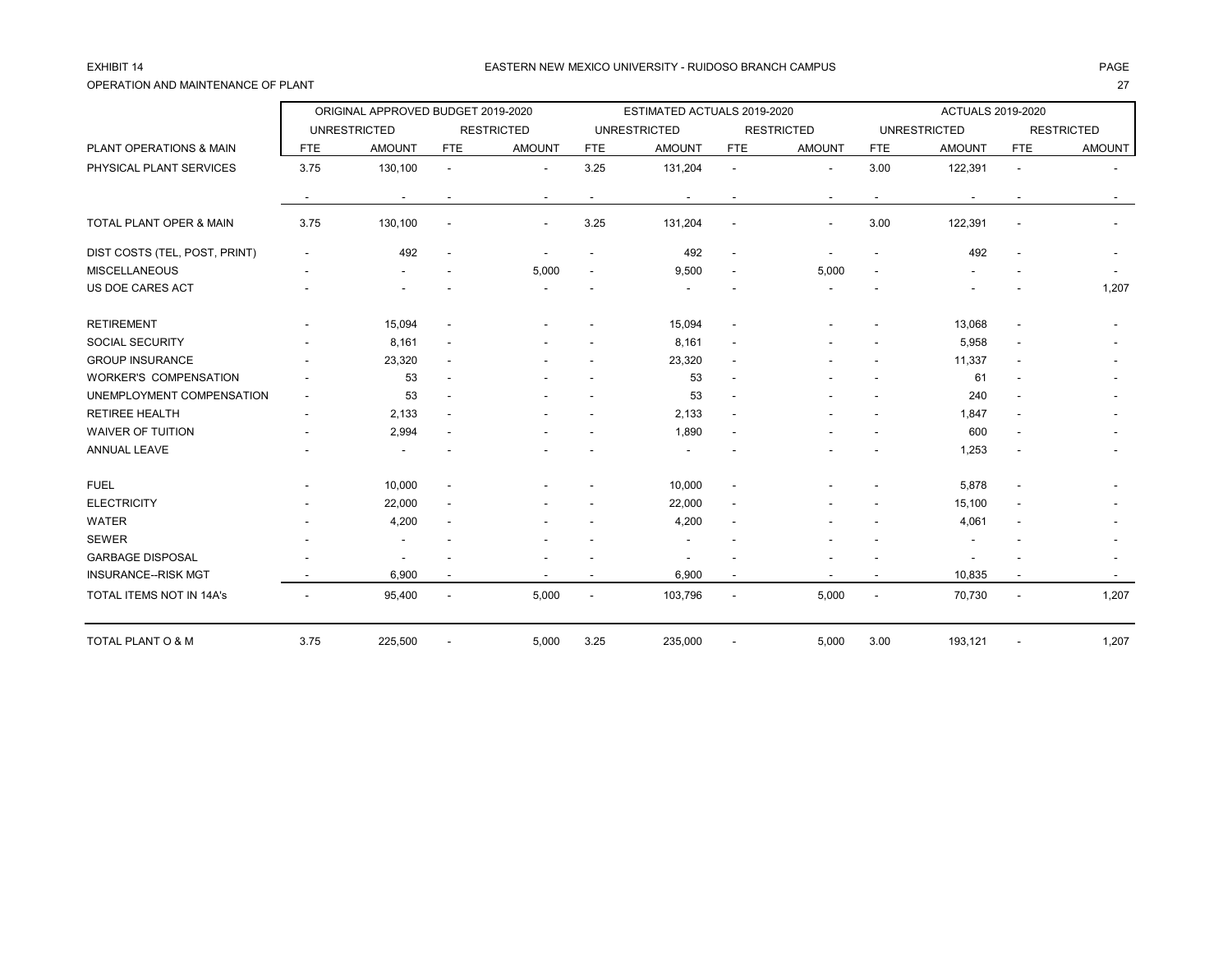EXHIBIT 14

EASTERN NEW MEXICO UNIVERSITY - RUIDOSO BRANCH CAMPUS

OPERATION AND MAINTENANCE OF PLANT

| | ORIGINAL APPROVED BUDGET 2019-2020 | | | | ESTIMATED ACTUALS 2019-2020 | | | | ACTUALS 2019-2020 | | | |
|---|---|---|---|---|---|---|---|---|---|---|---|---|
| | UNRESTRICTED | | RESTRICTED | | UNRESTRICTED | | RESTRICTED | | UNRESTRICTED | | RESTRICTED | |
| PLANT OPERATIONS & MAIN | FTE | AMOUNT | FTE | AMOUNT | FTE | AMOUNT | FTE | AMOUNT | FTE | AMOUNT | FTE | AMOUNT |
| PHYSICAL PLANT SERVICES | 3.75 | 130,100 | - | - | 3.25 | 131,204 | - | - | 3.00 | 122,391 | - | - |
| | - | - | - | - | - | - | - | - | - | - | - | - |
| TOTAL PLANT OPER & MAIN | 3.75 | 130,100 | - | - | 3.25 | 131,204 | - | - | 3.00 | 122,391 | - | - |
| DIST COSTS (TEL, POST, PRINT) | - | 492 | - | - | - | 492 | - | - | - | 492 | - | - |
| MISCELLANEOUS | - | - | - | 5,000 | - | 9,500 | - | 5,000 | - | - | - | - |
| US DOE CARES ACT | - | - | - | - | - | - | - | - | - | - | - | 1,207 |
| RETIREMENT | - | 15,094 | - | - | - | 15,094 | - | - | - | 13,068 | - | - |
| SOCIAL SECURITY | - | 8,161 | - | - | - | 8,161 | - | - | - | 5,958 | - | - |
| GROUP INSURANCE | - | 23,320 | - | - | - | 23,320 | - | - | - | 11,337 | - | - |
| WORKER'S COMPENSATION | - | 53 | - | - | - | 53 | - | - | - | 61 | - | - |
| UNEMPLOYMENT COMPENSATION | - | 53 | - | - | - | 53 | - | - | - | 240 | - | - |
| RETIREE HEALTH | - | 2,133 | - | - | - | 2,133 | - | - | - | 1,847 | - | - |
| WAIVER OF TUITION | - | 2,994 | - | - | - | 1,890 | - | - | - | 600 | - | - |
| ANNUAL LEAVE | - | - | - | - | - | - | - | - | - | 1,253 | - | - |
| FUEL | - | 10,000 | - | - | - | 10,000 | - | - | - | 5,878 | - | - |
| ELECTRICITY | - | 22,000 | - | - | - | 22,000 | - | - | - | 15,100 | - | - |
| WATER | - | 4,200 | - | - | - | 4,200 | - | - | - | 4,061 | - | - |
| SEWER | - | - | - | - | - | - | - | - | - | - | - | - |
| GARBAGE DISPOSAL | - | - | - | - | - | - | - | - | - | - | - | - |
| INSURANCE--RISK MGT | - | 6,900 | - | - | - | 6,900 | - | - | - | 10,835 | - | - |
| TOTAL ITEMS NOT IN 14A's | - | 95,400 | - | 5,000 | - | 103,796 | - | 5,000 | - | 70,730 | - | 1,207 |
| TOTAL PLANT O & M | 3.75 | 225,500 | - | 5,000 | 3.25 | 235,000 | - | 5,000 | 3.00 | 193,121 | - | 1,207 |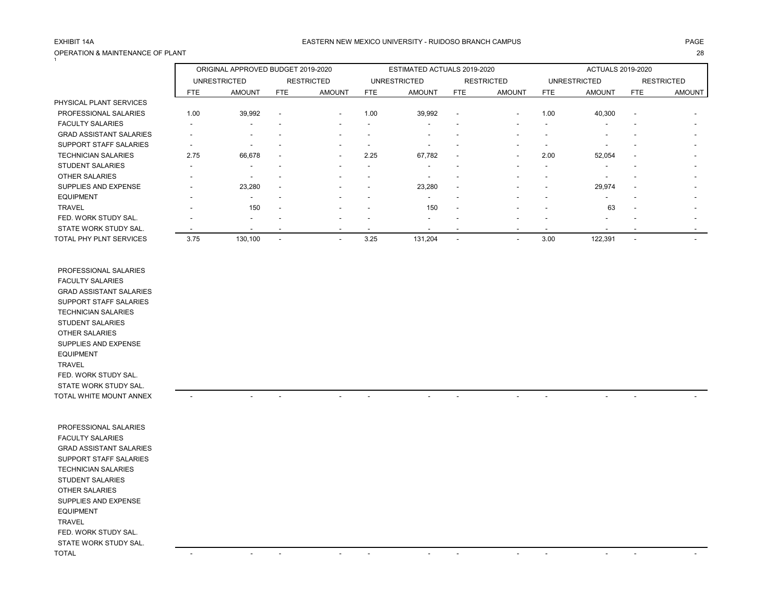EXHIBIT 14A

EASTERN NEW MEXICO UNIVERSITY - RUIDOSO BRANCH CAMPUS

OPERATION & MAINTENANCE OF PLANT

| | ORIGINAL APPROVED BUDGET 2019-2020 | | | | ESTIMATED ACTUALS 2019-2020 | | | | ACTUALS 2019-2020 | | | |
|---|---|---|---|---|---|---|---|---|---|---|---|---|
| | UNRESTRICTED | | RESTRICTED | | UNRESTRICTED | | RESTRICTED | | UNRESTRICTED | | RESTRICTED | |
| | FTE | AMOUNT | FTE | AMOUNT | FTE | AMOUNT | FTE | AMOUNT | FTE | AMOUNT | FTE | AMOUNT |
| PHYSICAL PLANT SERVICES | | | | | | | | | | | | |
| PROFESSIONAL SALARIES | 1.00 | 39,992 | - | - | 1.00 | 39,992 | - | - | 1.00 | 40,300 | - | - |
| FACULTY SALARIES | - | - | - | - | - | - | - | - | - | - | - | - |
| GRAD ASSISTANT SALARIES | - | - | - | - | - | - | - | - | - | - | - | - |
| SUPPORT STAFF SALARIES | - | - | - | - | - | - | - | - | - | - | - | - |
| TECHNICIAN SALARIES | 2.75 | 66,678 | - | - | 2.25 | 67,782 | - | - | 2.00 | 52,054 | - | - |
| STUDENT SALARIES | - | - | - | - | - | - | - | - | - | - | - | - |
| OTHER SALARIES | - | - | - | - | - | - | - | - | - | - | - | - |
| SUPPLIES AND EXPENSE | - | 23,280 | - | - | - | 23,280 | - | - | - | 29,974 | - | - |
| EQUIPMENT | - | - | - | - | - | - | - | - | - | - | - | - |
| TRAVEL | - | 150 | - | - | - | 150 | - | - | - | 63 | - | - |
| FED. WORK STUDY SAL. | - | - | - | - | - | - | - | - | - | - | - | - |
| STATE WORK STUDY SAL. | - | - | - | - | - | - | - | - | - | - | - | - |
| TOTAL PHY PLNT SERVICES | 3.75 | 130,100 | - | - | 3.25 | 131,204 | - | - | 3.00 | 122,391 | - | - |
| | | | | | | | | | | | | |
| PROFESSIONAL SALARIES | | | | | | | | | | | | |
| FACULTY SALARIES | | | | | | | | | | | | |
| GRAD ASSISTANT SALARIES | | | | | | | | | | | | |
| SUPPORT STAFF SALARIES | | | | | | | | | | | | |
| TECHNICIAN SALARIES | | | | | | | | | | | | |
| STUDENT SALARIES | | | | | | | | | | | | |
| OTHER SALARIES | | | | | | | | | | | | |
| SUPPLIES AND EXPENSE | | | | | | | | | | | | |
| EQUIPMENT | | | | | | | | | | | | |
| TRAVEL | | | | | | | | | | | | |
| FED. WORK STUDY SAL. | | | | | | | | | | | | |
| STATE WORK STUDY SAL. | | | | | | | | | | | | |
| TOTAL WHITE MOUNT ANNEX | - | - | - | - | - | - | - | - | - | - | - | - |
| | | | | | | | | | | | | |
| PROFESSIONAL SALARIES | | | | | | | | | | | | |
| FACULTY SALARIES | | | | | | | | | | | | |
| GRAD ASSISTANT SALARIES | | | | | | | | | | | | |
| SUPPORT STAFF SALARIES | | | | | | | | | | | | |
| TECHNICIAN SALARIES | | | | | | | | | | | | |
| STUDENT SALARIES | | | | | | | | | | | | |
| OTHER SALARIES | | | | | | | | | | | | |
| SUPPLIES AND EXPENSE | | | | | | | | | | | | |
| EQUIPMENT | | | | | | | | | | | | |
| TRAVEL | | | | | | | | | | | | |
| FED. WORK STUDY SAL. | | | | | | | | | | | | |
| STATE WORK STUDY SAL. | | | | | | | | | | | | |
| TOTAL | - | - | - | - | - | - | - | - | - | - | - | - |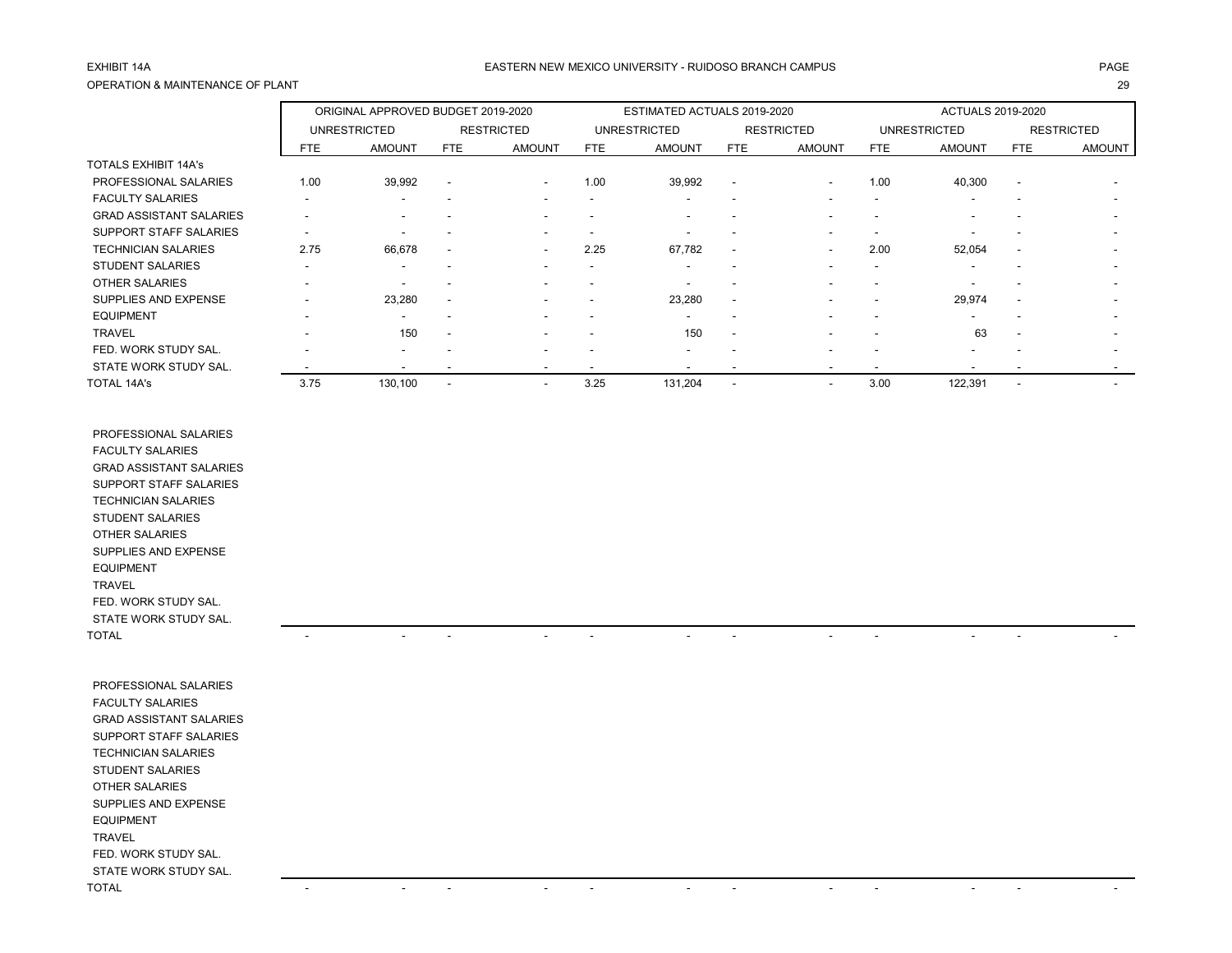EXHIBIT 14A

OPERATION & MAINTENANCE OF PLANT

EASTERN NEW MEXICO UNIVERSITY - RUIDOSO BRANCH CAMPUS

| | ORIGINAL APPROVED BUDGET 2019-2020 | | | | ESTIMATED ACTUALS 2019-2020 | | | | ACTUALS 2019-2020 | | | |
|---|---|---|---|---|---|---|---|---|---|---|---|---|
| | UNRESTRICTED | | RESTRICTED | | UNRESTRICTED | | RESTRICTED | | UNRESTRICTED | | RESTRICTED | |
| | FTE | AMOUNT | FTE | AMOUNT | FTE | AMOUNT | FTE | AMOUNT | FTE | AMOUNT | FTE | AMOUNT |
| TOTALS EXHIBIT 14A's | | | | | | | | | | | | |
| PROFESSIONAL SALARIES | 1.00 | 39,992 | - | - | 1.00 | 39,992 | - | - | 1.00 | 40,300 | - | - |
| FACULTY SALARIES | - | - | - | - | - | - | - | - | - | - | - | - |
| GRAD ASSISTANT SALARIES | - | - | - | - | - | - | - | - | - | - | - | - |
| SUPPORT STAFF SALARIES | - | - | - | - | - | - | - | - | - | - | - | - |
| TECHNICIAN SALARIES | 2.75 | 66,678 | - | - | 2.25 | 67,782 | - | - | 2.00 | 52,054 | - | - |
| STUDENT SALARIES | - | - | - | - | - | - | - | - | - | - | - | - |
| OTHER SALARIES | - | - | - | - | - | - | - | - | - | - | - | - |
| SUPPLIES AND EXPENSE | - | 23,280 | - | - | - | 23,280 | - | - | - | 29,974 | - | - |
| EQUIPMENT | - | - | - | - | - | - | - | - | - | - | - | - |
| TRAVEL | - | 150 | - | - | - | 150 | - | - | - | 63 | - | - |
| FED. WORK STUDY SAL. | - | - | - | - | - | - | - | - | - | - | - | - |
| STATE WORK STUDY SAL. | - | - | - | - | - | - | - | - | - | - | - | - |
| TOTAL 14A's | 3.75 | 130,100 | - | - | 3.25 | 131,204 | - | - | 3.00 | 122,391 | - | - |
| | | | | | | | | | | | | |
| PROFESSIONAL SALARIES | | | | | | | | | | | | |
| FACULTY SALARIES | | | | | | | | | | | | |
| GRAD ASSISTANT SALARIES | | | | | | | | | | | | |
| SUPPORT STAFF SALARIES | | | | | | | | | | | | |
| TECHNICIAN SALARIES | | | | | | | | | | | | |
| STUDENT SALARIES | | | | | | | | | | | | |
| OTHER SALARIES | | | | | | | | | | | | |
| SUPPLIES AND EXPENSE | | | | | | | | | | | | |
| EQUIPMENT | | | | | | | | | | | | |
| TRAVEL | | | | | | | | | | | | |
| FED. WORK STUDY SAL. | | | | | | | | | | | | |
| STATE WORK STUDY SAL. | | | | | | | | | | | | |
| TOTAL | - | - | - | - | - | - | - | - | - | - | - | - |
| | | | | | | | | | | | | |
| PROFESSIONAL SALARIES | | | | | | | | | | | | |
| FACULTY SALARIES | | | | | | | | | | | | |
| GRAD ASSISTANT SALARIES | | | | | | | | | | | | |
| SUPPORT STAFF SALARIES | | | | | | | | | | | | |
| TECHNICIAN SALARIES | | | | | | | | | | | | |
| STUDENT SALARIES | | | | | | | | | | | | |
| OTHER SALARIES | | | | | | | | | | | | |
| SUPPLIES AND EXPENSE | | | | | | | | | | | | |
| EQUIPMENT | | | | | | | | | | | | |
| TRAVEL | | | | | | | | | | | | |
| FED. WORK STUDY SAL. | | | | | | | | | | | | |
| STATE WORK STUDY SAL. | | | | | | | | | | | | |
| TOTAL | - | - | - | - | - | - | - | - | - | - | - | - |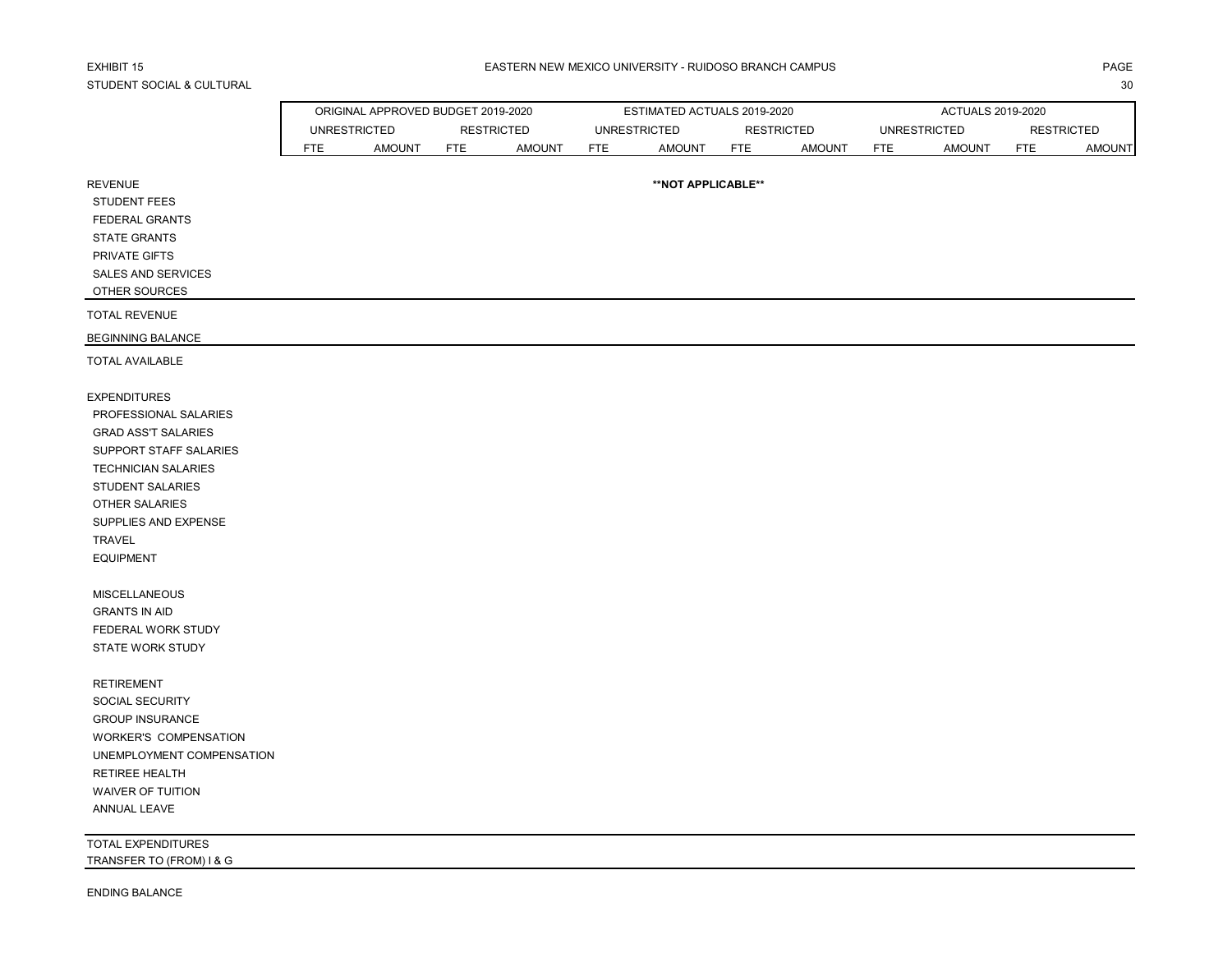EXHIBIT 15

EASTERN NEW MEXICO UNIVERSITY - RUIDOSO BRANCH CAMPUS

STUDENT SOCIAL & CULTURAL

| | ORIGINAL APPROVED BUDGET 2019-2020 | | | | ESTIMATED ACTUALS 2019-2020 | | | | ACTUALS 2019-2020 | | | |
|---|---|---|---|---|---|---|---|---|---|---|---|---|
| | UNRESTRICTED | | RESTRICTED | | UNRESTRICTED | | RESTRICTED | | UNRESTRICTED | | RESTRICTED | |
| | FTE | AMOUNT | FTE | AMOUNT | FTE | AMOUNT | FTE | AMOUNT | FTE | AMOUNT | FTE | AMOUNT |
| REVENUE | | | | | | **NOT APPLICABLE** | | | | | | |
| STUDENT FEES | | | | | | | | | | | | |
| FEDERAL GRANTS | | | | | | | | | | | | |
| STATE GRANTS | | | | | | | | | | | | |
| PRIVATE GIFTS | | | | | | | | | | | | |
| SALES AND SERVICES | | | | | | | | | | | | |
| OTHER SOURCES | | | | | | | | | | | | |
| TOTAL REVENUE | | | | | | | | | | | | |
| BEGINNING BALANCE | | | | | | | | | | | | |
| TOTAL AVAILABLE | | | | | | | | | | | | |
| EXPENDITURES | | | | | | | | | | | | |
| PROFESSIONAL SALARIES | | | | | | | | | | | | |
| GRAD ASS'T SALARIES | | | | | | | | | | | | |
| SUPPORT STAFF SALARIES | | | | | | | | | | | | |
| TECHNICIAN SALARIES | | | | | | | | | | | | |
| STUDENT SALARIES | | | | | | | | | | | | |
| OTHER SALARIES | | | | | | | | | | | | |
| SUPPLIES AND EXPENSE | | | | | | | | | | | | |
| TRAVEL | | | | | | | | | | | | |
| EQUIPMENT | | | | | | | | | | | | |
| MISCELLANEOUS | | | | | | | | | | | | |
| GRANTS IN AID | | | | | | | | | | | | |
| FEDERAL WORK STUDY | | | | | | | | | | | | |
| STATE WORK STUDY | | | | | | | | | | | | |
| RETIREMENT | | | | | | | | | | | | |
| SOCIAL SECURITY | | | | | | | | | | | | |
| GROUP INSURANCE | | | | | | | | | | | | |
| WORKER'S COMPENSATION | | | | | | | | | | | | |
| UNEMPLOYMENT COMPENSATION | | | | | | | | | | | | |
| RETIREE HEALTH | | | | | | | | | | | | |
| WAIVER OF TUITION | | | | | | | | | | | | |
| ANNUAL LEAVE | | | | | | | | | | | | |
| TOTAL EXPENDITURES | | | | | | | | | | | | |
| TRANSFER TO (FROM) I & G | | | | | | | | | | | | |
| ENDING BALANCE | | | | | | | | | | | | |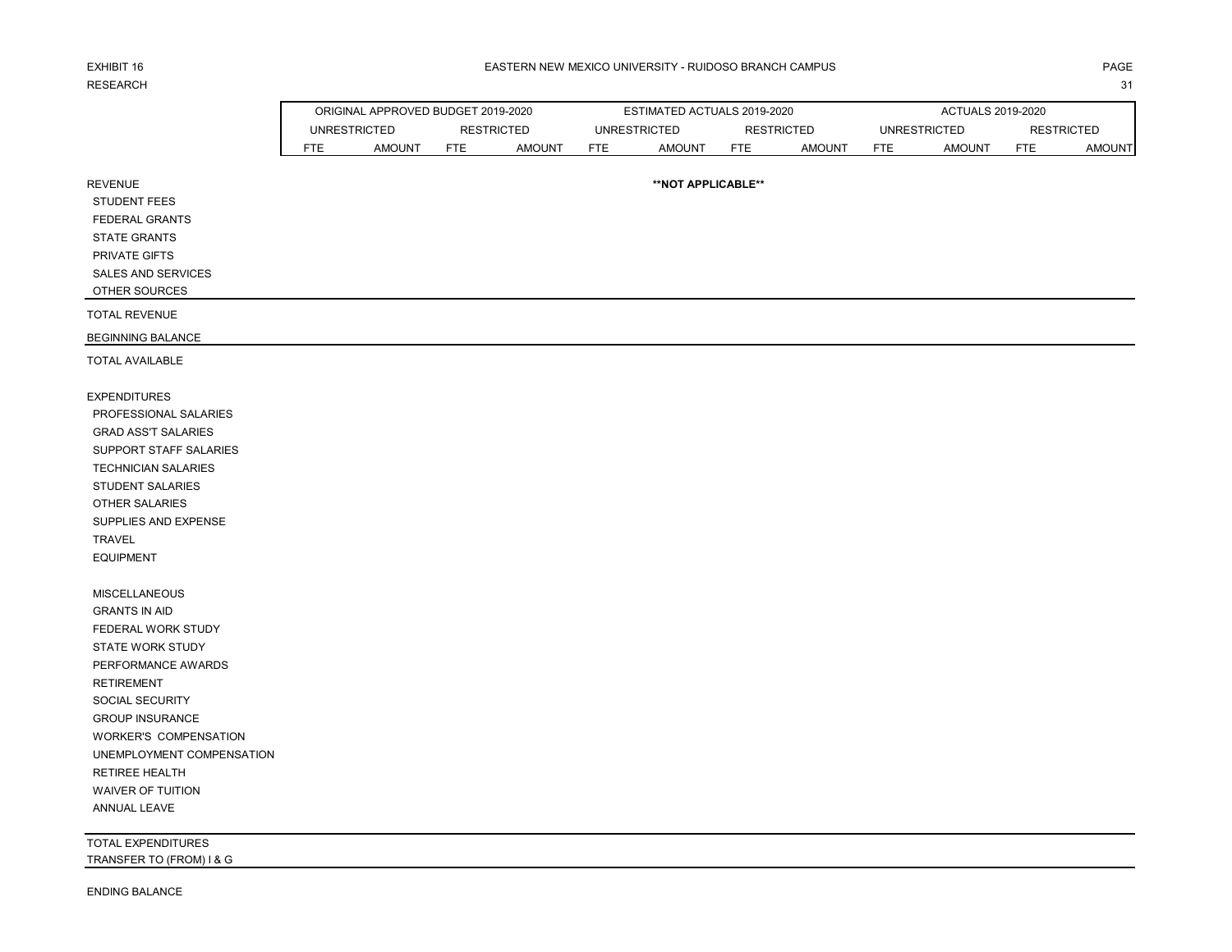EXHIBIT 16

RESEARCH

# EASTERN NEW MEXICO UNIVERSITY - RUIDOSO BRANCH CAMPUS

| | ORIGINAL APPROVED BUDGET 2019-2020 | | | | ESTIMATED ACTUALS 2019-2020 | | | | ACTUALS 2019-2020 | | | |
|---|---|---|---|---|---|---|---|---|---|---|---|---|
| | UNRESTRICTED | | RESTRICTED | | UNRESTRICTED | | RESTRICTED | | UNRESTRICTED | | RESTRICTED | |
| | FTE | AMOUNT | FTE | AMOUNT | FTE | AMOUNT | FTE | AMOUNT | FTE | AMOUNT | FTE | AMOUNT |
| REVENUE | | | | | | **\*\*NOT APPLICABLE\*\*** | | | | | | |
| STUDENT FEES | | | | | | | | | | | | |
| FEDERAL GRANTS | | | | | | | | | | | | |
| STATE GRANTS | | | | | | | | | | | | |
| PRIVATE GIFTS | | | | | | | | | | | | |
| SALES AND SERVICES | | | | | | | | | | | | |
| OTHER SOURCES | | | | | | | | | | | | |
| TOTAL REVENUE | | | | | | | | | | | | |
| BEGINNING BALANCE | | | | | | | | | | | | |
| TOTAL AVAILABLE | | | | | | | | | | | | |
| EXPENDITURES | | | | | | | | | | | | |
| PROFESSIONAL SALARIES | | | | | | | | | | | | |
| GRAD ASS'T SALARIES | | | | | | | | | | | | |
| SUPPORT STAFF SALARIES | | | | | | | | | | | | |
| TECHNICIAN SALARIES | | | | | | | | | | | | |
| STUDENT SALARIES | | | | | | | | | | | | |
| OTHER SALARIES | | | | | | | | | | | | |
| SUPPLIES AND EXPENSE | | | | | | | | | | | | |
| TRAVEL | | | | | | | | | | | | |
| EQUIPMENT | | | | | | | | | | | | |
| MISCELLANEOUS | | | | | | | | | | | | |
| GRANTS IN AID | | | | | | | | | | | | |
| FEDERAL WORK STUDY | | | | | | | | | | | | |
| STATE WORK STUDY | | | | | | | | | | | | |
| PERFORMANCE AWARDS | | | | | | | | | | | | |
| RETIREMENT | | | | | | | | | | | | |
| SOCIAL SECURITY | | | | | | | | | | | | |
| GROUP INSURANCE | | | | | | | | | | | | |
| WORKER'S COMPENSATION | | | | | | | | | | | | |
| UNEMPLOYMENT COMPENSATION | | | | | | | | | | | | |
| RETIREE HEALTH | | | | | | | | | | | | |
| WAIVER OF TUITION | | | | | | | | | | | | |
| ANNUAL LEAVE | | | | | | | | | | | | |
| TOTAL EXPENDITURES | | | | | | | | | | | | |
| TRANSFER TO (FROM) I & G | | | | | | | | | | | | |
| ENDING BALANCE | | | | | | | | | | | | |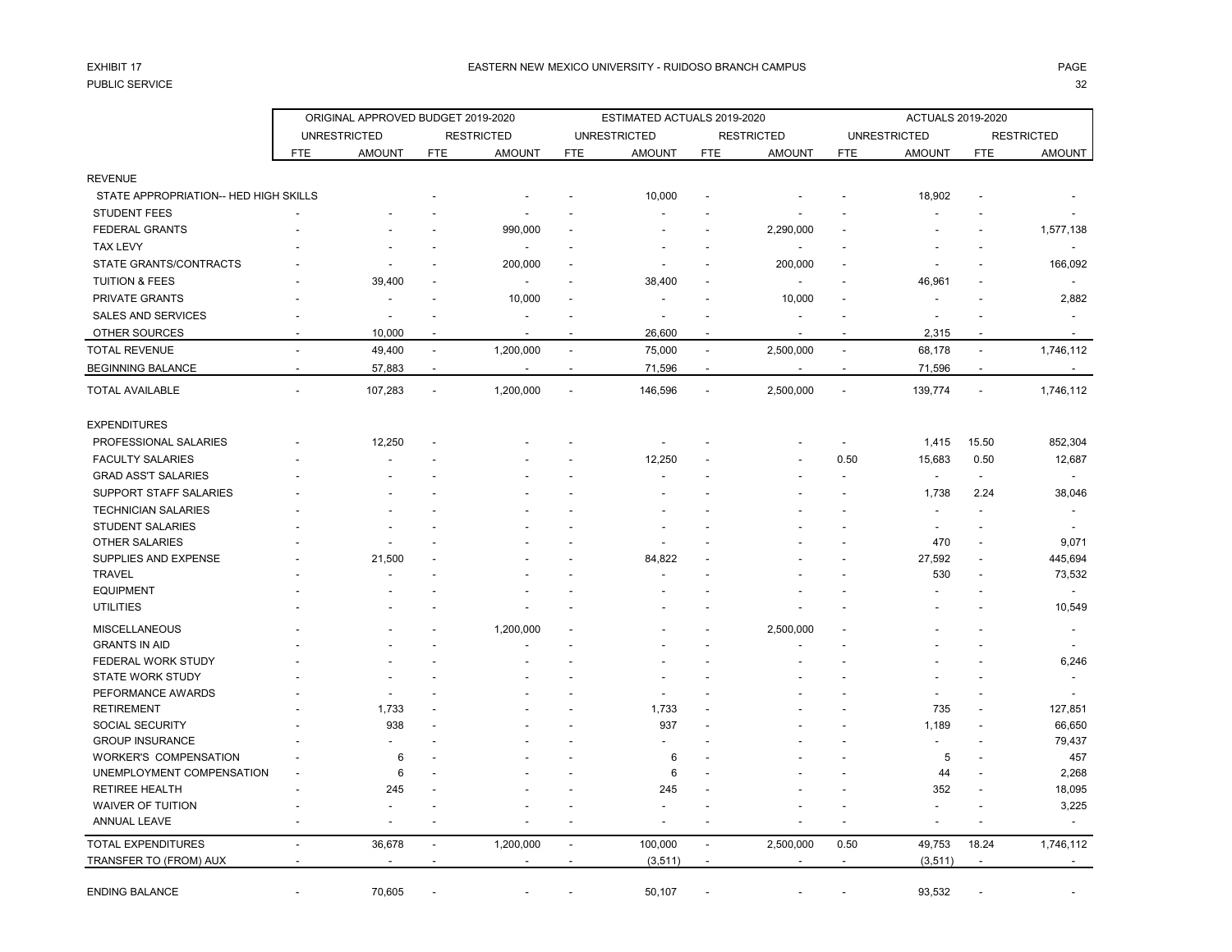EXHIBIT 17

PUBLIC SERVICE

# EASTERN NEW MEXICO UNIVERSITY - RUIDOSO BRANCH CAMPUS

| | ORIGINAL APPROVED BUDGET 2019-2020 | | | | ESTIMATED ACTUALS 2019-2020 | | | | ACTUALS 2019-2020 | | | |
|---|---|---|---|---|---|---|---|---|---|---|---|---|
| | UNRESTRICTED | | RESTRICTED | | UNRESTRICTED | | RESTRICTED | | UNRESTRICTED | | RESTRICTED | |
| | FTE | AMOUNT | FTE | AMOUNT | FTE | AMOUNT | FTE | AMOUNT | FTE | AMOUNT | FTE | AMOUNT |
| REVENUE | | | | | | | | | | | | |
| STATE APPROPRIATION-- HED HIGH SKILLS | | | - | - | - | 10,000 | - | - | - | 18,902 | - | - |
| STUDENT FEES | - | - | - | - | - | - | - | - | - | - | - | - |
| FEDERAL GRANTS | - | - | - | 990,000 | - | - | - | 2,290,000 | - | - | - | 1,577,138 |
| TAX LEVY | - | - | - | - | - | - | - | - | - | - | - | - |
| STATE GRANTS/CONTRACTS | - | - | - | 200,000 | - | - | - | 200,000 | - | - | - | 166,092 |
| TUITION & FEES | - | 39,400 | - | - | - | 38,400 | - | - | - | 46,961 | - | - |
| PRIVATE GRANTS | - | - | - | 10,000 | - | - | - | 10,000 | - | - | - | 2,882 |
| SALES AND SERVICES | - | - | - | - | - | - | - | - | - | - | - | - |
| OTHER SOURCES | - | 10,000 | - | - | - | 26,600 | - | - | - | 2,315 | - | - |
| TOTAL REVENUE | - | 49,400 | - | 1,200,000 | - | 75,000 | - | 2,500,000 | - | 68,178 | - | 1,746,112 |
| BEGINNING BALANCE | - | 57,883 | - | - | - | 71,596 | - | - | - | 71,596 | - | - |
| TOTAL AVAILABLE | - | 107,283 | - | 1,200,000 | - | 146,596 | - | 2,500,000 | - | 139,774 | - | 1,746,112 |
| EXPENDITURES | | | | | | | | | | | | |
| PROFESSIONAL SALARIES | - | 12,250 | - | - | - | - | - | - | - | 1,415 | 15.50 | 852,304 |
| FACULTY SALARIES | - | - | - | - | - | 12,250 | - | - | 0.50 | 15,683 | 0.50 | 12,687 |
| GRAD ASS'T SALARIES | - | - | - | - | - | - | - | - | - | - | - | - |
| SUPPORT STAFF SALARIES | - | - | - | - | - | - | - | - | - | 1,738 | 2.24 | 38,046 |
| TECHNICIAN SALARIES | - | - | - | - | - | - | - | - | - | - | - | - |
| STUDENT SALARIES | - | - | - | - | - | - | - | - | - | - | - | - |
| OTHER SALARIES | - | - | - | - | - | - | - | - | - | 470 | - | 9,071 |
| SUPPLIES AND EXPENSE | - | 21,500 | - | - | - | 84,822 | - | - | - | 27,592 | - | 445,694 |
| TRAVEL | - | - | - | - | - | - | - | - | - | 530 | - | 73,532 |
| EQUIPMENT | - | - | - | - | - | - | - | - | - | - | - | - |
| UTILITIES | - | - | - | - | - | - | - | - | - | - | - | 10,549 |
| MISCELLANEOUS | - | - | - | 1,200,000 | - | - | - | 2,500,000 | - | - | - | - |
| GRANTS IN AID | - | - | - | - | - | - | - | - | - | - | - | - |
| FEDERAL WORK STUDY | - | - | - | - | - | - | - | - | - | - | - | 6,246 |
| STATE WORK STUDY | - | - | - | - | - | - | - | - | - | - | - | - |
| PEFORMANCE AWARDS | - | - | - | - | - | - | - | - | - | - | - | - |
| RETIREMENT | - | 1,733 | - | - | - | 1,733 | - | - | - | 735 | - | 127,851 |
| SOCIAL SECURITY | - | 938 | - | - | - | 937 | - | - | - | 1,189 | - | 66,650 |
| GROUP INSURANCE | - | - | - | - | - | - | - | - | - | - | - | 79,437 |
| WORKER'S COMPENSATION | - | 6 | - | - | - | 6 | - | - | - | 5 | - | 457 |
| UNEMPLOYMENT COMPENSATION | - | 6 | - | - | - | 6 | - | - | - | 44 | - | 2,268 |
| RETIREE HEALTH | - | 245 | - | - | - | 245 | - | - | - | 352 | - | 18,095 |
| WAIVER OF TUITION | - | - | - | - | - | - | - | - | - | - | - | 3,225 |
| ANNUAL LEAVE | - | - | - | - | - | - | - | - | - | - | - | - |
| TOTAL EXPENDITURES | - | 36,678 | - | 1,200,000 | - | 100,000 | - | 2,500,000 | 0.50 | 49,753 | 18.24 | 1,746,112 |
| TRANSFER TO (FROM) AUX | - | - | - | - | - | (3,511) | - | - | - | (3,511) | - | - |
| ENDING BALANCE | - | 70,605 | - | - | - | 50,107 | - | - | - | 93,532 | - | - |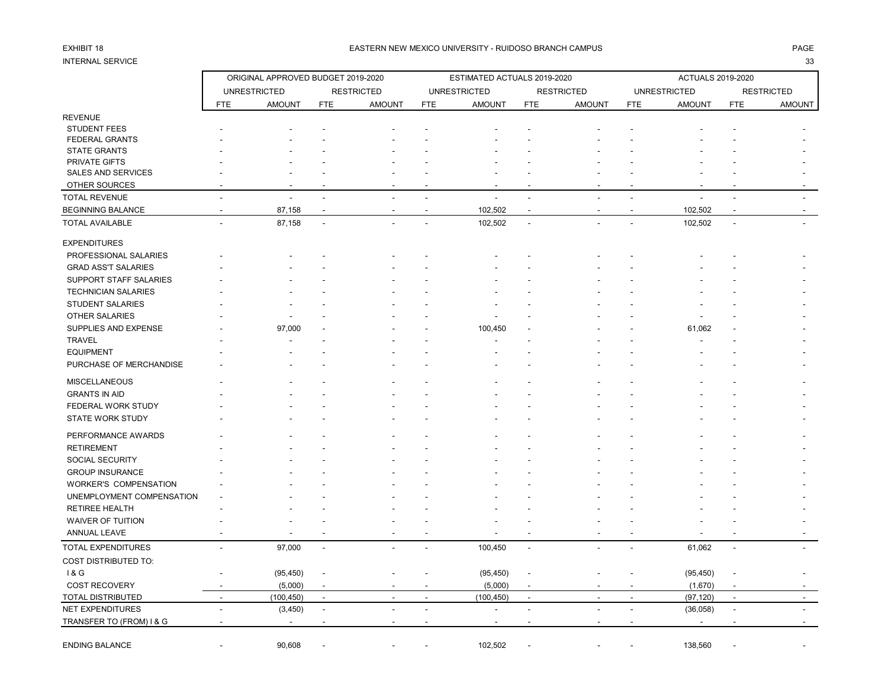EXHIBIT 18

INTERNAL SERVICE

# EASTERN NEW MEXICO UNIVERSITY - RUIDOSO BRANCH CAMPUS

| | ORIGINAL APPROVED BUDGET 2019-2020 | | | | ESTIMATED ACTUALS 2019-2020 | | | | ACTUALS 2019-2020 | | | |
|---|---|---|---|---|---|---|---|---|---|---|---|---|
| | UNRESTRICTED | | RESTRICTED | | UNRESTRICTED | | RESTRICTED | | UNRESTRICTED | | RESTRICTED | |
| | FTE | AMOUNT | FTE | AMOUNT | FTE | AMOUNT | FTE | AMOUNT | FTE | AMOUNT | FTE | AMOUNT |
| REVENUE | | | | | | | | | | | | |
| STUDENT FEES | - | - | - | - | - | - | - | - | - | - | - | - |
| FEDERAL GRANTS | - | - | - | - | - | - | - | - | - | - | - | - |
| STATE GRANTS | - | - | - | - | - | - | - | - | - | - | - | - |
| PRIVATE GIFTS | - | - | - | - | - | - | - | - | - | - | - | - |
| SALES AND SERVICES | - | - | - | - | - | - | - | - | - | - | - | - |
| OTHER SOURCES | - | - | - | - | - | - | - | - | - | - | - | - |
| TOTAL REVENUE | - | - | - | - | - | - | - | - | - | - | - | - |
| BEGINNING BALANCE | - | 87,158 | - | - | - | 102,502 | - | - | - | 102,502 | - | - |
| TOTAL AVAILABLE | - | 87,158 | - | - | - | 102,502 | - | - | - | 102,502 | - | - |
| EXPENDITURES | | | | | | | | | | | | |
| PROFESSIONAL SALARIES | - | - | - | - | - | - | - | - | - | - | - | - |
| GRAD ASS'T SALARIES | - | - | - | - | - | - | - | - | - | - | - | - |
| SUPPORT STAFF SALARIES | - | - | - | - | - | - | - | - | - | - | - | - |
| TECHNICIAN SALARIES | - | - | - | - | - | - | - | - | - | - | - | - |
| STUDENT SALARIES | - | - | - | - | - | - | - | - | - | - | - | - |
| OTHER SALARIES | - | - | - | - | - | - | - | - | - | - | - | - |
| SUPPLIES AND EXPENSE | - | 97,000 | - | - | - | 100,450 | - | - | - | 61,062 | - | - |
| TRAVEL | - | - | - | - | - | - | - | - | - | - | - | - |
| EQUIPMENT | - | - | - | - | - | - | - | - | - | - | - | - |
| PURCHASE OF MERCHANDISE | - | - | - | - | - | - | - | - | - | - | - | - |
| MISCELLANEOUS | - | - | - | - | - | - | - | - | - | - | - | - |
| GRANTS IN AID | - | - | - | - | - | - | - | - | - | - | - | - |
| FEDERAL WORK STUDY | - | - | - | - | - | - | - | - | - | - | - | - |
| STATE WORK STUDY | - | - | - | - | - | - | - | - | - | - | - | - |
| PERFORMANCE AWARDS | - | - | - | - | - | - | - | - | - | - | - | - |
| RETIREMENT | - | - | - | - | - | - | - | - | - | - | - | - |
| SOCIAL SECURITY | - | - | - | - | - | - | - | - | - | - | - | - |
| GROUP INSURANCE | - | - | - | - | - | - | - | - | - | - | - | - |
| WORKER'S COMPENSATION | - | - | - | - | - | - | - | - | - | - | - | - |
| UNEMPLOYMENT COMPENSATION | - | - | - | - | - | - | - | - | - | - | - | - |
| RETIREE HEALTH | - | - | - | - | - | - | - | - | - | - | - | - |
| WAIVER OF TUITION | - | - | - | - | - | - | - | - | - | - | - | - |
| ANNUAL LEAVE | - | - | - | - | - | - | - | - | - | - | - | - |
| TOTAL EXPENDITURES | - | 97,000 | - | - | - | 100,450 | - | - | - | 61,062 | - | - |
| COST DISTRIBUTED TO: | | | | | | | | | | | | |
| I & G | - | (95,450) | - | - | - | (95,450) | - | - | - | (95,450) | - | - |
| COST RECOVERY | - | (5,000) | - | - | - | (5,000) | - | - | - | (1,670) | - | - |
| TOTAL DISTRIBUTED | - | (100,450) | - | - | - | (100,450) | - | - | - | (97,120) | - | - |
| NET EXPENDITURES | - | (3,450) | - | - | - | - | - | - | - | (36,058) | - | - |
| TRANSFER TO (FROM) I & G | - | - | - | - | - | - | - | - | - | - | - | - |
| ENDING BALANCE | - | 90,608 | - | - | - | 102,502 | - | - | - | 138,560 | - | - |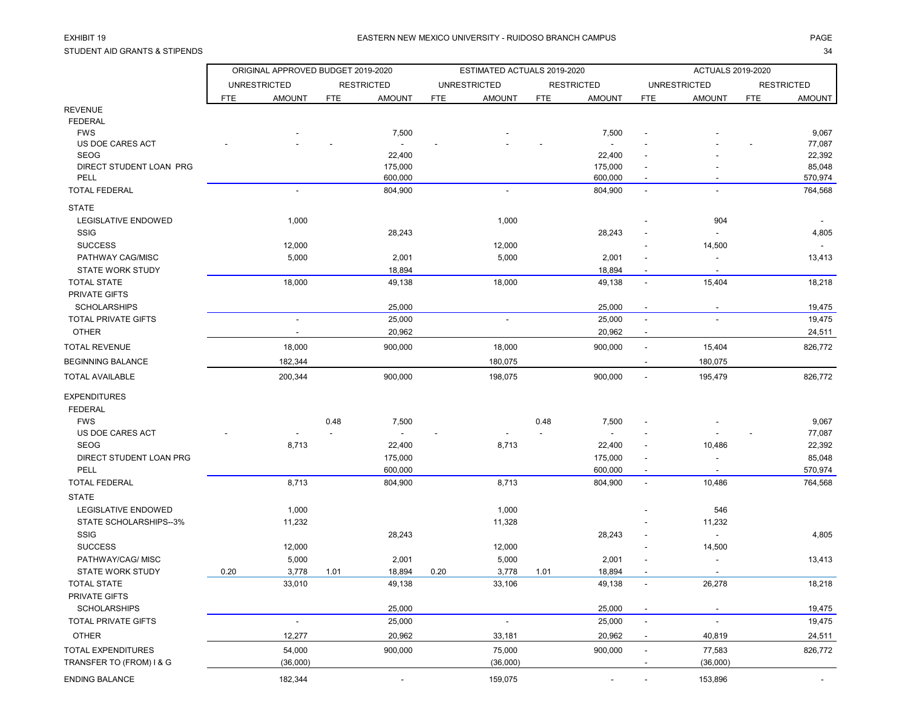EXHIBIT 19

EASTERN NEW MEXICO UNIVERSITY - RUIDOSO BRANCH CAMPUS

STUDENT AID GRANTS & STIPENDS

| | ORIGINAL APPROVED BUDGET 2019-2020 | | | | ESTIMATED ACTUALS 2019-2020 | | | | ACTUALS 2019-2020 | | | |
|---|---|---|---|---|---|---|---|---|---|---|---|---|
| | UNRESTRICTED | | RESTRICTED | | UNRESTRICTED | | RESTRICTED | | UNRESTRICTED | | RESTRICTED | |
| | FTE | AMOUNT | FTE | AMOUNT | FTE | AMOUNT | FTE | AMOUNT | FTE | AMOUNT | FTE | AMOUNT |
| REVENUE | | | | | | | | | | | | |
| FEDERAL | | | | | | | | | | | | |
| FWS | | - | | 7,500 | | - | | 7,500 | - | - | | 9,067 |
| US DOE CARES ACT | - | - | - | - | - | - | - | - | - | - | - | 77,087 |
| SEOG | | | | 22,400 | | | | 22,400 | - | - | | 22,392 |
| DIRECT STUDENT LOAN PRG | | | | 175,000 | | | | 175,000 | - | - | | 85,048 |
| PELL | | | | 600,000 | | | | 600,000 | - | - | | 570,974 |
| TOTAL FEDERAL | | - | | 804,900 | | - | | 804,900 | - | - | | 764,568 |
| STATE | | | | | | | | | | | | |
| LEGISLATIVE ENDOWED | | 1,000 | | | | 1,000 | | | - | 904 | | - |
| SSIG | | | | 28,243 | | | | 28,243 | - | - | | 4,805 |
| SUCCESS | | 12,000 | | | | 12,000 | | | - | 14,500 | | - |
| PATHWAY CAG/MISC | | 5,000 | | 2,001 | | 5,000 | | 2,001 | - | - | | 13,413 |
| STATE WORK STUDY | | | | 18,894 | | | | 18,894 | - | - | | |
| TOTAL STATE | | 18,000 | | 49,138 | | 18,000 | | 49,138 | - | 15,404 | | 18,218 |
| PRIVATE GIFTS | | | | | | | | | | | | |
| SCHOLARSHIPS | | | | 25,000 | | | | 25,000 | - | - | | 19,475 |
| TOTAL PRIVATE GIFTS | | - | | 25,000 | | - | | 25,000 | - | - | | 19,475 |
| OTHER | | - | | 20,962 | | | | 20,962 | - | | | 24,511 |
| TOTAL REVENUE | | 18,000 | | 900,000 | | 18,000 | | 900,000 | - | 15,404 | | 826,772 |
| BEGINNING BALANCE | | 182,344 | | | | 180,075 | | | - | 180,075 | | |
| TOTAL AVAILABLE | | 200,344 | | 900,000 | | 198,075 | | 900,000 | - | 195,479 | | 826,772 |
| EXPENDITURES | | | | | | | | | | | | |
| FEDERAL | | | | | | | | | | | | |
| FWS | | | 0.48 | 7,500 | | | 0.48 | 7,500 | - | - | | 9,067 |
| US DOE CARES ACT | - | - | - | - | - | - | - | - | - | - | - | 77,087 |
| SEOG | | 8,713 | | 22,400 | | 8,713 | | 22,400 | - | 10,486 | | 22,392 |
| DIRECT STUDENT LOAN PRG | | | | 175,000 | | | | 175,000 | - | - | | 85,048 |
| PELL | | | | 600,000 | | | | 600,000 | - | - | | 570,974 |
| TOTAL FEDERAL | | 8,713 | | 804,900 | | 8,713 | | 804,900 | - | 10,486 | | 764,568 |
| STATE | | | | | | | | | | | | |
| LEGISLATIVE ENDOWED | | 1,000 | | | | 1,000 | | | - | 546 | | |
| STATE SCHOLARSHIPS--3% | | 11,232 | | | | 11,328 | | | - | 11,232 | | |
| SSIG | | | | 28,243 | | | | 28,243 | - | - | | 4,805 |
| SUCCESS | | 12,000 | | | | 12,000 | | | - | 14,500 | | |
| PATHWAY/CAG/ MISC | | 5,000 | | 2,001 | | 5,000 | | 2,001 | - | - | | 13,413 |
| STATE WORK STUDY | 0.20 | 3,778 | 1.01 | 18,894 | 0.20 | 3,778 | 1.01 | 18,894 | - | - | | |
| TOTAL STATE | | 33,010 | | 49,138 | | 33,106 | | 49,138 | - | 26,278 | | 18,218 |
| PRIVATE GIFTS | | | | | | | | | | | | |
| SCHOLARSHIPS | | | | 25,000 | | | | 25,000 | - | - | | 19,475 |
| TOTAL PRIVATE GIFTS | | - | | 25,000 | | - | | 25,000 | - | - | | 19,475 |
| OTHER | | 12,277 | | 20,962 | | 33,181 | | 20,962 | - | 40,819 | | 24,511 |
| TOTAL EXPENDITURES | | 54,000 | | 900,000 | | 75,000 | | 900,000 | - | 77,583 | | 826,772 |
| TRANSFER TO (FROM) I & G | | (36,000) | | | | (36,000) | | | - | (36,000) | | |
| ENDING BALANCE | | 182,344 | | - | | 159,075 | | - | - | 153,896 | | - |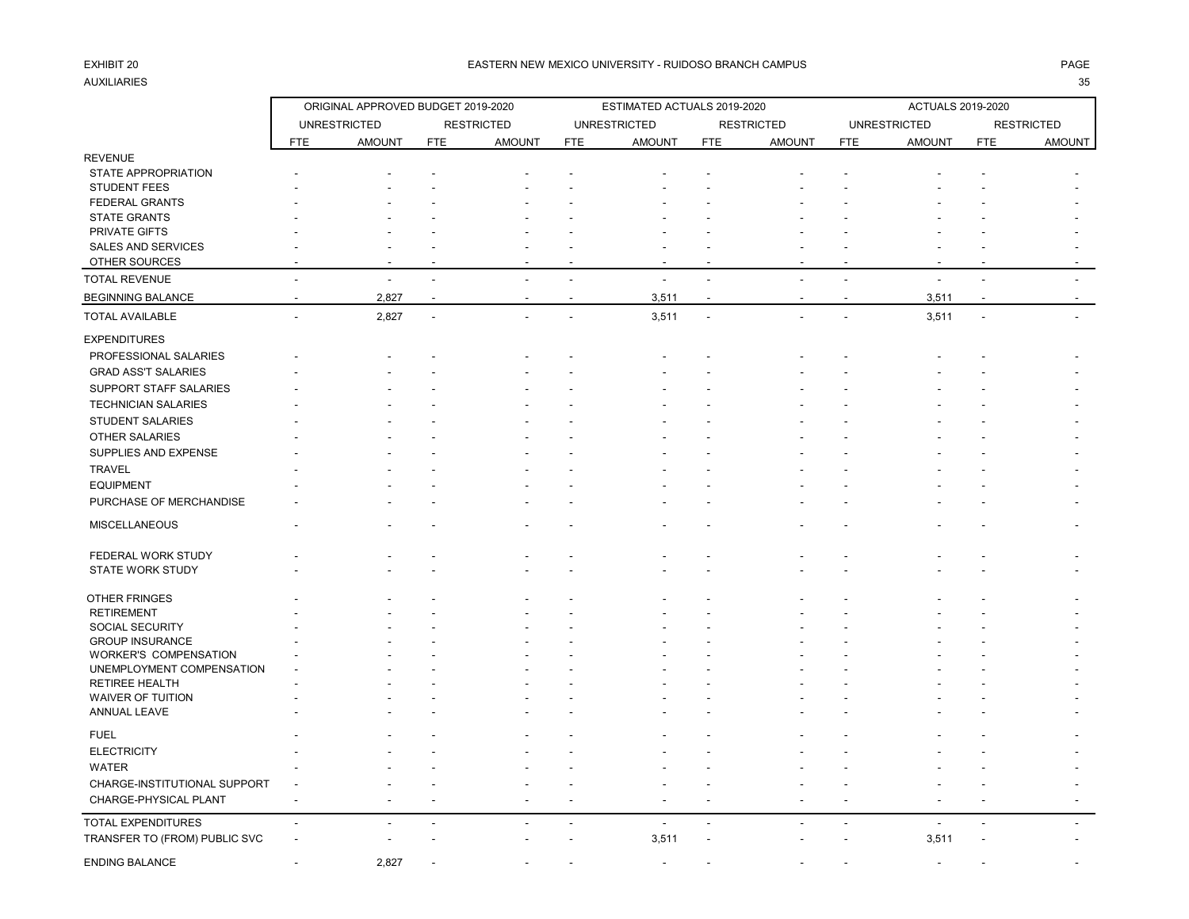EXHIBIT 20

AUXILIARIES

EASTERN NEW MEXICO UNIVERSITY - RUIDOSO BRANCH CAMPUS

| | ORIGINAL APPROVED BUDGET 2019-2020 | | | | ESTIMATED ACTUALS 2019-2020 | | | | ACTUALS 2019-2020 | | | |
|---|---|---|---|---|---|---|---|---|---|---|---|---|
| | UNRESTRICTED | | RESTRICTED | | UNRESTRICTED | | RESTRICTED | | UNRESTRICTED | | RESTRICTED | |
| | FTE | AMOUNT | FTE | AMOUNT | FTE | AMOUNT | FTE | AMOUNT | FTE | AMOUNT | FTE | AMOUNT |
| REVENUE | | | | | | | | | | | | |
| STATE APPROPRIATION | - | - | - | - | - | - | - | - | - | - | - | - |
| STUDENT FEES | - | - | - | - | - | - | - | - | - | - | - | - |
| FEDERAL GRANTS | - | - | - | - | - | - | - | - | - | - | - | - |
| STATE GRANTS | - | - | - | - | - | - | - | - | - | - | - | - |
| PRIVATE GIFTS | - | - | - | - | - | - | - | - | - | - | - | - |
| SALES AND SERVICES | - | - | - | - | - | - | - | - | - | - | - | - |
| OTHER SOURCES | - | - | - | - | - | - | - | - | - | - | - | - |
| TOTAL REVENUE | - | - | - | - | - | - | - | - | - | - | - | - |
| BEGINNING BALANCE | - | 2,827 | - | - | - | 3,511 | - | - | - | 3,511 | - | - |
| TOTAL AVAILABLE | - | 2,827 | - | - | - | 3,511 | - | - | - | 3,511 | - | - |
| EXPENDITURES | | | | | | | | | | | | |
| PROFESSIONAL SALARIES | - | - | - | - | - | - | - | - | - | - | - | - |
| GRAD ASS'T SALARIES | - | - | - | - | - | - | - | - | - | - | - | - |
| SUPPORT STAFF SALARIES | - | - | - | - | - | - | - | - | - | - | - | - |
| TECHNICIAN SALARIES | - | - | - | - | - | - | - | - | - | - | - | - |
| STUDENT SALARIES | - | - | - | - | - | - | - | - | - | - | - | - |
| OTHER SALARIES | - | - | - | - | - | - | - | - | - | - | - | - |
| SUPPLIES AND EXPENSE | - | - | - | - | - | - | - | - | - | - | - | - |
| TRAVEL | - | - | - | - | - | - | - | - | - | - | - | - |
| EQUIPMENT | - | - | - | - | - | - | - | - | - | - | - | - |
| PURCHASE OF MERCHANDISE | - | - | - | - | - | - | - | - | - | - | - | - |
| MISCELLANEOUS | - | - | - | - | - | - | - | - | - | - | - | - |
| FEDERAL WORK STUDY | - | - | - | - | - | - | - | - | - | - | - | - |
| STATE WORK STUDY | - | - | - | - | - | - | - | - | - | - | - | - |
| OTHER FRINGES | - | - | - | - | - | - | - | - | - | - | - | - |
| RETIREMENT | - | - | - | - | - | - | - | - | - | - | - | - |
| SOCIAL SECURITY | - | - | - | - | - | - | - | - | - | - | - | - |
| GROUP INSURANCE | - | - | - | - | - | - | - | - | - | - | - | - |
| WORKER'S COMPENSATION | - | - | - | - | - | - | - | - | - | - | - | - |
| UNEMPLOYMENT COMPENSATION | - | - | - | - | - | - | - | - | - | - | - | - |
| RETIREE HEALTH | - | - | - | - | - | - | - | - | - | - | - | - |
| WAIVER OF TUITION | - | - | - | - | - | - | - | - | - | - | - | - |
| ANNUAL LEAVE | - | - | - | - | - | - | - | - | - | - | - | - |
| FUEL | - | - | - | - | - | - | - | - | - | - | - | - |
| ELECTRICITY | - | - | - | - | - | - | - | - | - | - | - | - |
| WATER | - | - | - | - | - | - | - | - | - | - | - | - |
| CHARGE-INSTITUTIONAL SUPPORT | - | - | - | - | - | - | - | - | - | - | - | - |
| CHARGE-PHYSICAL PLANT | - | - | - | - | - | - | - | - | - | - | - | - |
| TOTAL EXPENDITURES | - | - | - | - | - | - | - | - | - | - | - | - |
| TRANSFER TO (FROM) PUBLIC SVC | - | - | - | - | - | 3,511 | - | - | - | 3,511 | - | - |
| ENDING BALANCE | - | 2,827 | - | - | - | - | - | - | - | - | - | - |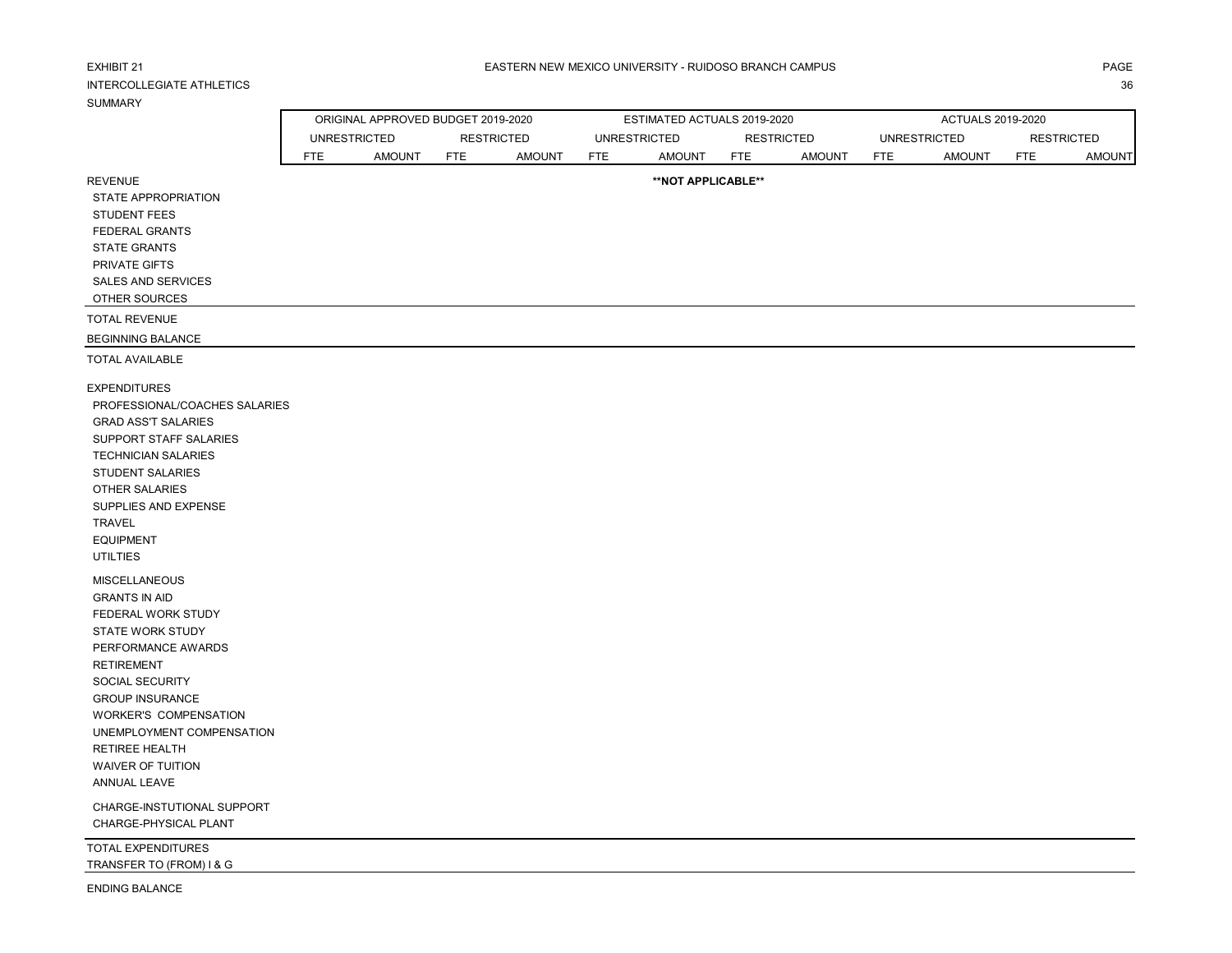EXHIBIT 21

EASTERN NEW MEXICO UNIVERSITY - RUIDOSO BRANCH CAMPUS

INTERCOLLEGIATE ATHLETICS

SUMMARY

| | ORIGINAL APPROVED BUDGET 2019-2020 | | | | ESTIMATED ACTUALS 2019-2020 | | | | ACTUALS 2019-2020 | | | |
|---|---|---|---|---|---|---|---|---|---|---|---|---|
| | UNRESTRICTED | | RESTRICTED | | UNRESTRICTED | | RESTRICTED | | UNRESTRICTED | | RESTRICTED | |
| | FTE | AMOUNT | FTE | AMOUNT | FTE | AMOUNT | FTE | AMOUNT | FTE | AMOUNT | FTE | AMOUNT |
| REVENUE | | | | | | **NOT APPLICABLE** | | | | | | |
| STATE APPROPRIATION | | | | | | | | | | | | |
| STUDENT FEES | | | | | | | | | | | | |
| FEDERAL GRANTS | | | | | | | | | | | | |
| STATE GRANTS | | | | | | | | | | | | |
| PRIVATE GIFTS | | | | | | | | | | | | |
| SALES AND SERVICES | | | | | | | | | | | | |
| OTHER SOURCES | | | | | | | | | | | | |
| TOTAL REVENUE | | | | | | | | | | | | |
| BEGINNING BALANCE | | | | | | | | | | | | |
| TOTAL AVAILABLE | | | | | | | | | | | | |
| EXPENDITURES | | | | | | | | | | | | |
| PROFESSIONAL/COACHES SALARIES | | | | | | | | | | | | |
| GRAD ASS'T SALARIES | | | | | | | | | | | | |
| SUPPORT STAFF SALARIES | | | | | | | | | | | | |
| TECHNICIAN SALARIES | | | | | | | | | | | | |
| STUDENT SALARIES | | | | | | | | | | | | |
| OTHER SALARIES | | | | | | | | | | | | |
| SUPPLIES AND EXPENSE | | | | | | | | | | | | |
| TRAVEL | | | | | | | | | | | | |
| EQUIPMENT | | | | | | | | | | | | |
| UTILTIES | | | | | | | | | | | | |
| MISCELLANEOUS | | | | | | | | | | | | |
| GRANTS IN AID | | | | | | | | | | | | |
| FEDERAL WORK STUDY | | | | | | | | | | | | |
| STATE WORK STUDY | | | | | | | | | | | | |
| PERFORMANCE AWARDS | | | | | | | | | | | | |
| RETIREMENT | | | | | | | | | | | | |
| SOCIAL SECURITY | | | | | | | | | | | | |
| GROUP INSURANCE | | | | | | | | | | | | |
| WORKER'S COMPENSATION | | | | | | | | | | | | |
| UNEMPLOYMENT COMPENSATION | | | | | | | | | | | | |
| RETIREE HEALTH | | | | | | | | | | | | |
| WAIVER OF TUITION | | | | | | | | | | | | |
| ANNUAL LEAVE | | | | | | | | | | | | |
| CHARGE-INSTUTIONAL SUPPORT | | | | | | | | | | | | |
| CHARGE-PHYSICAL PLANT | | | | | | | | | | | | |
| TOTAL EXPENDITURES | | | | | | | | | | | | |
| TRANSFER TO (FROM) I & G | | | | | | | | | | | | |
| ENDING BALANCE | | | | | | | | | | | | |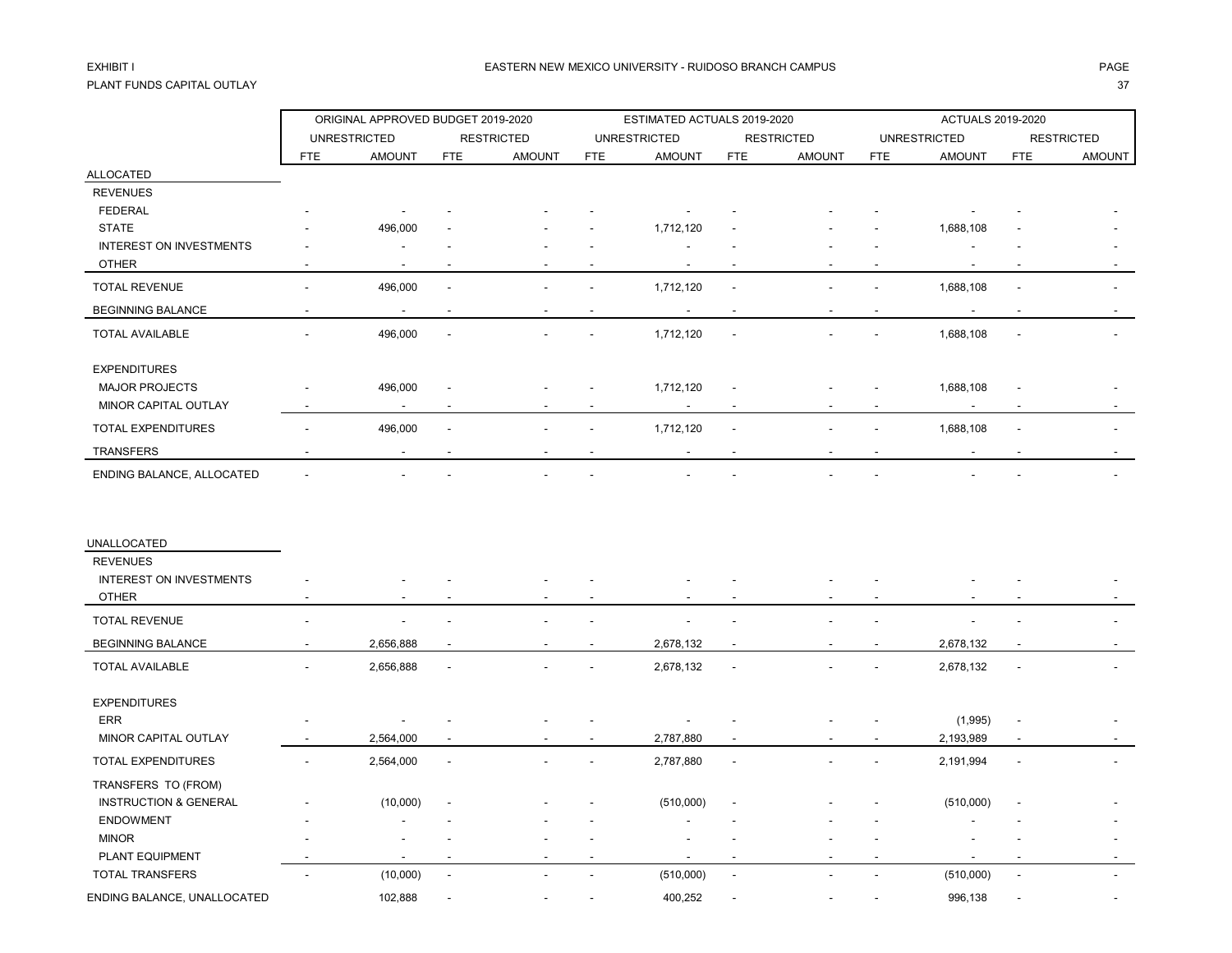EXHIBIT I

PLANT FUNDS CAPITAL OUTLAY

EASTERN NEW MEXICO UNIVERSITY - RUIDOSO BRANCH CAMPUS

| | ORIGINAL APPROVED BUDGET 2019-2020 | | | | ESTIMATED ACTUALS 2019-2020 | | | | ACTUALS 2019-2020 | | | |
|---|---|---|---|---|---|---|---|---|---|---|---|---|
| | UNRESTRICTED | | RESTRICTED | | UNRESTRICTED | | RESTRICTED | | UNRESTRICTED | | RESTRICTED | |
| | FTE | AMOUNT | FTE | AMOUNT | FTE | AMOUNT | FTE | AMOUNT | FTE | AMOUNT | FTE | AMOUNT |
| **ALLOCATED** | | | | | | | | | | | | |
| REVENUES | | | | | | | | | | | | |
| FEDERAL | - | - | - | - | - | - | - | - | - | - | - | - |
| STATE | - | 496,000 | - | - | - | 1,712,120 | - | - | - | 1,688,108 | - | - |
| INTEREST ON INVESTMENTS | - | - | - | - | - | - | - | - | - | - | - | - |
| OTHER | - | - | - | - | - | - | - | - | - | - | - | - |
| TOTAL REVENUE | - | 496,000 | - | - | - | 1,712,120 | - | - | - | 1,688,108 | - | - |
| BEGINNING BALANCE | - | - | - | - | - | - | - | - | - | - | - | - |
| TOTAL AVAILABLE | - | 496,000 | - | - | - | 1,712,120 | - | - | - | 1,688,108 | - | - |
| EXPENDITURES | | | | | | | | | | | | |
| MAJOR PROJECTS | - | 496,000 | - | - | - | 1,712,120 | - | - | - | 1,688,108 | - | - |
| MINOR CAPITAL OUTLAY | - | - | - | - | - | - | - | - | - | - | - | - |
| TOTAL EXPENDITURES | - | 496,000 | - | - | - | 1,712,120 | - | - | - | 1,688,108 | - | - |
| TRANSFERS | - | - | - | - | - | - | - | - | - | - | - | - |
| ENDING BALANCE, ALLOCATED | - | - | - | - | - | - | - | - | - | - | - | - |
| **UNALLOCATED** | | | | | | | | | | | | |
| REVENUES | | | | | | | | | | | | |
| INTEREST ON INVESTMENTS | - | - | - | - | - | - | - | - | - | - | - | - |
| OTHER | - | - | - | - | - | - | - | - | - | - | - | - |
| TOTAL REVENUE | - | - | - | - | - | - | - | - | - | - | - | - |
| BEGINNING BALANCE | - | 2,656,888 | - | - | - | 2,678,132 | - | - | - | 2,678,132 | - | - |
| TOTAL AVAILABLE | - | 2,656,888 | - | - | - | 2,678,132 | - | - | - | 2,678,132 | - | - |
| EXPENDITURES | | | | | | | | | | | | |
| ERR | - | - | - | - | - | - | - | - | - | (1,995) | - | - |
| MINOR CAPITAL OUTLAY | - | 2,564,000 | - | - | - | 2,787,880 | - | - | - | 2,193,989 | - | - |
| TOTAL EXPENDITURES | - | 2,564,000 | - | - | - | 2,787,880 | - | - | - | 2,191,994 | - | - |
| TRANSFERS TO (FROM) | | | | | | | | | | | | |
| INSTRUCTION & GENERAL | - | (10,000) | - | - | - | (510,000) | - | - | - | (510,000) | - | - |
| ENDOWMENT | - | - | - | - | - | - | - | - | - | - | - | - |
| MINOR | - | - | - | - | - | - | - | - | - | - | - | - |
| PLANT EQUIPMENT | - | - | - | - | - | - | - | - | - | - | - | - |
| TOTAL TRANSFERS | - | (10,000) | - | - | - | (510,000) | - | - | - | (510,000) | - | - |
| ENDING BALANCE, UNALLOCATED | | 102,888 | - | - | - | 400,252 | - | - | - | 996,138 | - | - |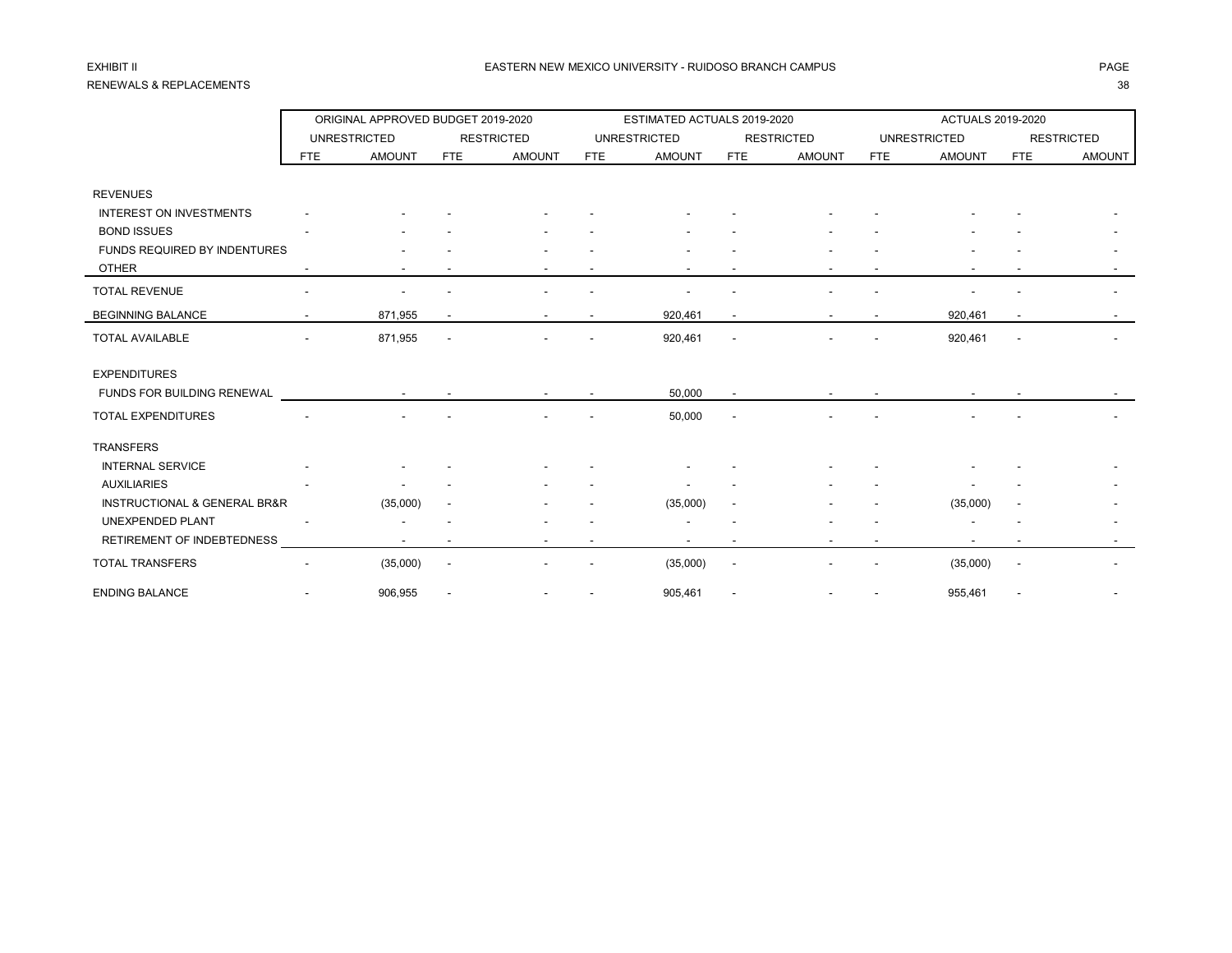EXHIBIT II

RENEWALS & REPLACEMENTS

# EASTERN NEW MEXICO UNIVERSITY - RUIDOSO BRANCH CAMPUS

| | ORIGINAL APPROVED BUDGET 2019-2020 | | | | ESTIMATED ACTUALS 2019-2020 | | | | ACTUALS 2019-2020 | | | |
|---|---|---|---|---|---|---|---|---|---|---|---|---|
| | UNRESTRICTED | | RESTRICTED | | UNRESTRICTED | | RESTRICTED | | UNRESTRICTED | | RESTRICTED | |
| | FTE | AMOUNT | FTE | AMOUNT | FTE | AMOUNT | FTE | AMOUNT | FTE | AMOUNT | FTE | AMOUNT |
| REVENUES | | | | | | | | | | | | |
| INTEREST ON INVESTMENTS | - | - | - | - | - | - | - | - | - | - | - | - |
| BOND ISSUES | - | - | - | - | - | - | - | - | - | - | - | - |
| FUNDS REQUIRED BY INDENTURES | | - | - | - | - | - | - | - | - | - | - | - |
| OTHER | - | - | - | - | - | - | - | - | - | - | - | - |
| TOTAL REVENUE | - | - | - | - | - | - | - | - | - | - | - | - |
| BEGINNING BALANCE | - | 871,955 | - | - | - | 920,461 | - | - | - | 920,461 | - | - |
| TOTAL AVAILABLE | - | 871,955 | - | - | - | 920,461 | - | - | - | 920,461 | - | - |
| EXPENDITURES | | | | | | | | | | | | |
| FUNDS FOR BUILDING RENEWAL | | - | - | - | - | 50,000 | - | - | - | - | - | - |
| TOTAL EXPENDITURES | - | - | - | - | - | 50,000 | - | - | - | - | - | - |
| TRANSFERS | | | | | | | | | | | | |
| INTERNAL SERVICE | - | - | - | - | - | - | - | - | - | - | - | - |
| AUXILIARIES | - | - | - | - | - | - | - | - | - | - | - | - |
| INSTRUCTIONAL & GENERAL BR&R | | (35,000) | - | - | - | (35,000) | - | - | - | (35,000) | - | - |
| UNEXPENDED PLANT | - | - | - | - | - | - | - | - | - | - | - | - |
| RETIREMENT OF INDEBTEDNESS | | - | - | - | - | - | - | - | - | - | - | - |
| TOTAL TRANSFERS | - | (35,000) | - | - | - | (35,000) | - | - | - | (35,000) | - | - |
| ENDING BALANCE | - | 906,955 | - | - | - | 905,461 | - | - | - | 955,461 | - | - |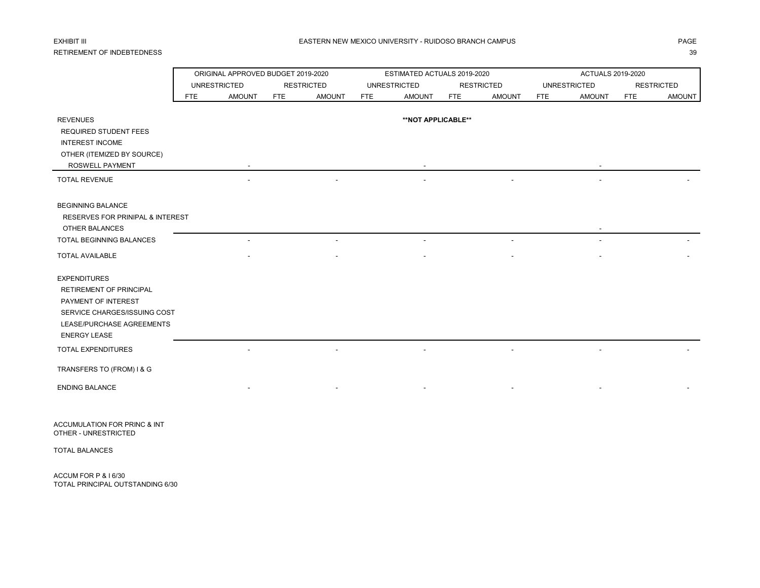EXHIBIT III

EASTERN NEW MEXICO UNIVERSITY - RUIDOSO BRANCH CAMPUS

RETIREMENT OF INDEBTEDNESS

| | ORIGINAL APPROVED BUDGET 2019-2020 | | | | ESTIMATED ACTUALS 2019-2020 | | | | ACTUALS 2019-2020 | | | |
|---|---|---|---|---|---|---|---|---|---|---|---|---|
| | UNRESTRICTED | | RESTRICTED | | UNRESTRICTED | | RESTRICTED | | UNRESTRICTED | | RESTRICTED | |
| | FTE | AMOUNT | FTE | AMOUNT | FTE | AMOUNT | FTE | AMOUNT | FTE | AMOUNT | FTE | AMOUNT |
| REVENUES | | | | | | **NOT APPLICABLE** | | | | | | |
| REQUIRED STUDENT FEES | | | | | | | | | | | | |
| INTEREST INCOME | | | | | | | | | | | | |
| OTHER (ITEMIZED BY SOURCE) | | | | | | | | | | | | |
| ROSWELL PAYMENT | | - | | | | - | | | | - | | |
| TOTAL REVENUE | | - | | - | | - | | - | | - | | - |
| BEGINNING BALANCE | | | | | | | | | | | | |
| RESERVES FOR PRINIPAL & INTEREST | | | | | | | | | | | | |
| OTHER BALANCES | | | | | | | | | | - | | |
| TOTAL BEGINNING BALANCES | | - | | - | | - | | - | | - | | - |
| TOTAL AVAILABLE | | - | | - | | - | | - | | - | | - |
| EXPENDITURES | | | | | | | | | | | | |
| RETIREMENT OF PRINCIPAL | | | | | | | | | | | | |
| PAYMENT OF INTEREST | | | | | | | | | | | | |
| SERVICE CHARGES/ISSUING COST | | | | | | | | | | | | |
| LEASE/PURCHASE AGREEMENTS | | | | | | | | | | | | |
| ENERGY LEASE | | | | | | | | | | | | |
| TOTAL EXPENDITURES | | - | | - | | - | | - | | - | | - |
| TRANSFERS TO (FROM) I & G | | | | | | | | | | | | |
| ENDING BALANCE | | - | | - | | - | | - | | - | | - |

ACCUMULATION FOR PRINC & INT
OTHER - UNRESTRICTED

TOTAL BALANCES

ACCUM FOR P & I 6/30
TOTAL PRINCIPAL OUTSTANDING 6/30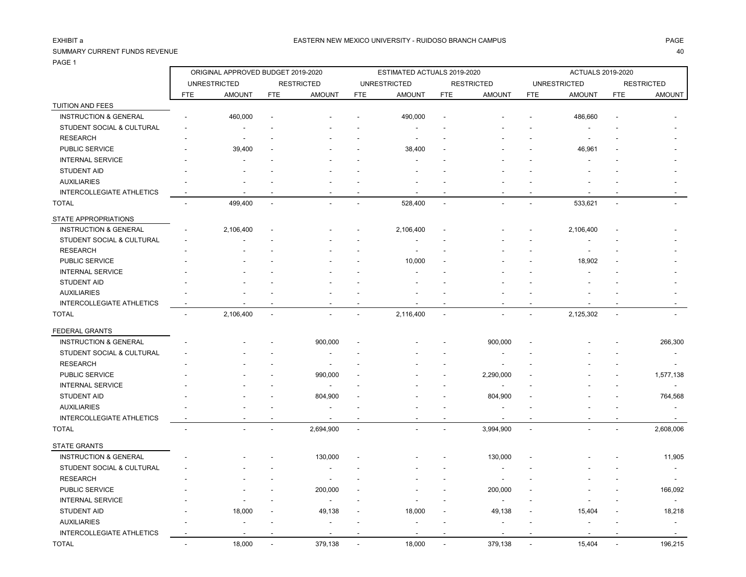EXHIBIT a

EASTERN NEW MEXICO UNIVERSITY - RUIDOSO BRANCH CAMPUS

SUMMARY CURRENT FUNDS REVENUE

PAGE 1

| | ORIGINAL APPROVED BUDGET 2019-2020 | | | | ESTIMATED ACTUALS 2019-2020 | | | | ACTUALS 2019-2020 | | | |
|---|---|---|---|---|---|---|---|---|---|---|---|---|
| | UNRESTRICTED | | RESTRICTED | | UNRESTRICTED | | RESTRICTED | | UNRESTRICTED | | RESTRICTED | |
| | FTE | AMOUNT | FTE | AMOUNT | FTE | AMOUNT | FTE | AMOUNT | FTE | AMOUNT | FTE | AMOUNT |
| TUITION AND FEES | | | | | | | | | | | | |
| INSTRUCTION & GENERAL | - | 460,000 | - | - | - | 490,000 | - | - | - | 486,660 | - | - |
| STUDENT SOCIAL & CULTURAL | - | - | - | - | - | - | - | - | - | - | - | - |
| RESEARCH | - | - | - | - | - | - | - | - | - | - | - | - |
| PUBLIC SERVICE | - | 39,400 | - | - | - | 38,400 | - | - | - | 46,961 | - | - |
| INTERNAL SERVICE | - | - | - | - | - | - | - | - | - | - | - | - |
| STUDENT AID | - | - | - | - | - | - | - | - | - | - | - | - |
| AUXILIARIES | - | - | - | - | - | - | - | - | - | - | - | - |
| INTERCOLLEGIATE ATHLETICS | - | - | - | - | - | - | - | - | - | - | - | - |
| TOTAL | - | 499,400 | - | - | - | 528,400 | - | - | - | 533,621 | - | - |
| STATE APPROPRIATIONS | | | | | | | | | | | | |
| INSTRUCTION & GENERAL | - | 2,106,400 | - | - | - | 2,106,400 | - | - | - | 2,106,400 | - | - |
| STUDENT SOCIAL & CULTURAL | - | - | - | - | - | - | - | - | - | - | - | - |
| RESEARCH | - | - | - | - | - | - | - | - | - | - | - | - |
| PUBLIC SERVICE | - | - | - | - | - | 10,000 | - | - | - | 18,902 | - | - |
| INTERNAL SERVICE | - | - | - | - | - | - | - | - | - | - | - | - |
| STUDENT AID | - | - | - | - | - | - | - | - | - | - | - | - |
| AUXILIARIES | - | - | - | - | - | - | - | - | - | - | - | - |
| INTERCOLLEGIATE ATHLETICS | - | - | - | - | - | - | - | - | - | - | - | - |
| TOTAL | - | 2,106,400 | - | - | - | 2,116,400 | - | - | - | 2,125,302 | - | - |
| FEDERAL GRANTS | | | | | | | | | | | | |
| INSTRUCTION & GENERAL | - | - | - | 900,000 | - | - | - | 900,000 | - | - | - | 266,300 |
| STUDENT SOCIAL & CULTURAL | - | - | - | - | - | - | - | - | - | - | - | - |
| RESEARCH | - | - | - | - | - | - | - | - | - | - | - | - |
| PUBLIC SERVICE | - | - | - | 990,000 | - | - | - | 2,290,000 | - | - | - | 1,577,138 |
| INTERNAL SERVICE | - | - | - | - | - | - | - | - | - | - | - | - |
| STUDENT AID | - | - | - | 804,900 | - | - | - | 804,900 | - | - | - | 764,568 |
| AUXILIARIES | - | - | - | - | - | - | - | - | - | - | - | - |
| INTERCOLLEGIATE ATHLETICS | - | - | - | - | - | - | - | - | - | - | - | - |
| TOTAL | - | - | - | 2,694,900 | - | - | - | 3,994,900 | - | - | - | 2,608,006 |
| STATE GRANTS | | | | | | | | | | | | |
| INSTRUCTION & GENERAL | - | - | - | 130,000 | - | - | - | 130,000 | - | - | - | 11,905 |
| STUDENT SOCIAL & CULTURAL | - | - | - | - | - | - | - | - | - | - | - | - |
| RESEARCH | - | - | - | - | - | - | - | - | - | - | - | - |
| PUBLIC SERVICE | - | - | - | 200,000 | - | - | - | 200,000 | - | - | - | 166,092 |
| INTERNAL SERVICE | - | - | - | - | - | - | - | - | - | - | - | - |
| STUDENT AID | - | 18,000 | - | 49,138 | - | 18,000 | - | 49,138 | - | 15,404 | - | 18,218 |
| AUXILIARIES | - | - | - | - | - | - | - | - | - | - | - | - |
| INTERCOLLEGIATE ATHLETICS | - | - | - | - | - | - | - | - | - | - | - | - |
| TOTAL | - | 18,000 | - | 379,138 | - | 18,000 | - | 379,138 | - | 15,404 | - | 196,215 |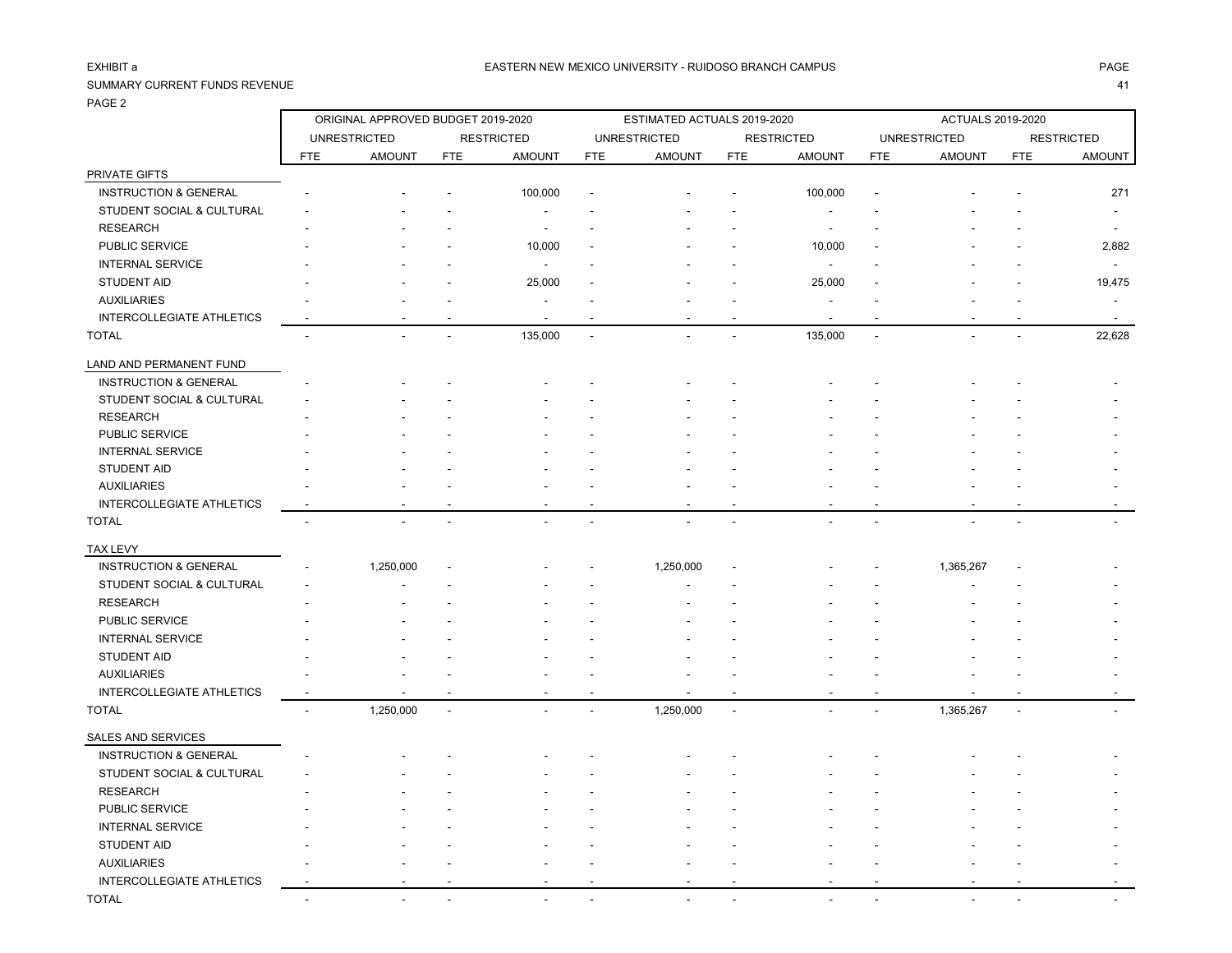EXHIBIT a

EASTERN NEW MEXICO UNIVERSITY - RUIDOSO BRANCH CAMPUS

SUMMARY CURRENT FUNDS REVENUE

PAGE 2

| | ORIGINAL APPROVED BUDGET 2019-2020 | | | | ESTIMATED ACTUALS 2019-2020 | | | | ACTUALS 2019-2020 | | | |
|---|---|---|---|---|---|---|---|---|---|---|---|---|
| | UNRESTRICTED | | RESTRICTED | | UNRESTRICTED | | RESTRICTED | | UNRESTRICTED | | RESTRICTED | |
| | FTE | AMOUNT | FTE | AMOUNT | FTE | AMOUNT | FTE | AMOUNT | FTE | AMOUNT | FTE | AMOUNT |
| **PRIVATE GIFTS** | | | | | | | | | | | | |
| INSTRUCTION & GENERAL | - | - | - | 100,000 | - | - | - | 100,000 | - | - | - | 271 |
| STUDENT SOCIAL & CULTURAL | - | - | - | - | - | - | - | - | - | - | - | - |
| RESEARCH | - | - | - | - | - | - | - | - | - | - | - | - |
| PUBLIC SERVICE | - | - | - | 10,000 | - | - | - | 10,000 | - | - | - | 2,882 |
| INTERNAL SERVICE | - | - | - | - | - | - | - | - | - | - | - | - |
| STUDENT AID | - | - | - | 25,000 | - | - | - | 25,000 | - | - | - | 19,475 |
| AUXILIARIES | - | - | - | - | - | - | - | - | - | - | - | - |
| INTERCOLLEGIATE ATHLETICS | - | - | - | - | - | - | - | - | - | - | - | - |
| TOTAL | - | - | - | 135,000 | - | - | - | 135,000 | - | - | - | 22,628 |
| **LAND AND PERMANENT FUND** | | | | | | | | | | | | |
| INSTRUCTION & GENERAL | - | - | - | - | - | - | - | - | - | - | - | - |
| STUDENT SOCIAL & CULTURAL | - | - | - | - | - | - | - | - | - | - | - | - |
| RESEARCH | - | - | - | - | - | - | - | - | - | - | - | - |
| PUBLIC SERVICE | - | - | - | - | - | - | - | - | - | - | - | - |
| INTERNAL SERVICE | - | - | - | - | - | - | - | - | - | - | - | - |
| STUDENT AID | - | - | - | - | - | - | - | - | - | - | - | - |
| AUXILIARIES | - | - | - | - | - | - | - | - | - | - | - | - |
| INTERCOLLEGIATE ATHLETICS | - | - | - | - | - | - | - | - | - | - | - | - |
| TOTAL | - | - | - | - | - | - | - | - | - | - | - | - |
| **TAX LEVY** | | | | | | | | | | | | |
| INSTRUCTION & GENERAL | - | 1,250,000 | - | - | - | 1,250,000 | - | - | - | 1,365,267 | - | - |
| STUDENT SOCIAL & CULTURAL | - | - | - | - | - | - | - | - | - | - | - | - |
| RESEARCH | - | - | - | - | - | - | - | - | - | - | - | - |
| PUBLIC SERVICE | - | - | - | - | - | - | - | - | - | - | - | - |
| INTERNAL SERVICE | - | - | - | - | - | - | - | - | - | - | - | - |
| STUDENT AID | - | - | - | - | - | - | - | - | - | - | - | - |
| AUXILIARIES | - | - | - | - | - | - | - | - | - | - | - | - |
| INTERCOLLEGIATE ATHLETICS | - | - | - | - | - | - | - | - | - | - | - | - |
| TOTAL | - | 1,250,000 | - | - | - | 1,250,000 | - | - | - | 1,365,267 | - | - |
| **SALES AND SERVICES** | | | | | | | | | | | | |
| INSTRUCTION & GENERAL | - | - | - | - | - | - | - | - | - | - | - | - |
| STUDENT SOCIAL & CULTURAL | - | - | - | - | - | - | - | - | - | - | - | - |
| RESEARCH | - | - | - | - | - | - | - | - | - | - | - | - |
| PUBLIC SERVICE | - | - | - | - | - | - | - | - | - | - | - | - |
| INTERNAL SERVICE | - | - | - | - | - | - | - | - | - | - | - | - |
| STUDENT AID | - | - | - | - | - | - | - | - | - | - | - | - |
| AUXILIARIES | - | - | - | - | - | - | - | - | - | - | - | - |
| INTERCOLLEGIATE ATHLETICS | - | - | - | - | - | - | - | - | - | - | - | - |
| TOTAL | - | - | - | - | - | - | - | - | - | - | - | - |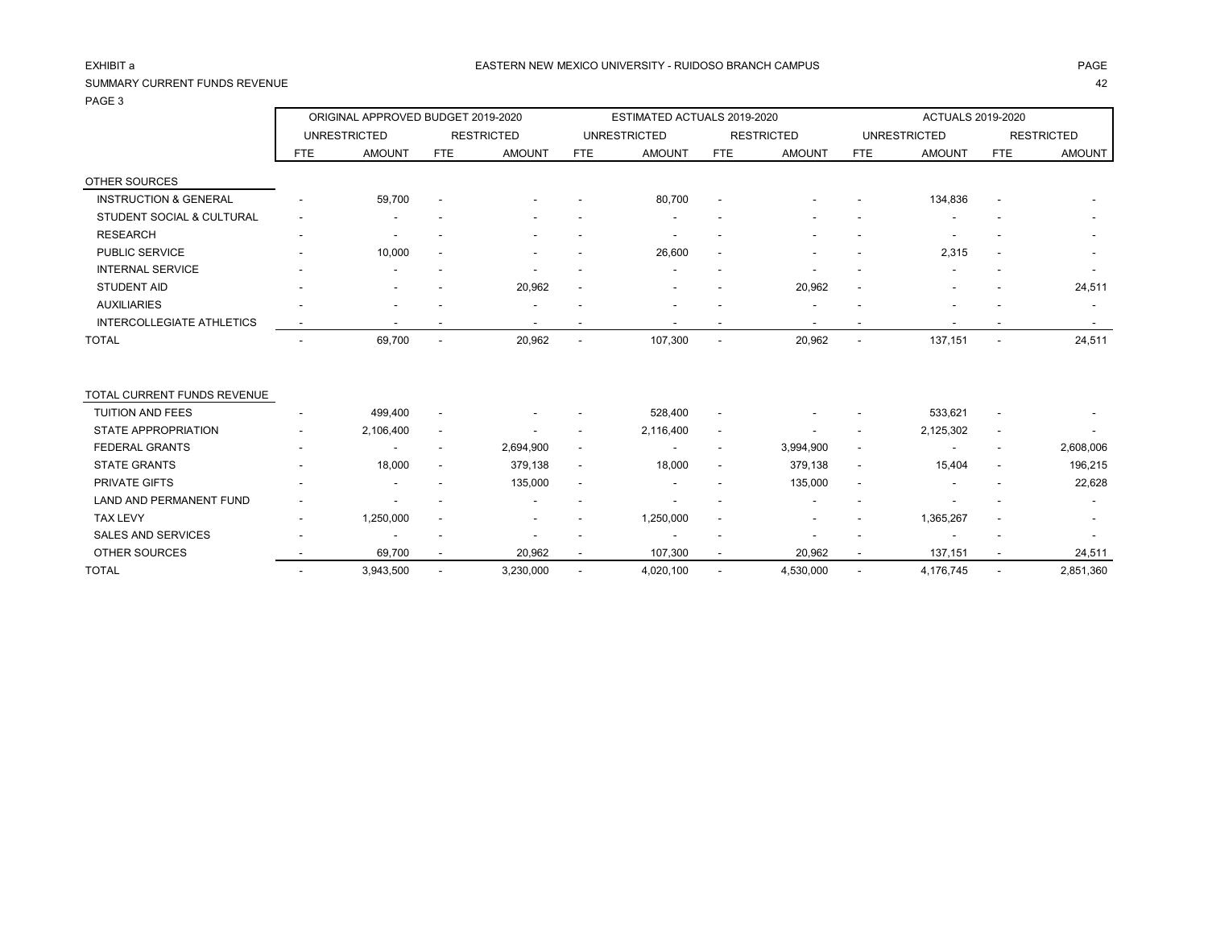EXHIBIT a

EASTERN NEW MEXICO UNIVERSITY - RUIDOSO BRANCH CAMPUS

SUMMARY CURRENT FUNDS REVENUE

PAGE 3

| | ORIGINAL APPROVED BUDGET 2019-2020 | | | | ESTIMATED ACTUALS 2019-2020 | | | | ACTUALS 2019-2020 | | | |
|---|---|---|---|---|---|---|---|---|---|---|---|---|
| | UNRESTRICTED | | RESTRICTED | | UNRESTRICTED | | RESTRICTED | | UNRESTRICTED | | RESTRICTED | |
| | FTE | AMOUNT | FTE | AMOUNT | FTE | AMOUNT | FTE | AMOUNT | FTE | AMOUNT | FTE | AMOUNT |
| OTHER SOURCES | | | | | | | | | | | | |
| INSTRUCTION & GENERAL | - | 59,700 | - | - | - | 80,700 | - | - | - | 134,836 | - | - |
| STUDENT SOCIAL & CULTURAL | - | - | - | - | - | - | - | - | - | - | - | - |
| RESEARCH | - | - | - | - | - | - | - | - | - | - | - | - |
| PUBLIC SERVICE | - | 10,000 | - | - | - | 26,600 | - | - | - | 2,315 | - | - |
| INTERNAL SERVICE | - | - | - | - | - | - | - | - | - | - | - | - |
| STUDENT AID | - | - | - | 20,962 | - | - | - | 20,962 | - | - | - | 24,511 |
| AUXILIARIES | - | - | - | - | - | - | - | - | - | - | - | - |
| INTERCOLLEGIATE ATHLETICS | - | - | - | - | - | - | - | - | - | - | - | - |
| TOTAL | - | 69,700 | - | 20,962 | - | 107,300 | - | 20,962 | - | 137,151 | - | 24,511 |
| | | | | | | | | | | | | |
| TOTAL CURRENT FUNDS REVENUE | | | | | | | | | | | | |
| TUITION AND FEES | - | 499,400 | - | - | - | 528,400 | - | - | - | 533,621 | - | - |
| STATE APPROPRIATION | - | 2,106,400 | - | - | - | 2,116,400 | - | - | - | 2,125,302 | - | - |
| FEDERAL GRANTS | - | - | - | 2,694,900 | - | - | - | 3,994,900 | - | - | - | 2,608,006 |
| STATE GRANTS | - | 18,000 | - | 379,138 | - | 18,000 | - | 379,138 | - | 15,404 | - | 196,215 |
| PRIVATE GIFTS | - | - | - | 135,000 | - | - | - | 135,000 | - | - | - | 22,628 |
| LAND AND PERMANENT FUND | - | - | - | - | - | - | - | - | - | - | - | - |
| TAX LEVY | - | 1,250,000 | - | - | - | 1,250,000 | - | - | - | 1,365,267 | - | - |
| SALES AND SERVICES | - | - | - | - | - | - | - | - | - | - | - | - |
| OTHER SOURCES | - | 69,700 | - | 20,962 | - | 107,300 | - | 20,962 | - | 137,151 | - | 24,511 |
| TOTAL | - | 3,943,500 | - | 3,230,000 | - | 4,020,100 | - | 4,530,000 | - | 4,176,745 | - | 2,851,360 |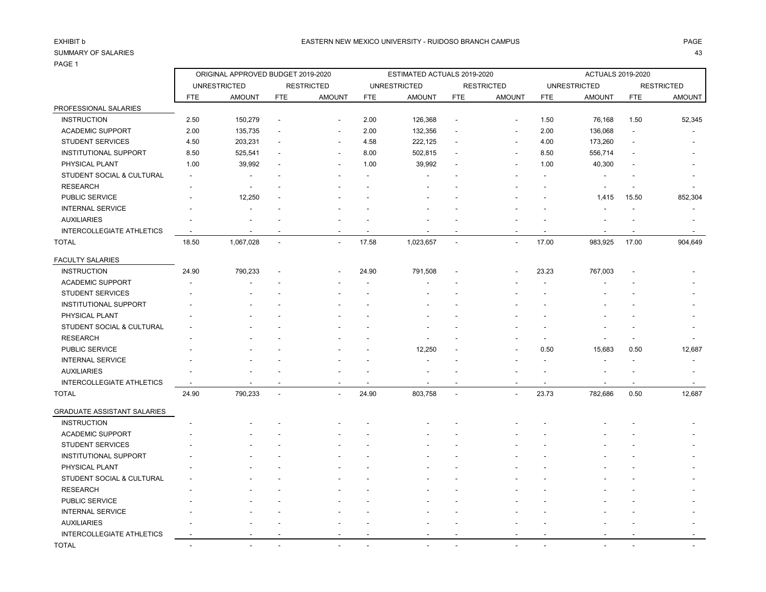EXHIBIT b

EASTERN NEW MEXICO UNIVERSITY - RUIDOSO BRANCH CAMPUS

SUMMARY OF SALARIES

PAGE 1

| | ORIGINAL APPROVED BUDGET 2019-2020 | | | | ESTIMATED ACTUALS 2019-2020 | | | | ACTUALS 2019-2020 | | | |
|---|---|---|---|---|---|---|---|---|---|---|---|---|
| | UNRESTRICTED | | RESTRICTED | | UNRESTRICTED | | RESTRICTED | | UNRESTRICTED | | RESTRICTED | |
| | FTE | AMOUNT | FTE | AMOUNT | FTE | AMOUNT | FTE | AMOUNT | FTE | AMOUNT | FTE | AMOUNT |
| PROFESSIONAL SALARIES | | | | | | | | | | | | |
| INSTRUCTION | 2.50 | 150,279 | - | - | 2.00 | 126,368 | - | - | 1.50 | 76,168 | 1.50 | 52,345 |
| ACADEMIC SUPPORT | 2.00 | 135,735 | - | - | 2.00 | 132,356 | - | - | 2.00 | 136,068 | - | - |
| STUDENT SERVICES | 4.50 | 203,231 | - | - | 4.58 | 222,125 | - | - | 4.00 | 173,260 | - | - |
| INSTITUTIONAL SUPPORT | 8.50 | 525,541 | - | - | 8.00 | 502,815 | - | - | 8.50 | 556,714 | - | - |
| PHYSICAL PLANT | 1.00 | 39,992 | - | - | 1.00 | 39,992 | - | - | 1.00 | 40,300 | - | - |
| STUDENT SOCIAL & CULTURAL | - | - | - | - | - | - | - | - | - | - | - | - |
| RESEARCH | - | - | - | - | - | - | - | - | - | - | - | - |
| PUBLIC SERVICE | - | 12,250 | - | - | - | - | - | - | - | 1,415 | 15.50 | 852,304 |
| INTERNAL SERVICE | - | - | - | - | - | - | - | - | - | - | - | - |
| AUXILIARIES | - | - | - | - | - | - | - | - | - | - | - | - |
| INTERCOLLEGIATE ATHLETICS | - | - | - | - | - | - | - | - | - | - | - | - |
| TOTAL | 18.50 | 1,067,028 | - | - | 17.58 | 1,023,657 | - | - | 17.00 | 983,925 | 17.00 | 904,649 |
| FACULTY SALARIES | | | | | | | | | | | | |
| INSTRUCTION | 24.90 | 790,233 | - | - | 24.90 | 791,508 | - | - | 23.23 | 767,003 | - | - |
| ACADEMIC SUPPORT | - | - | - | - | - | - | - | - | - | - | - | - |
| STUDENT SERVICES | - | - | - | - | - | - | - | - | - | - | - | - |
| INSTITUTIONAL SUPPORT | - | - | - | - | - | - | - | - | - | - | - | - |
| PHYSICAL PLANT | - | - | - | - | - | - | - | - | - | - | - | - |
| STUDENT SOCIAL & CULTURAL | - | - | - | - | - | - | - | - | - | - | - | - |
| RESEARCH | - | - | - | - | - | - | - | - | - | - | - | - |
| PUBLIC SERVICE | - | - | - | - | - | 12,250 | - | - | 0.50 | 15,683 | 0.50 | 12,687 |
| INTERNAL SERVICE | - | - | - | - | - | - | - | - | - | - | - | - |
| AUXILIARIES | - | - | - | - | - | - | - | - | - | - | - | - |
| INTERCOLLEGIATE ATHLETICS | - | - | - | - | - | - | - | - | - | - | - | - |
| TOTAL | 24.90 | 790,233 | - | - | 24.90 | 803,758 | - | - | 23.73 | 782,686 | 0.50 | 12,687 |
| GRADUATE ASSISTANT SALARIES | | | | | | | | | | | | |
| INSTRUCTION | - | - | - | - | - | - | - | - | - | - | - | - |
| ACADEMIC SUPPORT | - | - | - | - | - | - | - | - | - | - | - | - |
| STUDENT SERVICES | - | - | - | - | - | - | - | - | - | - | - | - |
| INSTITUTIONAL SUPPORT | - | - | - | - | - | - | - | - | - | - | - | - |
| PHYSICAL PLANT | - | - | - | - | - | - | - | - | - | - | - | - |
| STUDENT SOCIAL & CULTURAL | - | - | - | - | - | - | - | - | - | - | - | - |
| RESEARCH | - | - | - | - | - | - | - | - | - | - | - | - |
| PUBLIC SERVICE | - | - | - | - | - | - | - | - | - | - | - | - |
| INTERNAL SERVICE | - | - | - | - | - | - | - | - | - | - | - | - |
| AUXILIARIES | - | - | - | - | - | - | - | - | - | - | - | - |
| INTERCOLLEGIATE ATHLETICS | - | - | - | - | - | - | - | - | - | - | - | - |
| TOTAL | - | - | - | - | - | - | - | - | - | - | - | - |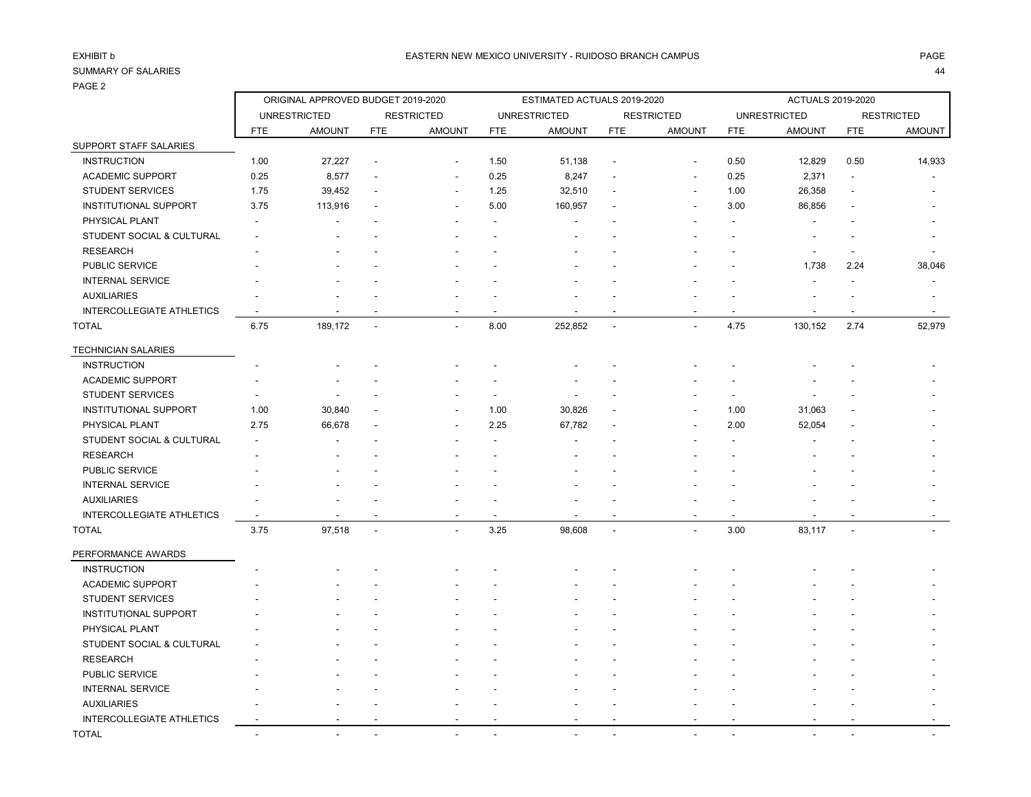EXHIBIT b

SUMMARY OF SALARIES

PAGE 2

EASTERN NEW MEXICO UNIVERSITY - RUIDOSO BRANCH CAMPUS

| | ORIGINAL APPROVED BUDGET 2019-2020 | | | | ESTIMATED ACTUALS 2019-2020 | | | | ACTUALS 2019-2020 | | | |
|---|---|---|---|---|---|---|---|---|---|---|---|---|
| | UNRESTRICTED | | RESTRICTED | | UNRESTRICTED | | RESTRICTED | | UNRESTRICTED | | RESTRICTED | |
| | FTE | AMOUNT | FTE | AMOUNT | FTE | AMOUNT | FTE | AMOUNT | FTE | AMOUNT | FTE | AMOUNT |
| SUPPORT STAFF SALARIES | | | | | | | | | | | | |
| INSTRUCTION | 1.00 | 27,227 | - | - | 1.50 | 51,138 | - | - | 0.50 | 12,829 | 0.50 | 14,933 |
| ACADEMIC SUPPORT | 0.25 | 8,577 | - | - | 0.25 | 8,247 | - | - | 0.25 | 2,371 | - | - |
| STUDENT SERVICES | 1.75 | 39,452 | - | - | 1.25 | 32,510 | - | - | 1.00 | 26,358 | - | - |
| INSTITUTIONAL SUPPORT | 3.75 | 113,916 | - | - | 5.00 | 160,957 | - | - | 3.00 | 86,856 | - | - |
| PHYSICAL PLANT | - | - | - | - | - | - | - | - | - | - | - | - |
| STUDENT SOCIAL & CULTURAL | - | - | - | - | - | - | - | - | - | - | - | - |
| RESEARCH | - | - | - | - | - | - | - | - | - | - | - | - |
| PUBLIC SERVICE | - | - | - | - | - | - | - | - | - | 1,738 | 2.24 | 38,046 |
| INTERNAL SERVICE | - | - | - | - | - | - | - | - | - | - | - | - |
| AUXILIARIES | - | - | - | - | - | - | - | - | - | - | - | - |
| INTERCOLLEGIATE ATHLETICS | - | - | - | - | - | - | - | - | - | - | - | - |
| TOTAL | 6.75 | 189,172 | - | - | 8.00 | 252,852 | - | - | 4.75 | 130,152 | 2.74 | 52,979 |
| TECHNICIAN SALARIES | | | | | | | | | | | | |
| INSTRUCTION | - | - | - | - | - | - | - | - | - | - | - | - |
| ACADEMIC SUPPORT | - | - | - | - | - | - | - | - | - | - | - | - |
| STUDENT SERVICES | - | - | - | - | - | - | - | - | - | - | - | - |
| INSTITUTIONAL SUPPORT | 1.00 | 30,840 | - | - | 1.00 | 30,826 | - | - | 1.00 | 31,063 | - | - |
| PHYSICAL PLANT | 2.75 | 66,678 | - | - | 2.25 | 67,782 | - | - | 2.00 | 52,054 | - | - |
| STUDENT SOCIAL & CULTURAL | - | - | - | - | - | - | - | - | - | - | - | - |
| RESEARCH | - | - | - | - | - | - | - | - | - | - | - | - |
| PUBLIC SERVICE | - | - | - | - | - | - | - | - | - | - | - | - |
| INTERNAL SERVICE | - | - | - | - | - | - | - | - | - | - | - | - |
| AUXILIARIES | - | - | - | - | - | - | - | - | - | - | - | - |
| INTERCOLLEGIATE ATHLETICS | - | - | - | - | - | - | - | - | - | - | - | - |
| TOTAL | 3.75 | 97,518 | - | - | 3.25 | 98,608 | - | - | 3.00 | 83,117 | - | - |
| PERFORMANCE AWARDS | | | | | | | | | | | | |
| INSTRUCTION | - | - | - | - | - | - | - | - | - | - | - | - |
| ACADEMIC SUPPORT | - | - | - | - | - | - | - | - | - | - | - | - |
| STUDENT SERVICES | - | - | - | - | - | - | - | - | - | - | - | - |
| INSTITUTIONAL SUPPORT | - | - | - | - | - | - | - | - | - | - | - | - |
| PHYSICAL PLANT | - | - | - | - | - | - | - | - | - | - | - | - |
| STUDENT SOCIAL & CULTURAL | - | - | - | - | - | - | - | - | - | - | - | - |
| RESEARCH | - | - | - | - | - | - | - | - | - | - | - | - |
| PUBLIC SERVICE | - | - | - | - | - | - | - | - | - | - | - | - |
| INTERNAL SERVICE | - | - | - | - | - | - | - | - | - | - | - | - |
| AUXILIARIES | - | - | - | - | - | - | - | - | - | - | - | - |
| INTERCOLLEGIATE ATHLETICS | - | - | - | - | - | - | - | - | - | - | - | - |
| TOTAL | - | - | - | - | - | - | - | - | - | - | - | - |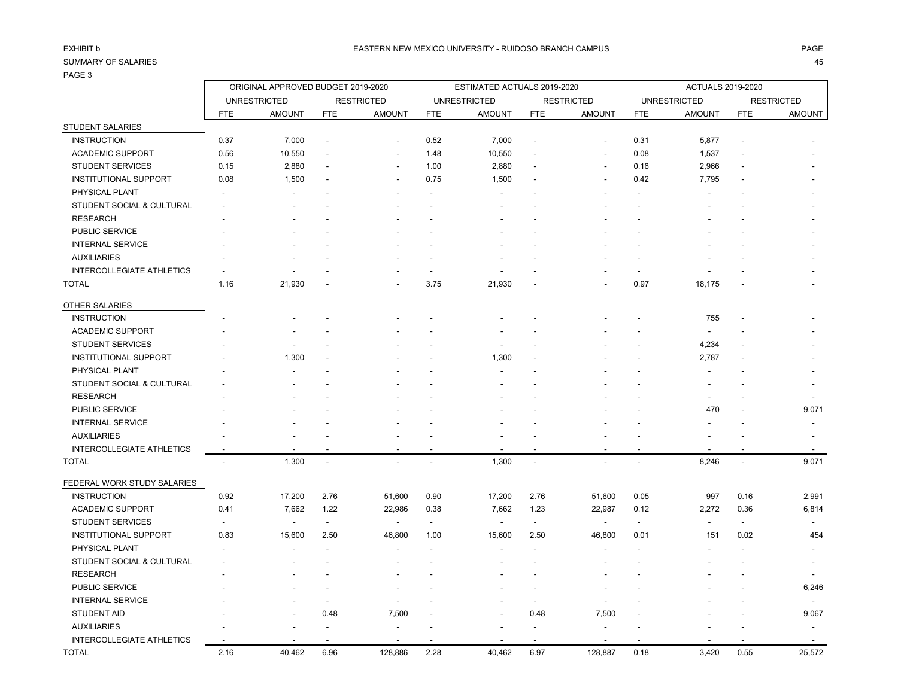EXHIBIT b

SUMMARY OF SALARIES

PAGE 3

EASTERN NEW MEXICO UNIVERSITY - RUIDOSO BRANCH CAMPUS

| | ORIGINAL APPROVED BUDGET 2019-2020 | | | | ESTIMATED ACTUALS 2019-2020 | | | | ACTUALS 2019-2020 | | | |
|---|---|---|---|---|---|---|---|---|---|---|---|---|
| | UNRESTRICTED | | RESTRICTED | | UNRESTRICTED | | RESTRICTED | | UNRESTRICTED | | RESTRICTED | |
| | FTE | AMOUNT | FTE | AMOUNT | FTE | AMOUNT | FTE | AMOUNT | FTE | AMOUNT | FTE | AMOUNT |
| STUDENT SALARIES | | | | | | | | | | | | |
| INSTRUCTION | 0.37 | 7,000 | - | - | 0.52 | 7,000 | - | - | 0.31 | 5,877 | - | - |
| ACADEMIC SUPPORT | 0.56 | 10,550 | - | - | 1.48 | 10,550 | - | - | 0.08 | 1,537 | - | - |
| STUDENT SERVICES | 0.15 | 2,880 | - | - | 1.00 | 2,880 | - | - | 0.16 | 2,966 | - | - |
| INSTITUTIONAL SUPPORT | 0.08 | 1,500 | - | - | 0.75 | 1,500 | - | - | 0.42 | 7,795 | - | - |
| PHYSICAL PLANT | - | - | - | - | - | - | - | - | - | - | - | - |
| STUDENT SOCIAL & CULTURAL | - | - | - | - | - | - | - | - | - | - | - | - |
| RESEARCH | - | - | - | - | - | - | - | - | - | - | - | - |
| PUBLIC SERVICE | - | - | - | - | - | - | - | - | - | - | - | - |
| INTERNAL SERVICE | - | - | - | - | - | - | - | - | - | - | - | - |
| AUXILIARIES | - | - | - | - | - | - | - | - | - | - | - | - |
| INTERCOLLEGIATE ATHLETICS | - | - | - | - | - | - | - | - | - | - | - | - |
| TOTAL | 1.16 | 21,930 | - | - | 3.75 | 21,930 | - | - | 0.97 | 18,175 | - | - |
| OTHER SALARIES | | | | | | | | | | | | |
| INSTRUCTION | - | - | - | - | - | - | - | - | - | 755 | - | - |
| ACADEMIC SUPPORT | - | - | - | - | - | - | - | - | - | - | - | - |
| STUDENT SERVICES | - | - | - | - | - | - | - | - | - | 4,234 | - | - |
| INSTITUTIONAL SUPPORT | - | 1,300 | - | - | - | 1,300 | - | - | - | 2,787 | - | - |
| PHYSICAL PLANT | - | - | - | - | - | - | - | - | - | - | - | - |
| STUDENT SOCIAL & CULTURAL | - | - | - | - | - | - | - | - | - | - | - | - |
| RESEARCH | - | - | - | - | - | - | - | - | - | - | - | - |
| PUBLIC SERVICE | - | - | - | - | - | - | - | - | - | 470 | - | 9,071 |
| INTERNAL SERVICE | - | - | - | - | - | - | - | - | - | - | - | - |
| AUXILIARIES | - | - | - | - | - | - | - | - | - | - | - | - |
| INTERCOLLEGIATE ATHLETICS | - | - | - | - | - | - | - | - | - | - | - | - |
| TOTAL | - | 1,300 | - | - | - | 1,300 | - | - | - | 8,246 | - | 9,071 |
| FEDERAL WORK STUDY SALARIES | | | | | | | | | | | | |
| INSTRUCTION | 0.92 | 17,200 | 2.76 | 51,600 | 0.90 | 17,200 | 2.76 | 51,600 | 0.05 | 997 | 0.16 | 2,991 |
| ACADEMIC SUPPORT | 0.41 | 7,662 | 1.22 | 22,986 | 0.38 | 7,662 | 1.23 | 22,987 | 0.12 | 2,272 | 0.36 | 6,814 |
| STUDENT SERVICES | - | - | - | - | - | - | - | - | - | - | - | - |
| INSTITUTIONAL SUPPORT | 0.83 | 15,600 | 2.50 | 46,800 | 1.00 | 15,600 | 2.50 | 46,800 | 0.01 | 151 | 0.02 | 454 |
| PHYSICAL PLANT | - | - | - | - | - | - | - | - | - | - | - | - |
| STUDENT SOCIAL & CULTURAL | - | - | - | - | - | - | - | - | - | - | - | - |
| RESEARCH | - | - | - | - | - | - | - | - | - | - | - | - |
| PUBLIC SERVICE | - | - | - | - | - | - | - | - | - | - | - | 6,246 |
| INTERNAL SERVICE | - | - | - | - | - | - | - | - | - | - | - | - |
| STUDENT AID | - | - | 0.48 | 7,500 | - | - | 0.48 | 7,500 | - | - | - | 9,067 |
| AUXILIARIES | - | - | - | - | - | - | - | - | - | - | - | - |
| INTERCOLLEGIATE ATHLETICS | - | - | - | - | - | - | - | - | - | - | - | - |
| TOTAL | 2.16 | 40,462 | 6.96 | 128,886 | 2.28 | 40,462 | 6.97 | 128,887 | 0.18 | 3,420 | 0.55 | 25,572 |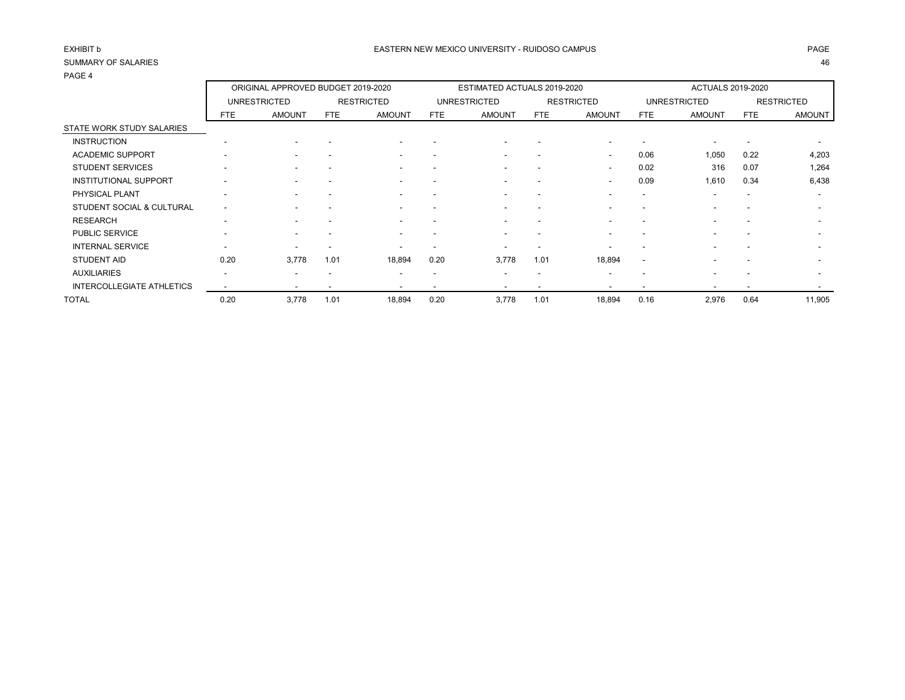EXHIBIT b

EASTERN NEW MEXICO UNIVERSITY - RUIDOSO CAMPUS

SUMMARY OF SALARIES

PAGE 4

| | ORIGINAL APPROVED BUDGET 2019-2020 | | | | ESTIMATED ACTUALS 2019-2020 | | | | ACTUALS 2019-2020 | | | |
|---|---|---|---|---|---|---|---|---|---|---|---|---|
| | UNRESTRICTED | | RESTRICTED | | UNRESTRICTED | | RESTRICTED | | UNRESTRICTED | | RESTRICTED | |
| | FTE | AMOUNT | FTE | AMOUNT | FTE | AMOUNT | FTE | AMOUNT | FTE | AMOUNT | FTE | AMOUNT |
| STATE WORK STUDY SALARIES | | | | | | | | | | | | |
| INSTRUCTION | - | - | - | - | - | - | - | - | - | - | - | - |
| ACADEMIC SUPPORT | - | - | - | - | - | - | - | - | 0.06 | 1,050 | 0.22 | 4,203 |
| STUDENT SERVICES | - | - | - | - | - | - | - | - | 0.02 | 316 | 0.07 | 1,264 |
| INSTITUTIONAL SUPPORT | - | - | - | - | - | - | - | - | 0.09 | 1,610 | 0.34 | 6,438 |
| PHYSICAL PLANT | - | - | - | - | - | - | - | - | - | - | - | - |
| STUDENT SOCIAL & CULTURAL | - | - | - | - | - | - | - | - | - | - | - | - |
| RESEARCH | - | - | - | - | - | - | - | - | - | - | - | - |
| PUBLIC SERVICE | - | - | - | - | - | - | - | - | - | - | - | - |
| INTERNAL SERVICE | - | - | - | - | - | - | - | - | - | - | - | - |
| STUDENT AID | 0.20 | 3,778 | 1.01 | 18,894 | 0.20 | 3,778 | 1.01 | 18,894 | - | - | - | - |
| AUXILIARIES | - | - | - | - | - | - | - | - | - | - | - | - |
| INTERCOLLEGIATE ATHLETICS | - | - | - | - | - | - | - | - | - | - | - | - |
| TOTAL | 0.20 | 3,778 | 1.01 | 18,894 | 0.20 | 3,778 | 1.01 | 18,894 | 0.16 | 2,976 | 0.64 | 11,905 |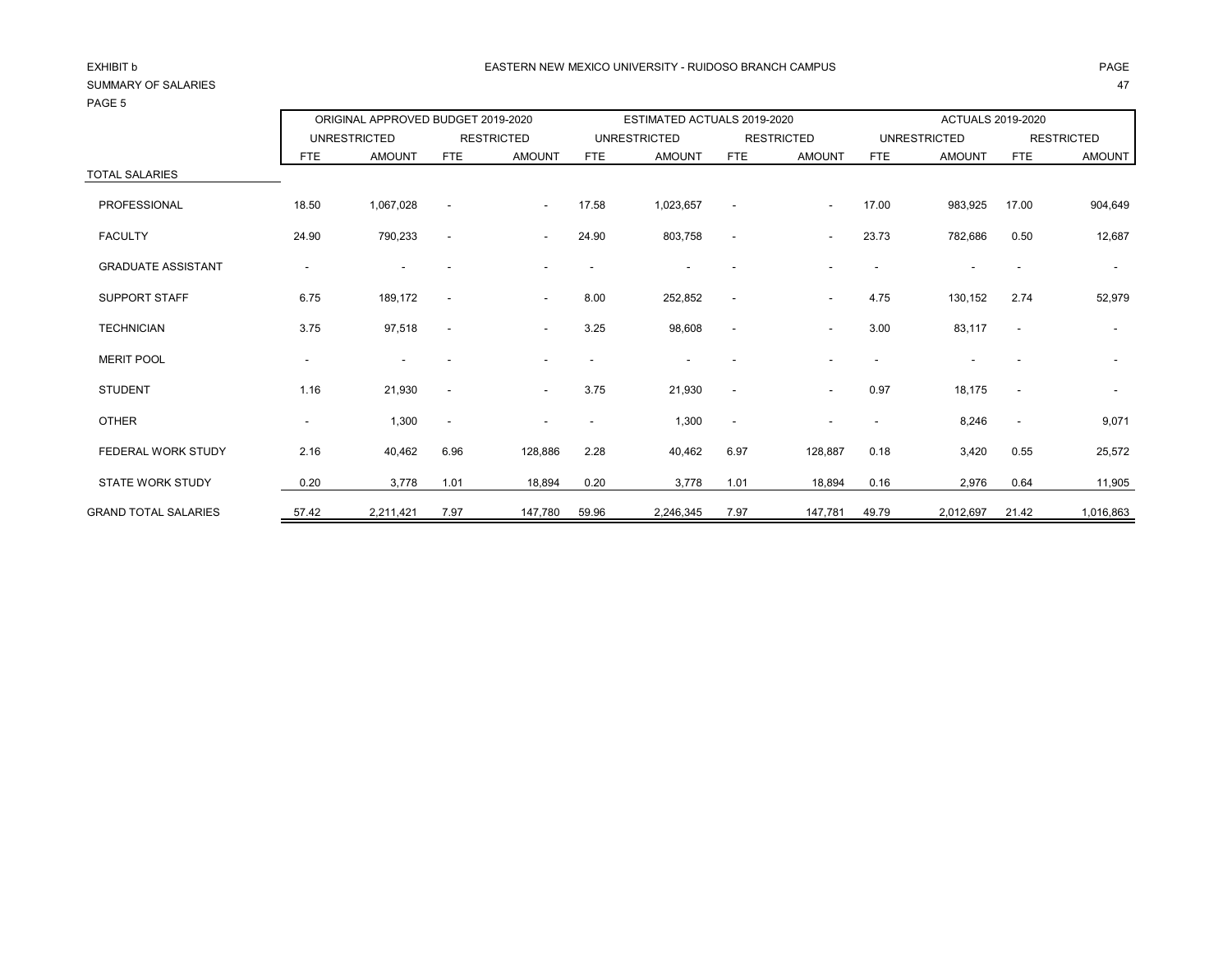EXHIBIT b

EASTERN NEW MEXICO UNIVERSITY - RUIDOSO BRANCH CAMPUS

SUMMARY OF SALARIES

PAGE 5

| | ORIGINAL APPROVED BUDGET 2019-2020 | | | | ESTIMATED ACTUALS 2019-2020 | | | | ACTUALS 2019-2020 | | | |
|---|---|---|---|---|---|---|---|---|---|---|---|---|
| | UNRESTRICTED | | RESTRICTED | | UNRESTRICTED | | RESTRICTED | | UNRESTRICTED | | RESTRICTED | |
| | FTE | AMOUNT | FTE | AMOUNT | FTE | AMOUNT | FTE | AMOUNT | FTE | AMOUNT | FTE | AMOUNT |
| TOTAL SALARIES | | | | | | | | | | | | |
| PROFESSIONAL | 18.50 | 1,067,028 | - | - | 17.58 | 1,023,657 | - | - | 17.00 | 983,925 | 17.00 | 904,649 |
| FACULTY | 24.90 | 790,233 | - | - | 24.90 | 803,758 | - | - | 23.73 | 782,686 | 0.50 | 12,687 |
| GRADUATE ASSISTANT | - | - | - | - | - | - | - | - | - | - | - | - |
| SUPPORT STAFF | 6.75 | 189,172 | - | - | 8.00 | 252,852 | - | - | 4.75 | 130,152 | 2.74 | 52,979 |
| TECHNICIAN | 3.75 | 97,518 | - | - | 3.25 | 98,608 | - | - | 3.00 | 83,117 | - | - |
| MERIT POOL | - | - | - | - | - | - | - | - | - | - | - | - |
| STUDENT | 1.16 | 21,930 | - | - | 3.75 | 21,930 | - | - | 0.97 | 18,175 | - | - |
| OTHER | - | 1,300 | - | - | - | 1,300 | - | - | - | 8,246 | - | 9,071 |
| FEDERAL WORK STUDY | 2.16 | 40,462 | 6.96 | 128,886 | 2.28 | 40,462 | 6.97 | 128,887 | 0.18 | 3,420 | 0.55 | 25,572 |
| STATE WORK STUDY | 0.20 | 3,778 | 1.01 | 18,894 | 0.20 | 3,778 | 1.01 | 18,894 | 0.16 | 2,976 | 0.64 | 11,905 |
| GRAND TOTAL SALARIES | 57.42 | 2,211,421 | 7.97 | 147,780 | 59.96 | 2,246,345 | 7.97 | 147,781 | 49.79 | 2,012,697 | 21.42 | 1,016,863 |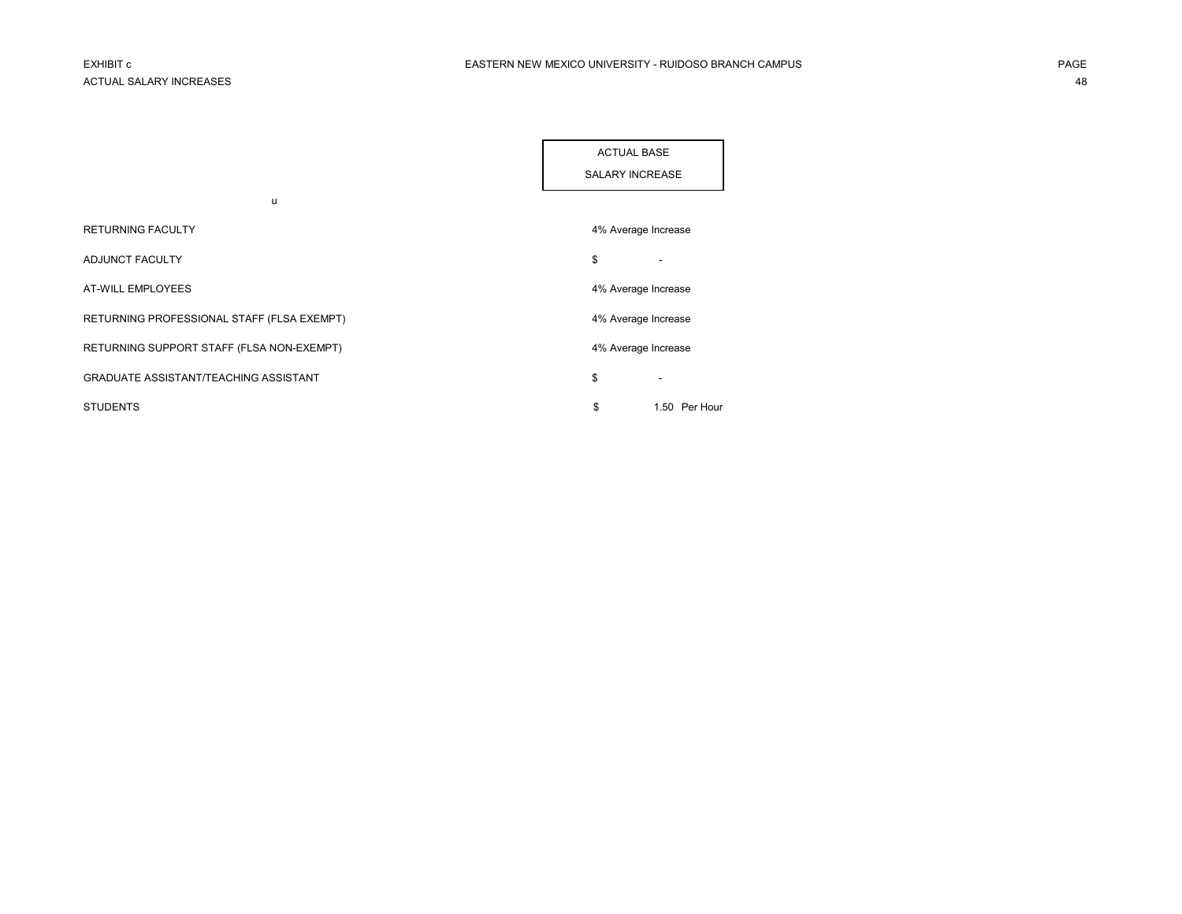EXHIBIT c

ACTUAL SALARY INCREASES

EASTERN NEW MEXICO UNIVERSITY - RUIDOSO BRANCH CAMPUS

| u | ACTUAL BASE SALARY INCREASE |
|---|---|
| RETURNING FACULTY | 4% Average Increase |
| ADJUNCT FACULTY | $ - |
| AT-WILL EMPLOYEES | 4% Average Increase |
| RETURNING PROFESSIONAL STAFF (FLSA EXEMPT) | 4% Average Increase |
| RETURNING SUPPORT STAFF (FLSA NON-EXEMPT) | 4% Average Increase |
| GRADUATE ASSISTANT/TEACHING ASSISTANT | $ - |
| STUDENTS | $ 1.50 Per Hour |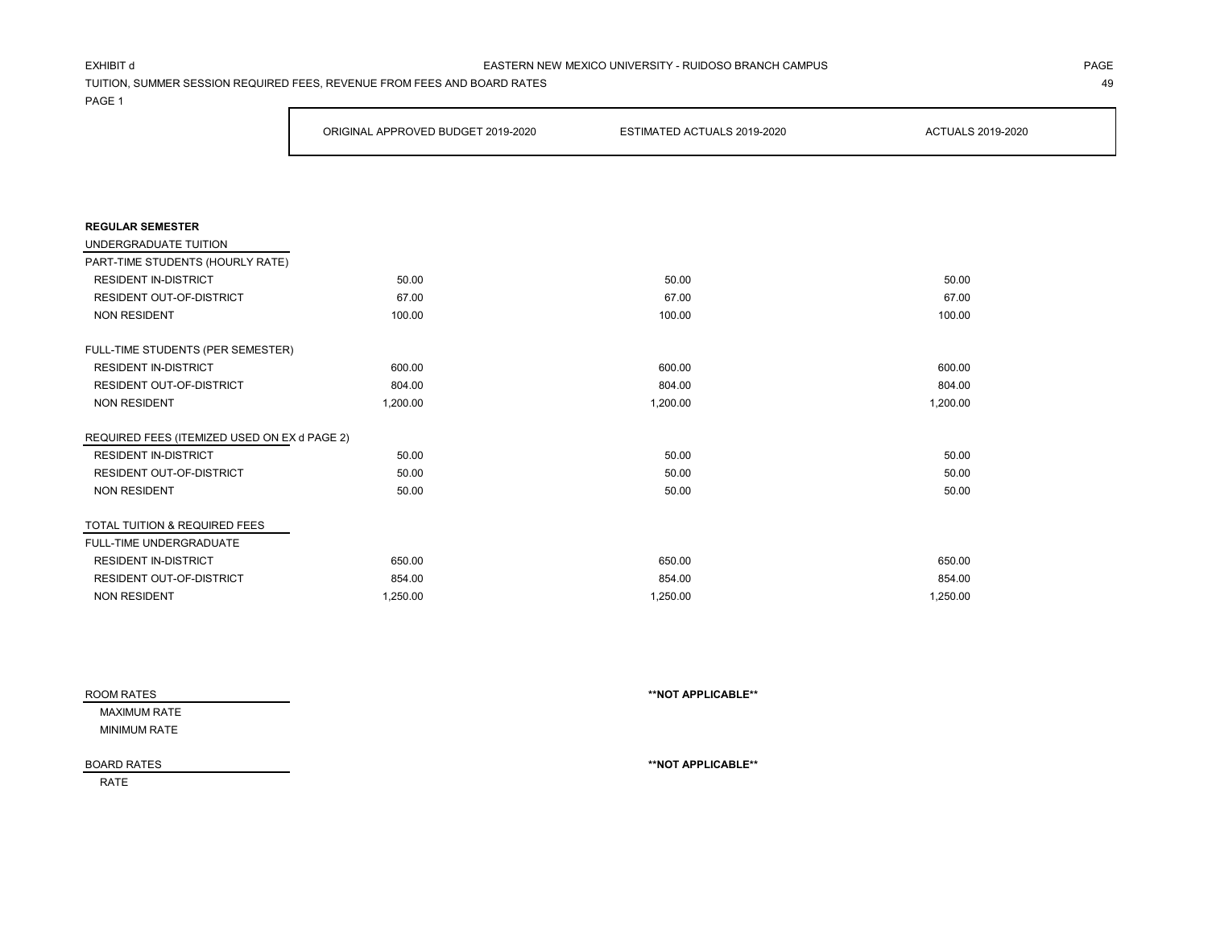EXHIBIT d

EASTERN NEW MEXICO UNIVERSITY - RUIDOSO BRANCH CAMPUS

TUITION, SUMMER SESSION REQUIRED FEES, REVENUE FROM FEES AND BOARD RATES

PAGE 1

| | ORIGINAL APPROVED BUDGET 2019-2020 | ESTIMATED ACTUALS 2019-2020 | ACTUALS 2019-2020 |
|---|---|---|---|
| **REGULAR SEMESTER** | | | |
| UNDERGRADUATE TUITION | | | |
| PART-TIME STUDENTS (HOURLY RATE) | | | |
| RESIDENT IN-DISTRICT | 50.00 | 50.00 | 50.00 |
| RESIDENT OUT-OF-DISTRICT | 67.00 | 67.00 | 67.00 |
| NON RESIDENT | 100.00 | 100.00 | 100.00 |
| FULL-TIME STUDENTS (PER SEMESTER) | | | |
| RESIDENT IN-DISTRICT | 600.00 | 600.00 | 600.00 |
| RESIDENT OUT-OF-DISTRICT | 804.00 | 804.00 | 804.00 |
| NON RESIDENT | 1,200.00 | 1,200.00 | 1,200.00 |
| REQUIRED FEES (ITEMIZED USED ON EX d PAGE 2) | | | |
| RESIDENT IN-DISTRICT | 50.00 | 50.00 | 50.00 |
| RESIDENT OUT-OF-DISTRICT | 50.00 | 50.00 | 50.00 |
| NON RESIDENT | 50.00 | 50.00 | 50.00 |
| TOTAL TUITION & REQUIRED FEES | | | |
| FULL-TIME UNDERGRADUATE | | | |
| RESIDENT IN-DISTRICT | 650.00 | 650.00 | 650.00 |
| RESIDENT OUT-OF-DISTRICT | 854.00 | 854.00 | 854.00 |
| NON RESIDENT | 1,250.00 | 1,250.00 | 1,250.00 |

ROOM RATES — **\*\*NOT APPLICABLE\*\***

MAXIMUM RATE

MINIMUM RATE

BOARD RATES — **\*\*NOT APPLICABLE\*\***

RATE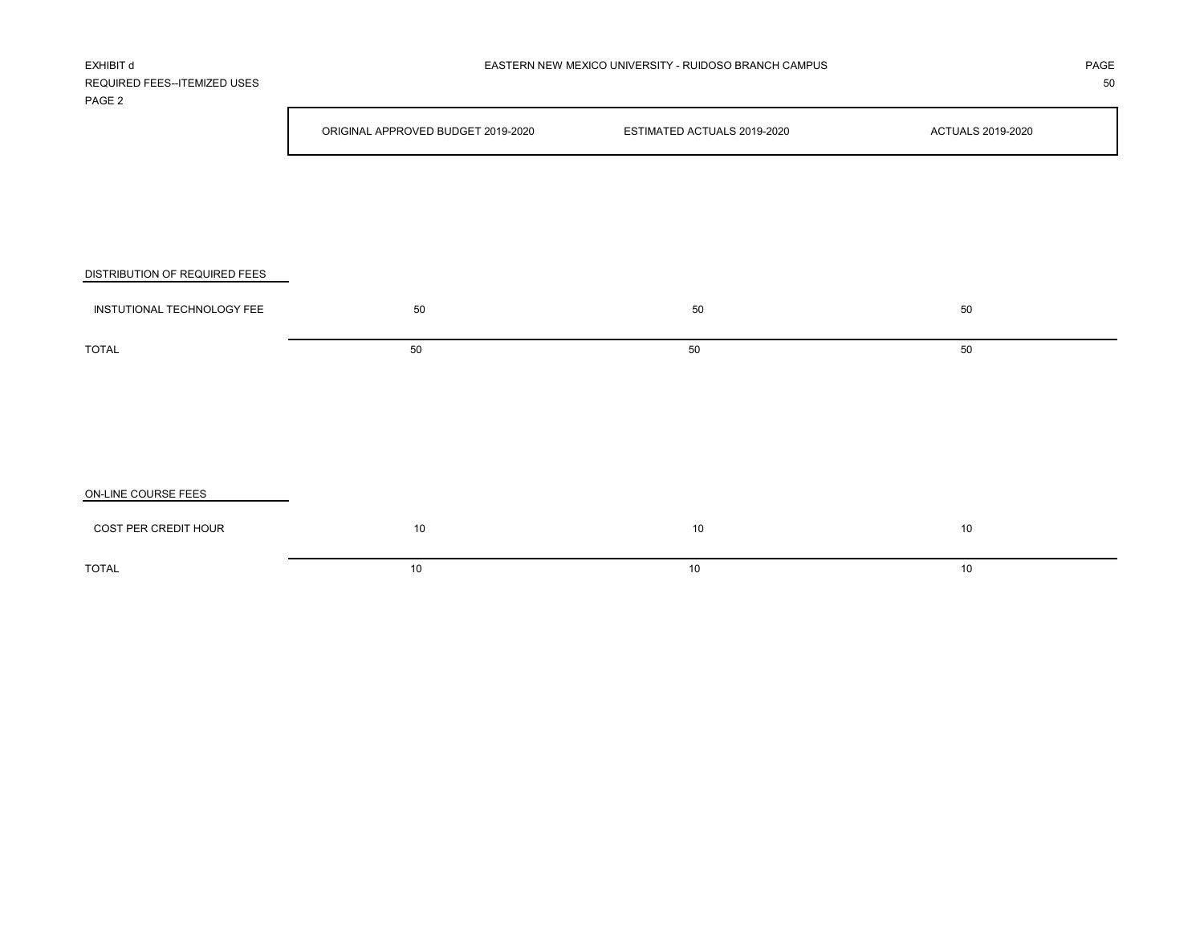EXHIBIT d

REQUIRED FEES--ITEMIZED USES

PAGE 2

EASTERN NEW MEXICO UNIVERSITY - RUIDOSO BRANCH CAMPUS

| | ORIGINAL APPROVED BUDGET 2019-2020 | ESTIMATED ACTUALS 2019-2020 | ACTUALS 2019-2020 |
|---|---|---|---|
| **DISTRIBUTION OF REQUIRED FEES** | | | |
| INSTUTIONAL TECHNOLOGY FEE | 50 | 50 | 50 |
| TOTAL | 50 | 50 | 50 |
| **ON-LINE COURSE FEES** | | | |
| COST PER CREDIT HOUR | 10 | 10 | 10 |
| TOTAL | 10 | 10 | 10 |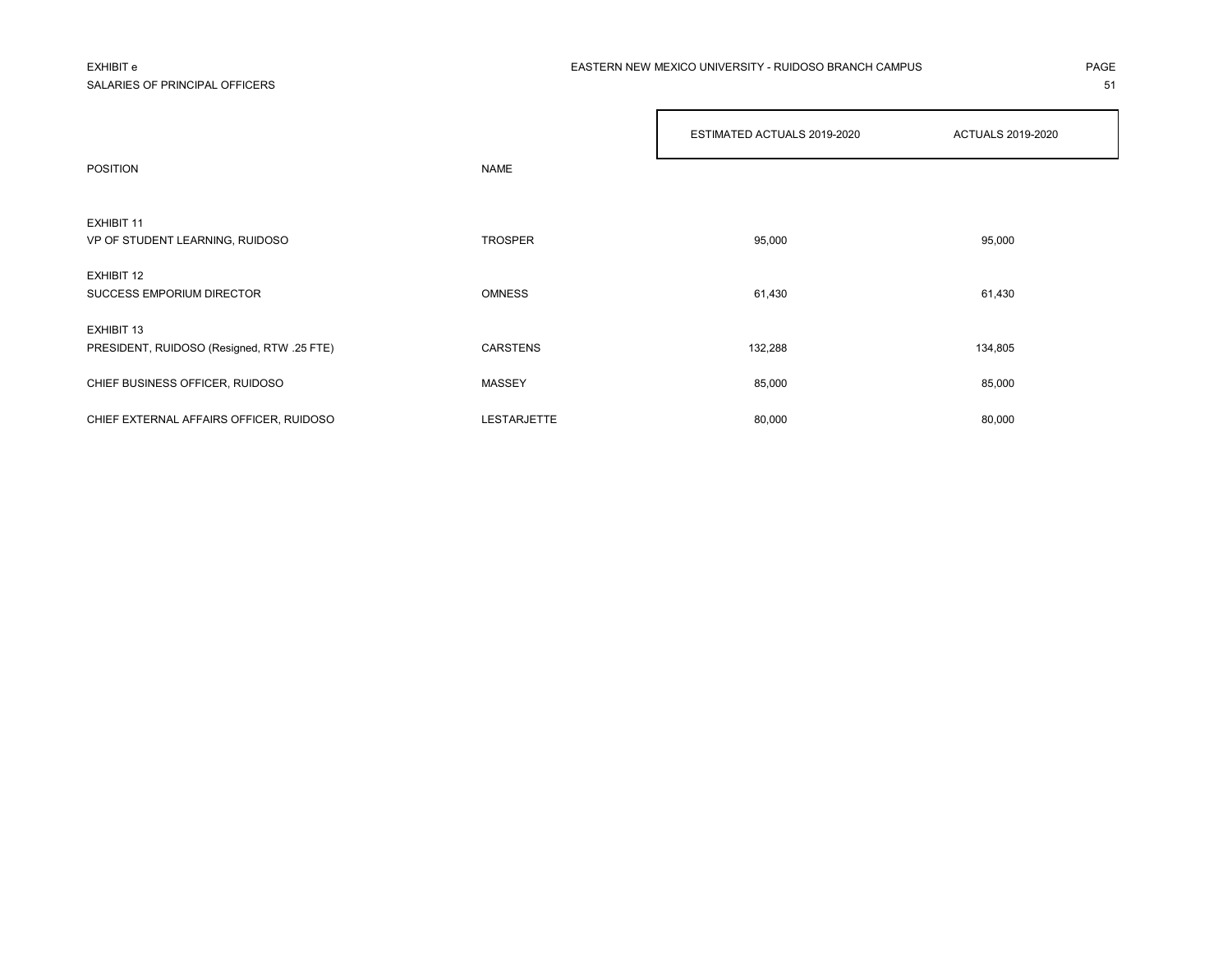EXHIBIT e
SALARIES OF PRINCIPAL OFFICERS

EASTERN NEW MEXICO UNIVERSITY - RUIDOSO BRANCH CAMPUS

| POSITION | NAME | ESTIMATED ACTUALS 2019-2020 | ACTUALS 2019-2020 |
|---|---|---|---|
| EXHIBIT 11 | | | |
| VP OF STUDENT LEARNING, RUIDOSO | TROSPER | 95,000 | 95,000 |
| EXHIBIT 12 | | | |
| SUCCESS EMPORIUM DIRECTOR | OMNESS | 61,430 | 61,430 |
| EXHIBIT 13 | | | |
| PRESIDENT, RUIDOSO (Resigned, RTW .25 FTE) | CARSTENS | 132,288 | 134,805 |
| CHIEF BUSINESS OFFICER, RUIDOSO | MASSEY | 85,000 | 85,000 |
| CHIEF EXTERNAL AFFAIRS OFFICER, RUIDOSO | LESTARJETTE | 80,000 | 80,000 |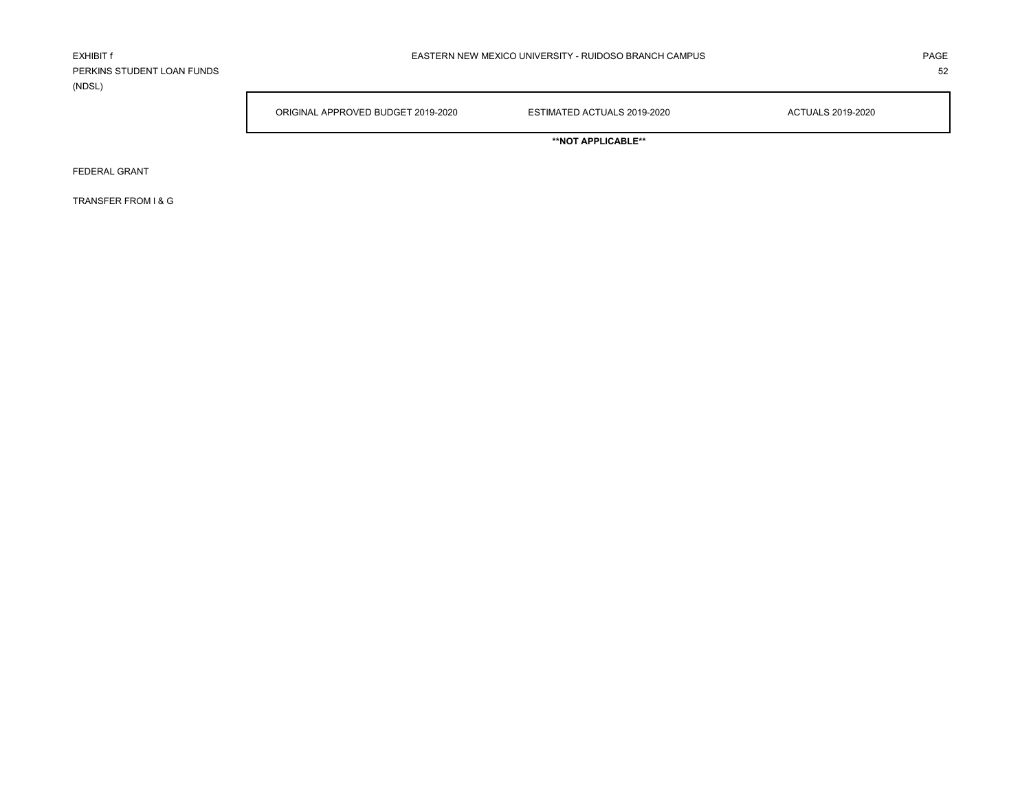EXHIBIT f

PERKINS STUDENT LOAN FUNDS

(NDSL)

EASTERN NEW MEXICO UNIVERSITY - RUIDOSO BRANCH CAMPUS

| | ORIGINAL APPROVED BUDGET 2019-2020 | ESTIMATED ACTUALS 2019-2020 | ACTUALS 2019-2020 |
|---|---|---|---|
| | | **\*\*NOT APPLICABLE\*\*** | |
| FEDERAL GRANT | | | |
| TRANSFER FROM I & G | | | |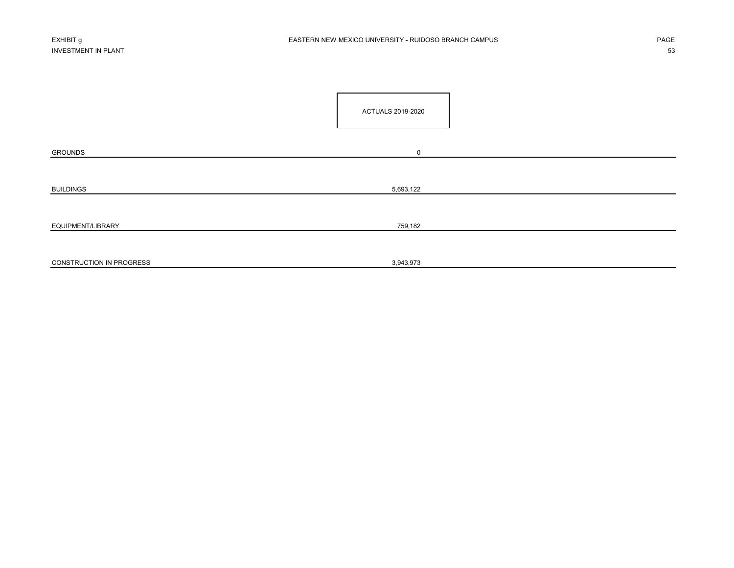EXHIBIT g

INVESTMENT IN PLANT

# EASTERN NEW MEXICO UNIVERSITY - RUIDOSO BRANCH CAMPUS

| | ACTUALS 2019-2020 |
|---|---|
| GROUNDS | 0 |
| BUILDINGS | 5,693,122 |
| EQUIPMENT/LIBRARY | 759,182 |
| CONSTRUCTION IN PROGRESS | 3,943,973 |